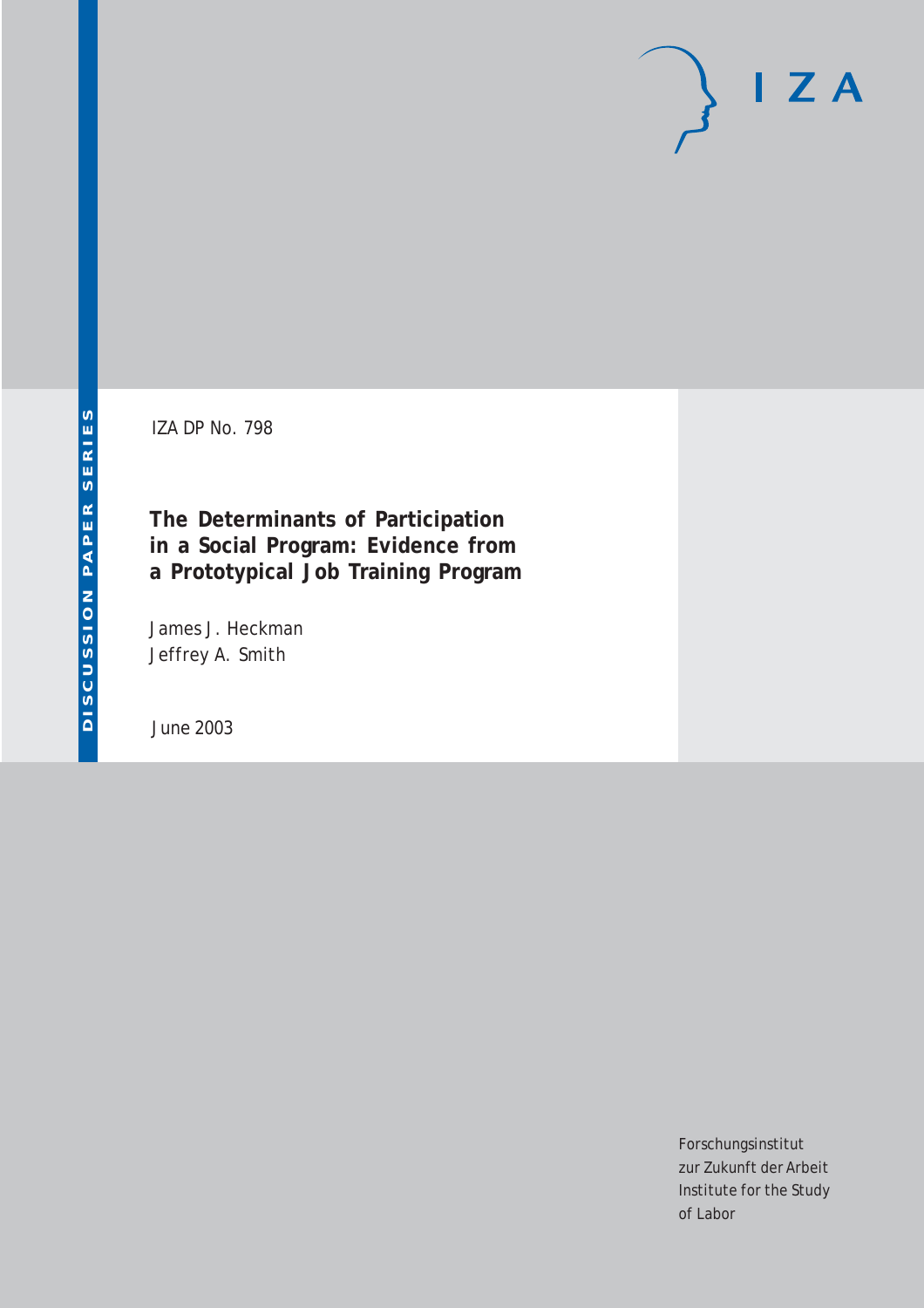DISCUSSION PAPER SERIES

IZA DP No. 798

# The Determinants of Participation in a Social Program: Evidence from a Prototypical Job Training Program

James J. Heckman
Jeffrey A. Smith

June 2003

Forschungsinstitut
zur Zukunft der Arbeit
Institute for the Study
of Labor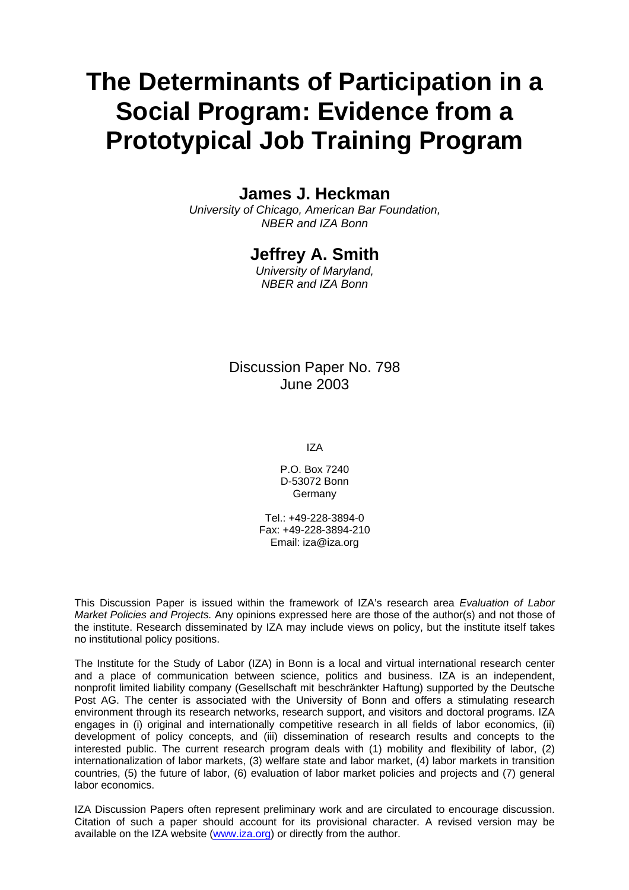# The Determinants of Participation in a Social Program: Evidence from a Prototypical Job Training Program

## James J. Heckman

*University of Chicago, American Bar Foundation, NBER and IZA Bonn*

## Jeffrey A. Smith

*University of Maryland, NBER and IZA Bonn*

Discussion Paper No. 798
June 2003

IZA

P.O. Box 7240
D-53072 Bonn
Germany

Tel.: +49-228-3894-0
Fax: +49-228-3894-210
Email: iza@iza.org

This Discussion Paper is issued within the framework of IZA's research area *Evaluation of Labor Market Policies and Projects.* Any opinions expressed here are those of the author(s) and not those of the institute. Research disseminated by IZA may include views on policy, but the institute itself takes no institutional policy positions.

The Institute for the Study of Labor (IZA) in Bonn is a local and virtual international research center and a place of communication between science, politics and business. IZA is an independent, nonprofit limited liability company (Gesellschaft mit beschränkter Haftung) supported by the Deutsche Post AG. The center is associated with the University of Bonn and offers a stimulating research environment through its research networks, research support, and visitors and doctoral programs. IZA engages in (i) original and internationally competitive research in all fields of labor economics, (ii) development of policy concepts, and (iii) dissemination of research results and concepts to the interested public. The current research program deals with (1) mobility and flexibility of labor, (2) internationalization of labor markets, (3) welfare state and labor market, (4) labor markets in transition countries, (5) the future of labor, (6) evaluation of labor market policies and projects and (7) general labor economics.

IZA Discussion Papers often represent preliminary work and are circulated to encourage discussion. Citation of such a paper should account for its provisional character. A revised version may be available on the IZA website (www.iza.org) or directly from the author.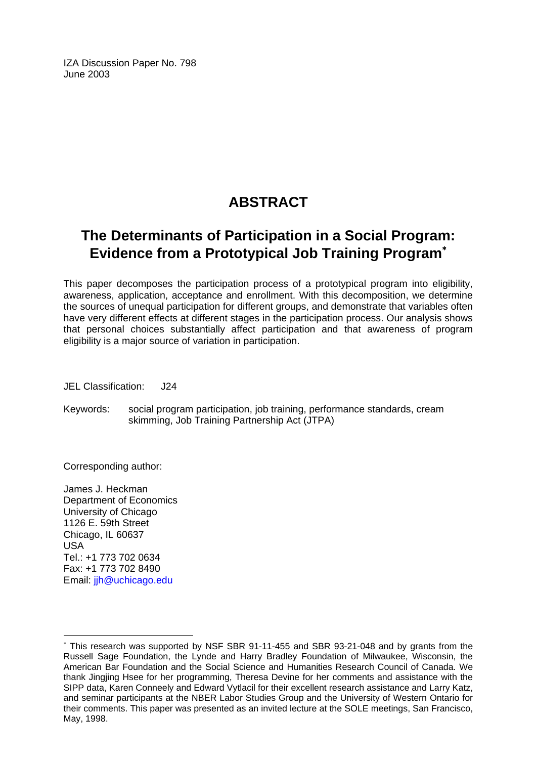IZA Discussion Paper No. 798
June 2003

# ABSTRACT

## The Determinants of Participation in a Social Program: Evidence from a Prototypical Job Training Program[*]

This paper decomposes the participation process of a prototypical program into eligibility, awareness, application, acceptance and enrollment. With this decomposition, we determine the sources of unequal participation for different groups, and demonstrate that variables often have very different effects at different stages in the participation process. Our analysis shows that personal choices substantially affect participation and that awareness of program eligibility is a major source of variation in participation.

JEL Classification: J24

Keywords: social program participation, job training, performance standards, cream skimming, Job Training Partnership Act (JTPA)

Corresponding author:

James J. Heckman
Department of Economics
University of Chicago
1126 E. 59th Street
Chicago, IL 60637
USA
Tel.: +1 773 702 0634
Fax: +1 773 702 8490
Email: jjh@uchicago.edu

---

[*] This research was supported by NSF SBR 91-11-455 and SBR 93-21-048 and by grants from the Russell Sage Foundation, the Lynde and Harry Bradley Foundation of Milwaukee, Wisconsin, the American Bar Foundation and the Social Science and Humanities Research Council of Canada. We thank Jingjing Hsee for her programming, Theresa Devine for her comments and assistance with the SIPP data, Karen Conneely and Edward Vytlacil for their excellent research assistance and Larry Katz, and seminar participants at the NBER Labor Studies Group and the University of Western Ontario for their comments. This paper was presented as an invited lecture at the SOLE meetings, San Francisco, May, 1998.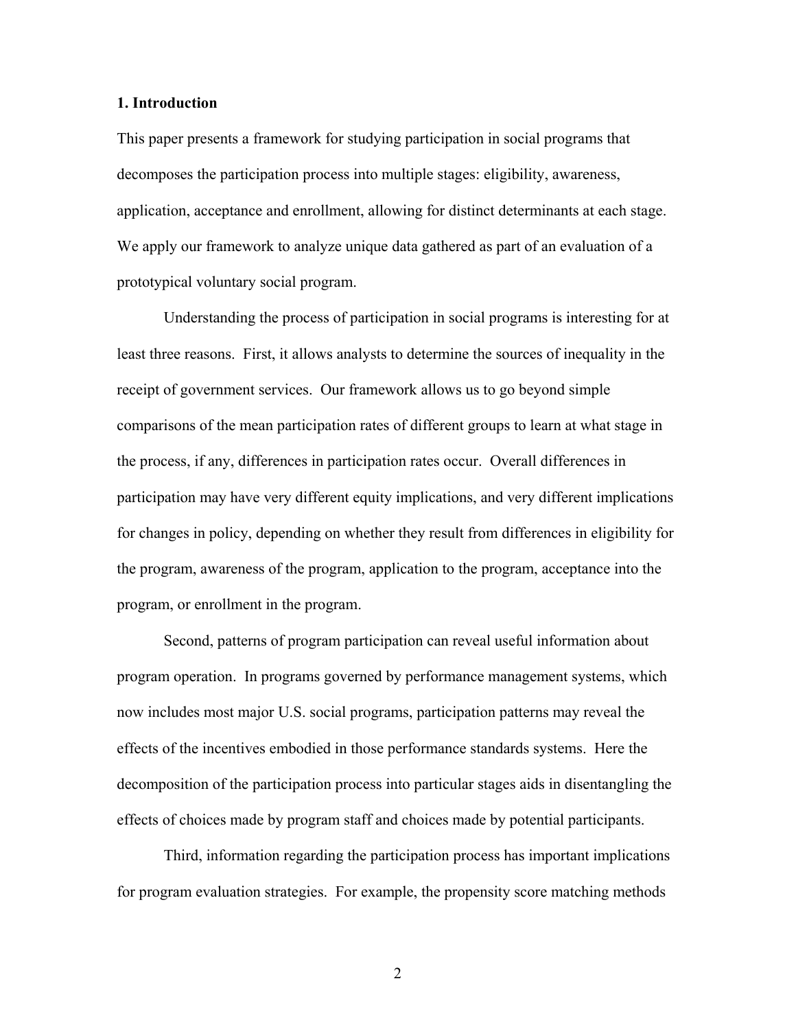## 1. Introduction

This paper presents a framework for studying participation in social programs that decomposes the participation process into multiple stages: eligibility, awareness, application, acceptance and enrollment, allowing for distinct determinants at each stage. We apply our framework to analyze unique data gathered as part of an evaluation of a prototypical voluntary social program.

Understanding the process of participation in social programs is interesting for at least three reasons. First, it allows analysts to determine the sources of inequality in the receipt of government services. Our framework allows us to go beyond simple comparisons of the mean participation rates of different groups to learn at what stage in the process, if any, differences in participation rates occur. Overall differences in participation may have very different equity implications, and very different implications for changes in policy, depending on whether they result from differences in eligibility for the program, awareness of the program, application to the program, acceptance into the program, or enrollment in the program.

Second, patterns of program participation can reveal useful information about program operation. In programs governed by performance management systems, which now includes most major U.S. social programs, participation patterns may reveal the effects of the incentives embodied in those performance standards systems. Here the decomposition of the participation process into particular stages aids in disentangling the effects of choices made by program staff and choices made by potential participants.

Third, information regarding the participation process has important implications for program evaluation strategies. For example, the propensity score matching methods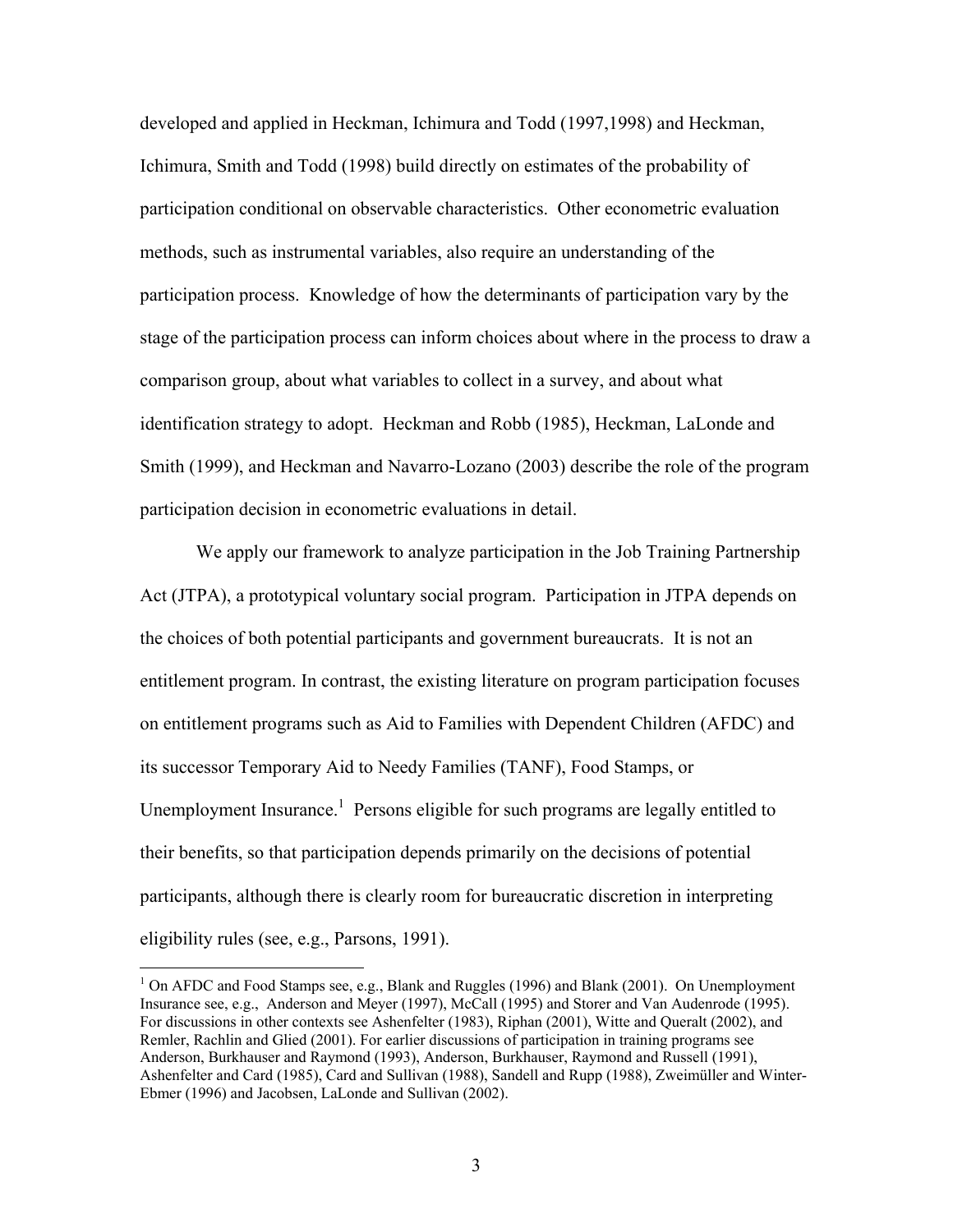developed and applied in Heckman, Ichimura and Todd (1997,1998) and Heckman, Ichimura, Smith and Todd (1998) build directly on estimates of the probability of participation conditional on observable characteristics. Other econometric evaluation methods, such as instrumental variables, also require an understanding of the participation process. Knowledge of how the determinants of participation vary by the stage of the participation process can inform choices about where in the process to draw a comparison group, about what variables to collect in a survey, and about what identification strategy to adopt. Heckman and Robb (1985), Heckman, LaLonde and Smith (1999), and Heckman and Navarro-Lozano (2003) describe the role of the program participation decision in econometric evaluations in detail.

We apply our framework to analyze participation in the Job Training Partnership Act (JTPA), a prototypical voluntary social program. Participation in JTPA depends on the choices of both potential participants and government bureaucrats. It is not an entitlement program. In contrast, the existing literature on program participation focuses on entitlement programs such as Aid to Families with Dependent Children (AFDC) and its successor Temporary Aid to Needy Families (TANF), Food Stamps, or Unemployment Insurance.[1] Persons eligible for such programs are legally entitled to their benefits, so that participation depends primarily on the decisions of potential participants, although there is clearly room for bureaucratic discretion in interpreting eligibility rules (see, e.g., Parsons, 1991).

---

[1] On AFDC and Food Stamps see, e.g., Blank and Ruggles (1996) and Blank (2001). On Unemployment Insurance see, e.g., Anderson and Meyer (1997), McCall (1995) and Storer and Van Audenrode (1995). For discussions in other contexts see Ashenfelter (1983), Riphan (2001), Witte and Queralt (2002), and Remler, Rachlin and Glied (2001). For earlier discussions of participation in training programs see Anderson, Burkhauser and Raymond (1993), Anderson, Burkhauser, Raymond and Russell (1991), Ashenfelter and Card (1985), Card and Sullivan (1988), Sandell and Rupp (1988), Zweimüller and Winter-Ebmer (1996) and Jacobsen, LaLonde and Sullivan (2002).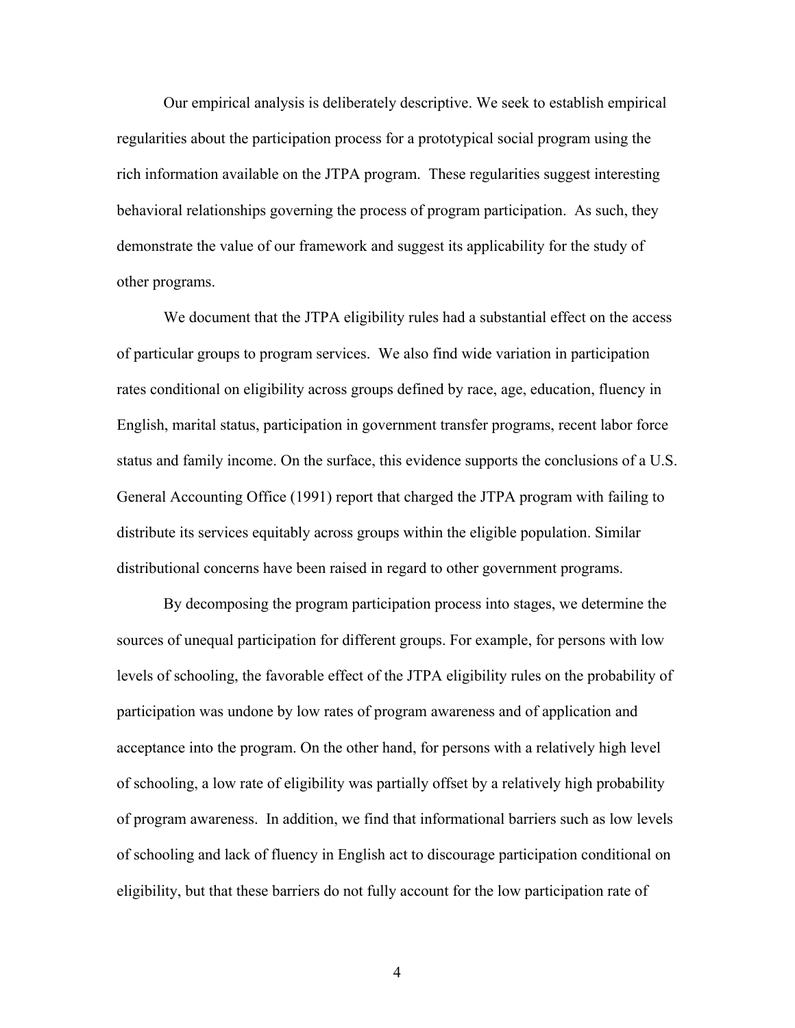Our empirical analysis is deliberately descriptive. We seek to establish empirical regularities about the participation process for a prototypical social program using the rich information available on the JTPA program. These regularities suggest interesting behavioral relationships governing the process of program participation. As such, they demonstrate the value of our framework and suggest its applicability for the study of other programs.

We document that the JTPA eligibility rules had a substantial effect on the access of particular groups to program services. We also find wide variation in participation rates conditional on eligibility across groups defined by race, age, education, fluency in English, marital status, participation in government transfer programs, recent labor force status and family income. On the surface, this evidence supports the conclusions of a U.S. General Accounting Office (1991) report that charged the JTPA program with failing to distribute its services equitably across groups within the eligible population. Similar distributional concerns have been raised in regard to other government programs.

By decomposing the program participation process into stages, we determine the sources of unequal participation for different groups. For example, for persons with low levels of schooling, the favorable effect of the JTPA eligibility rules on the probability of participation was undone by low rates of program awareness and of application and acceptance into the program. On the other hand, for persons with a relatively high level of schooling, a low rate of eligibility was partially offset by a relatively high probability of program awareness. In addition, we find that informational barriers such as low levels of schooling and lack of fluency in English act to discourage participation conditional on eligibility, but that these barriers do not fully account for the low participation rate of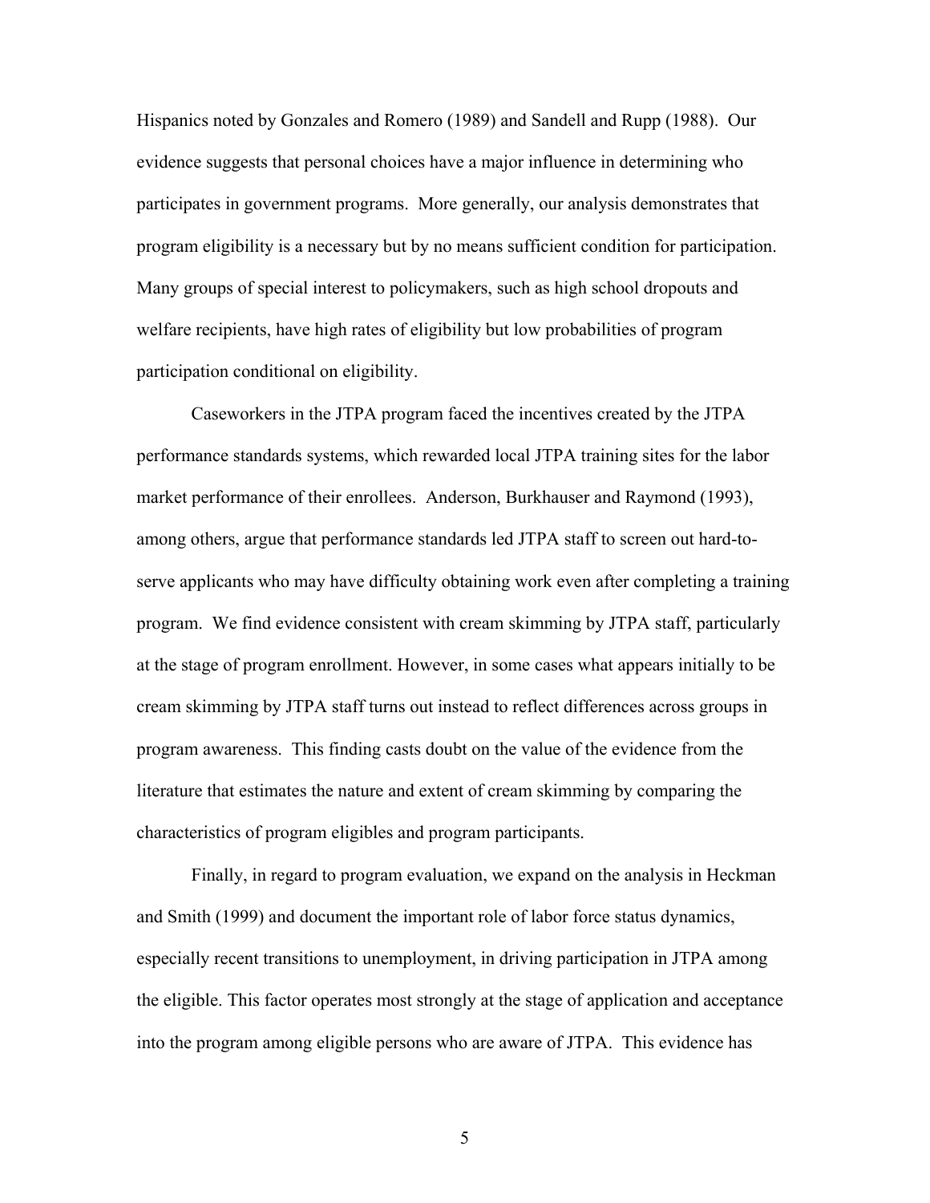Hispanics noted by Gonzales and Romero (1989) and Sandell and Rupp (1988). Our evidence suggests that personal choices have a major influence in determining who participates in government programs. More generally, our analysis demonstrates that program eligibility is a necessary but by no means sufficient condition for participation. Many groups of special interest to policymakers, such as high school dropouts and welfare recipients, have high rates of eligibility but low probabilities of program participation conditional on eligibility.

Caseworkers in the JTPA program faced the incentives created by the JTPA performance standards systems, which rewarded local JTPA training sites for the labor market performance of their enrollees. Anderson, Burkhauser and Raymond (1993), among others, argue that performance standards led JTPA staff to screen out hard-to-serve applicants who may have difficulty obtaining work even after completing a training program. We find evidence consistent with cream skimming by JTPA staff, particularly at the stage of program enrollment. However, in some cases what appears initially to be cream skimming by JTPA staff turns out instead to reflect differences across groups in program awareness. This finding casts doubt on the value of the evidence from the literature that estimates the nature and extent of cream skimming by comparing the characteristics of program eligibles and program participants.

Finally, in regard to program evaluation, we expand on the analysis in Heckman and Smith (1999) and document the important role of labor force status dynamics, especially recent transitions to unemployment, in driving participation in JTPA among the eligible. This factor operates most strongly at the stage of application and acceptance into the program among eligible persons who are aware of JTPA. This evidence has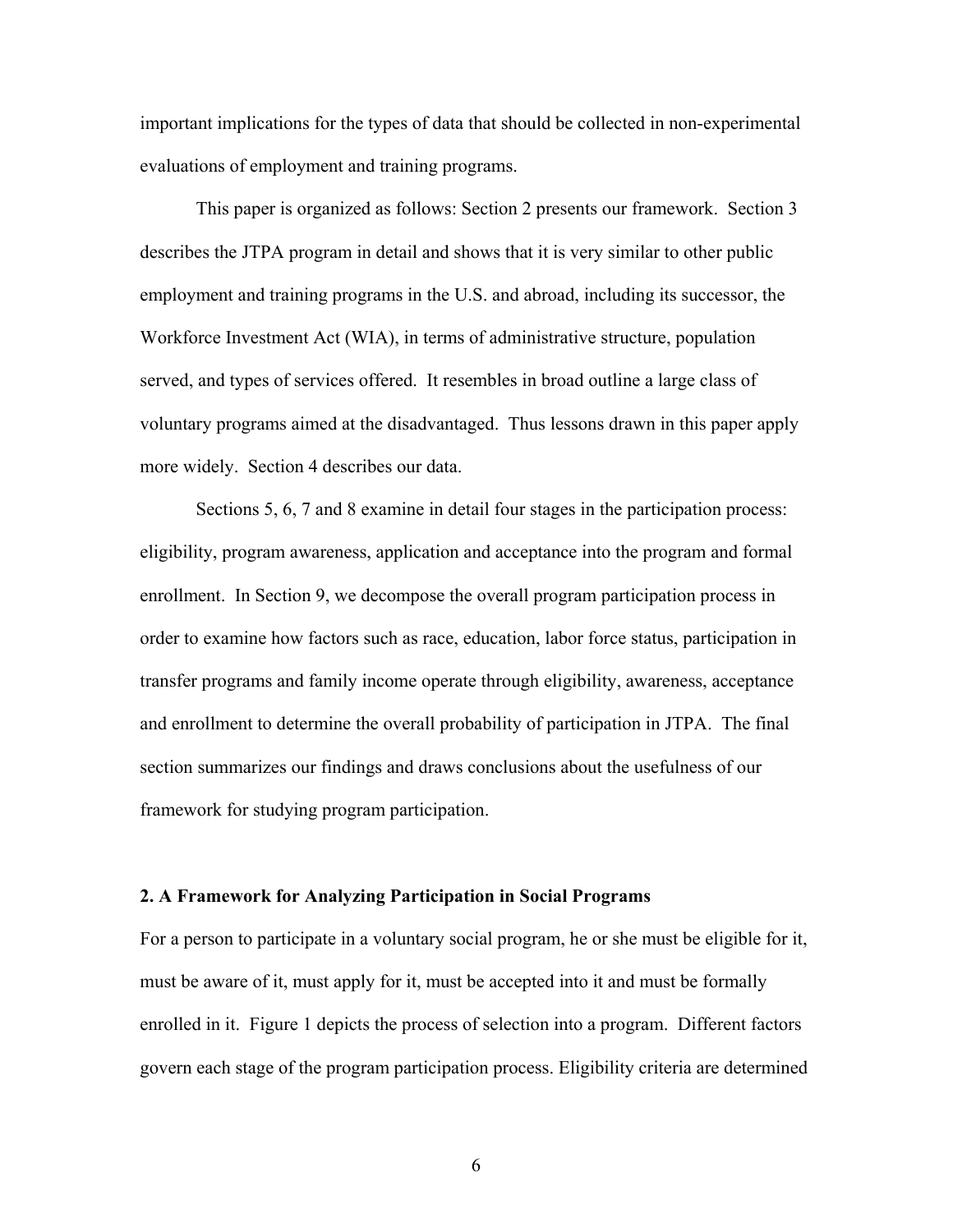important implications for the types of data that should be collected in non-experimental evaluations of employment and training programs.

This paper is organized as follows: Section 2 presents our framework. Section 3 describes the JTPA program in detail and shows that it is very similar to other public employment and training programs in the U.S. and abroad, including its successor, the Workforce Investment Act (WIA), in terms of administrative structure, population served, and types of services offered. It resembles in broad outline a large class of voluntary programs aimed at the disadvantaged. Thus lessons drawn in this paper apply more widely. Section 4 describes our data.

Sections 5, 6, 7 and 8 examine in detail four stages in the participation process: eligibility, program awareness, application and acceptance into the program and formal enrollment. In Section 9, we decompose the overall program participation process in order to examine how factors such as race, education, labor force status, participation in transfer programs and family income operate through eligibility, awareness, acceptance and enrollment to determine the overall probability of participation in JTPA. The final section summarizes our findings and draws conclusions about the usefulness of our framework for studying program participation.

## 2. A Framework for Analyzing Participation in Social Programs

For a person to participate in a voluntary social program, he or she must be eligible for it, must be aware of it, must apply for it, must be accepted into it and must be formally enrolled in it. Figure 1 depicts the process of selection into a program. Different factors govern each stage of the program participation process. Eligibility criteria are determined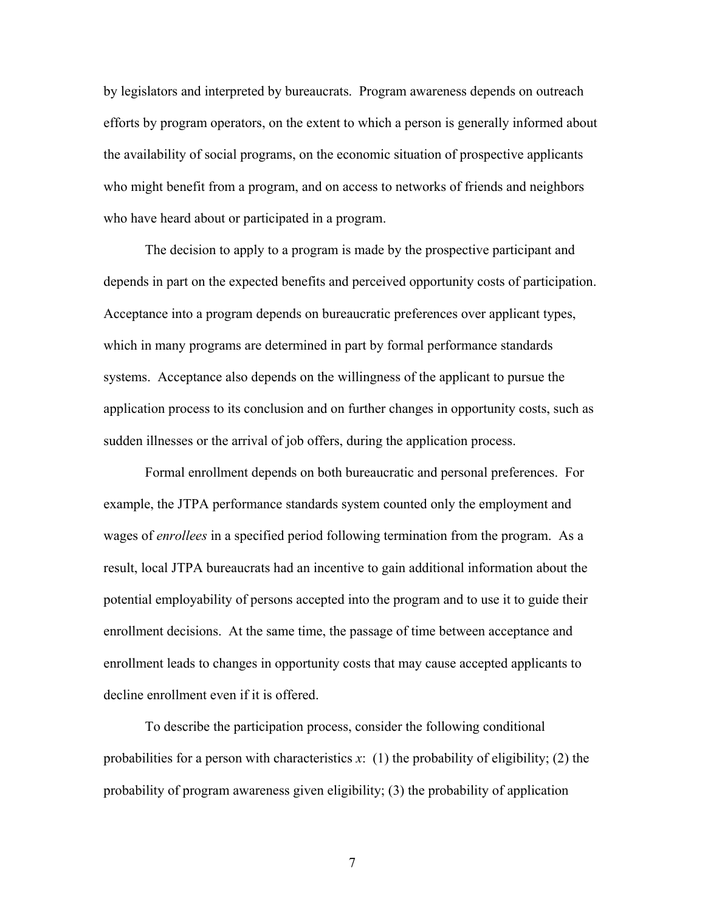by legislators and interpreted by bureaucrats. Program awareness depends on outreach efforts by program operators, on the extent to which a person is generally informed about the availability of social programs, on the economic situation of prospective applicants who might benefit from a program, and on access to networks of friends and neighbors who have heard about or participated in a program.

The decision to apply to a program is made by the prospective participant and depends in part on the expected benefits and perceived opportunity costs of participation. Acceptance into a program depends on bureaucratic preferences over applicant types, which in many programs are determined in part by formal performance standards systems. Acceptance also depends on the willingness of the applicant to pursue the application process to its conclusion and on further changes in opportunity costs, such as sudden illnesses or the arrival of job offers, during the application process.

Formal enrollment depends on both bureaucratic and personal preferences. For example, the JTPA performance standards system counted only the employment and wages of *enrollees* in a specified period following termination from the program. As a result, local JTPA bureaucrats had an incentive to gain additional information about the potential employability of persons accepted into the program and to use it to guide their enrollment decisions. At the same time, the passage of time between acceptance and enrollment leads to changes in opportunity costs that may cause accepted applicants to decline enrollment even if it is offered.

To describe the participation process, consider the following conditional probabilities for a person with characteristics $x$: (1) the probability of eligibility; (2) the probability of program awareness given eligibility; (3) the probability of application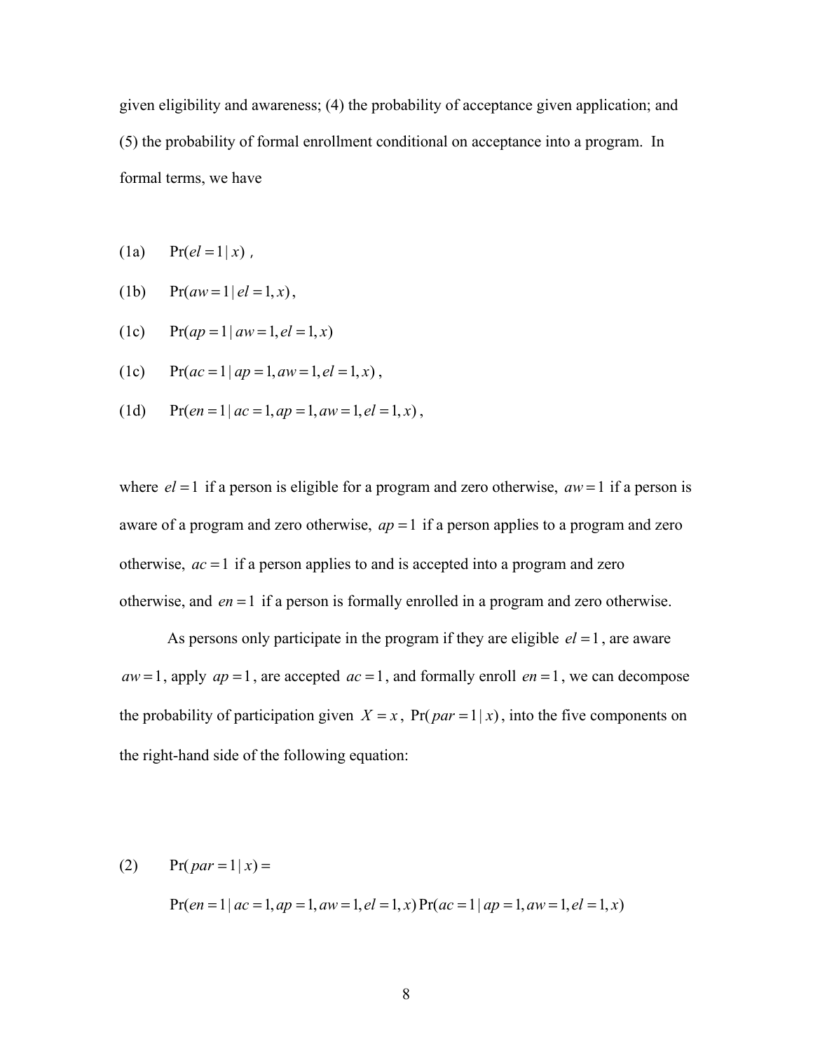given eligibility and awareness; (4) the probability of acceptance given application; and (5) the probability of formal enrollment conditional on acceptance into a program. In formal terms, we have

(1a) $\Pr(el = 1 | x)$ ,

(1b) $\Pr(aw = 1 | el = 1, x)$,

(1c) $\Pr(ap = 1 | aw = 1, el = 1, x)$

(1c) $\Pr(ac = 1 | ap = 1, aw = 1, el = 1, x)$,

(1d) $\Pr(en = 1 | ac = 1, ap = 1, aw = 1, el = 1, x)$,

where $el = 1$ if a person is eligible for a program and zero otherwise, $aw = 1$ if a person is aware of a program and zero otherwise, $ap = 1$ if a person applies to a program and zero otherwise, $ac = 1$ if a person applies to and is accepted into a program and zero otherwise, and $en = 1$ if a person is formally enrolled in a program and zero otherwise.

As persons only participate in the program if they are eligible $el = 1$, are aware $aw = 1$, apply $ap = 1$, are accepted $ac = 1$, and formally enroll $en = 1$, we can decompose the probability of participation given $X = x$, $\Pr(par = 1 | x)$, into the five components on the right-hand side of the following equation:

(2) $\Pr(par = 1 | x) =$

$$\Pr(en = 1 | ac = 1, ap = 1, aw = 1, el = 1, x) \Pr(ac = 1 | ap = 1, aw = 1, el = 1, x)$$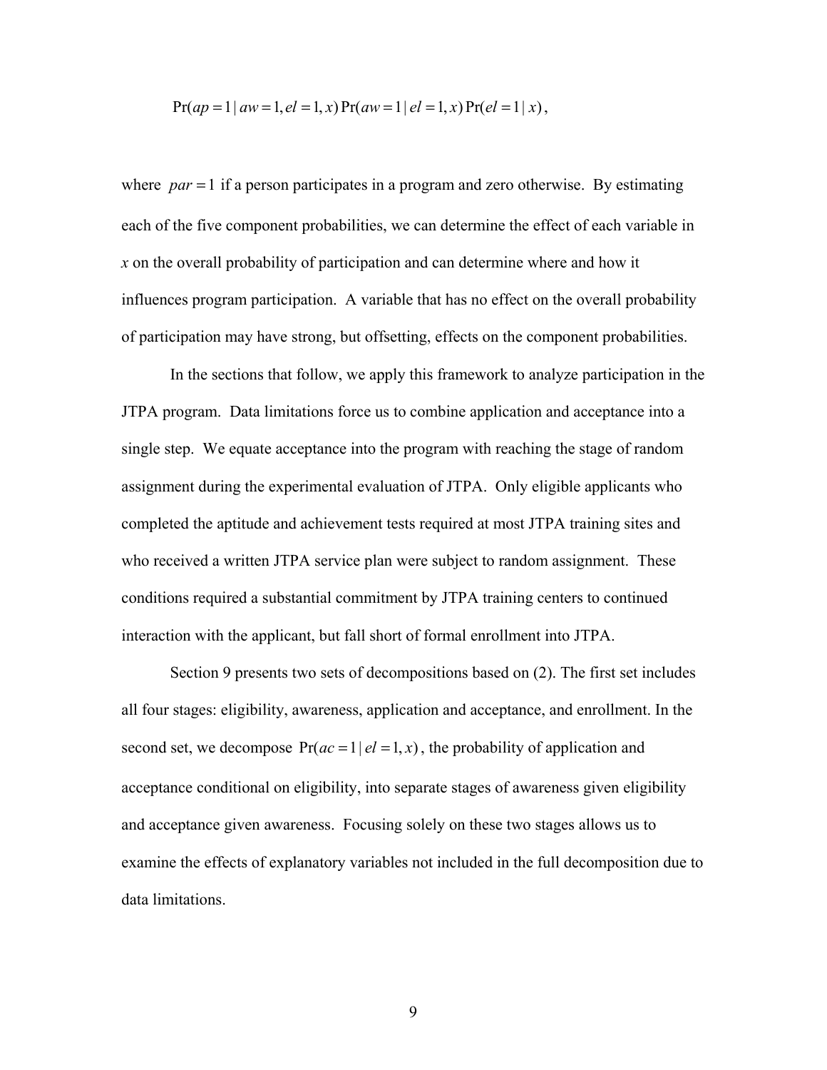$$\Pr(ap = 1 \mid aw = 1, el = 1, x)\Pr(aw = 1 \mid el = 1, x)\Pr(el = 1 \mid x),$$

where $par = 1$ if a person participates in a program and zero otherwise. By estimating each of the five component probabilities, we can determine the effect of each variable in $x$ on the overall probability of participation and can determine where and how it influences program participation. A variable that has no effect on the overall probability of participation may have strong, but offsetting, effects on the component probabilities.

In the sections that follow, we apply this framework to analyze participation in the JTPA program. Data limitations force us to combine application and acceptance into a single step. We equate acceptance into the program with reaching the stage of random assignment during the experimental evaluation of JTPA. Only eligible applicants who completed the aptitude and achievement tests required at most JTPA training sites and who received a written JTPA service plan were subject to random assignment. These conditions required a substantial commitment by JTPA training centers to continued interaction with the applicant, but fall short of formal enrollment into JTPA.

Section 9 presents two sets of decompositions based on (2). The first set includes all four stages: eligibility, awareness, application and acceptance, and enrollment. In the second set, we decompose $\Pr(ac = 1 \mid el = 1, x)$, the probability of application and acceptance conditional on eligibility, into separate stages of awareness given eligibility and acceptance given awareness. Focusing solely on these two stages allows us to examine the effects of explanatory variables not included in the full decomposition due to data limitations.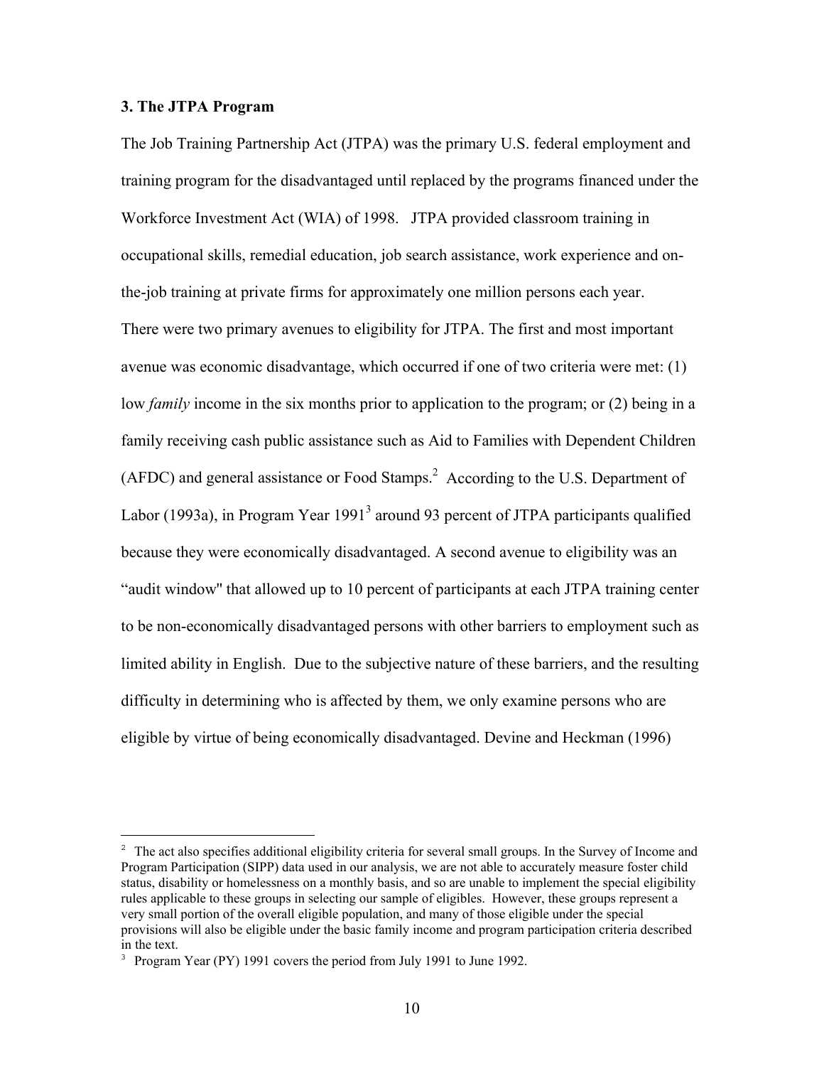### 3. The JTPA Program

The Job Training Partnership Act (JTPA) was the primary U.S. federal employment and training program for the disadvantaged until replaced by the programs financed under the Workforce Investment Act (WIA) of 1998. JTPA provided classroom training in occupational skills, remedial education, job search assistance, work experience and on-the-job training at private firms for approximately one million persons each year. There were two primary avenues to eligibility for JTPA. The first and most important avenue was economic disadvantage, which occurred if one of two criteria were met: (1) low *family* income in the six months prior to application to the program; or (2) being in a family receiving cash public assistance such as Aid to Families with Dependent Children (AFDC) and general assistance or Food Stamps.[2] According to the U.S. Department of Labor (1993a), in Program Year 1991[3] around 93 percent of JTPA participants qualified because they were economically disadvantaged. A second avenue to eligibility was an "audit window" that allowed up to 10 percent of participants at each JTPA training center to be non-economically disadvantaged persons with other barriers to employment such as limited ability in English. Due to the subjective nature of these barriers, and the resulting difficulty in determining who is affected by them, we only examine persons who are eligible by virtue of being economically disadvantaged. Devine and Heckman (1996)

---

[2] The act also specifies additional eligibility criteria for several small groups. In the Survey of Income and Program Participation (SIPP) data used in our analysis, we are not able to accurately measure foster child status, disability or homelessness on a monthly basis, and so are unable to implement the special eligibility rules applicable to these groups in selecting our sample of eligibles. However, these groups represent a very small portion of the overall eligible population, and many of those eligible under the special provisions will also be eligible under the basic family income and program participation criteria described in the text.

[3] Program Year (PY) 1991 covers the period from July 1991 to June 1992.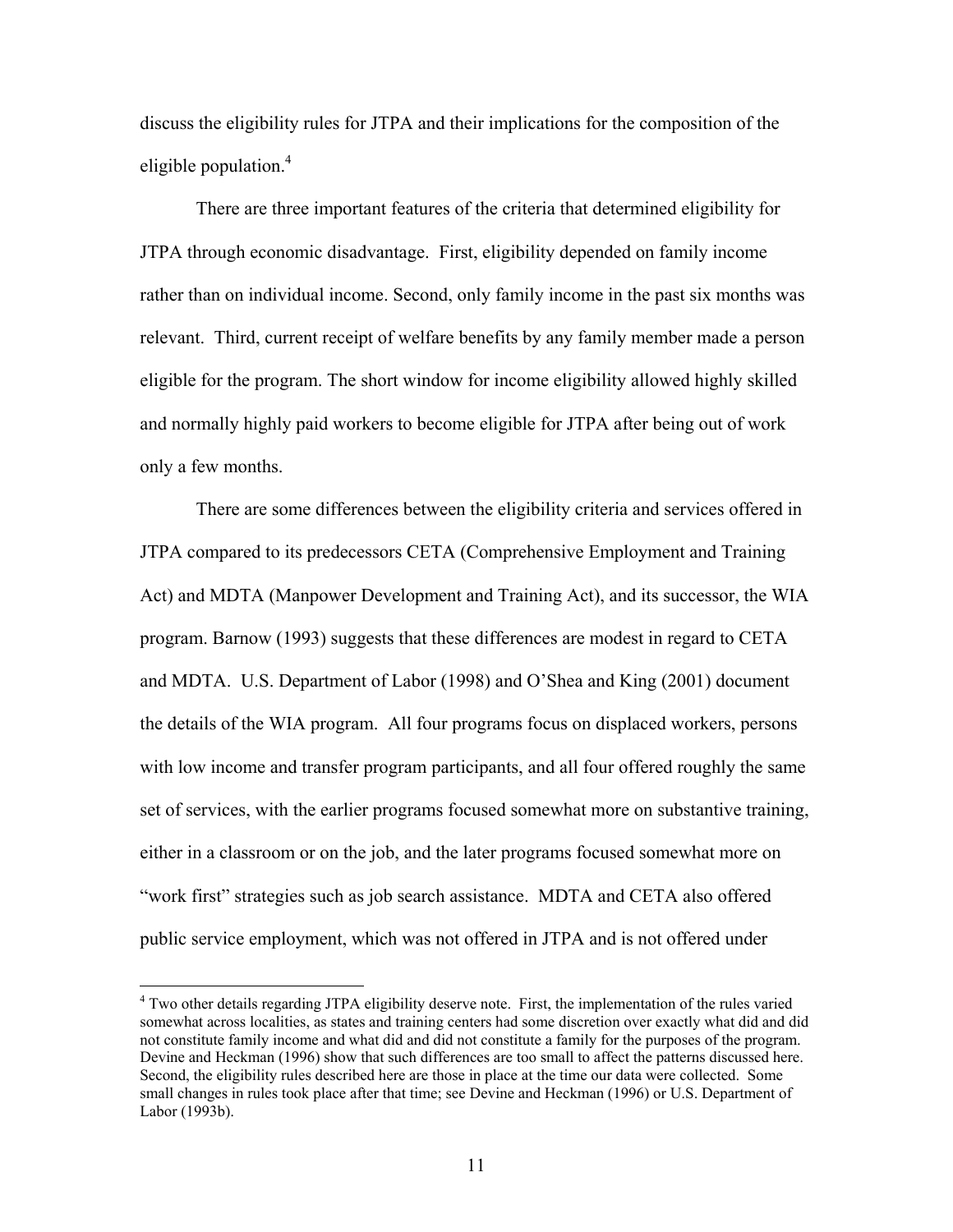discuss the eligibility rules for JTPA and their implications for the composition of the eligible population.[4]

There are three important features of the criteria that determined eligibility for JTPA through economic disadvantage. First, eligibility depended on family income rather than on individual income. Second, only family income in the past six months was relevant. Third, current receipt of welfare benefits by any family member made a person eligible for the program. The short window for income eligibility allowed highly skilled and normally highly paid workers to become eligible for JTPA after being out of work only a few months.

There are some differences between the eligibility criteria and services offered in JTPA compared to its predecessors CETA (Comprehensive Employment and Training Act) and MDTA (Manpower Development and Training Act), and its successor, the WIA program. Barnow (1993) suggests that these differences are modest in regard to CETA and MDTA. U.S. Department of Labor (1998) and O'Shea and King (2001) document the details of the WIA program. All four programs focus on displaced workers, persons with low income and transfer program participants, and all four offered roughly the same set of services, with the earlier programs focused somewhat more on substantive training, either in a classroom or on the job, and the later programs focused somewhat more on "work first" strategies such as job search assistance. MDTA and CETA also offered public service employment, which was not offered in JTPA and is not offered under

[4] Two other details regarding JTPA eligibility deserve note. First, the implementation of the rules varied somewhat across localities, as states and training centers had some discretion over exactly what did and did not constitute family income and what did and did not constitute a family for the purposes of the program. Devine and Heckman (1996) show that such differences are too small to affect the patterns discussed here. Second, the eligibility rules described here are those in place at the time our data were collected. Some small changes in rules took place after that time; see Devine and Heckman (1996) or U.S. Department of Labor (1993b).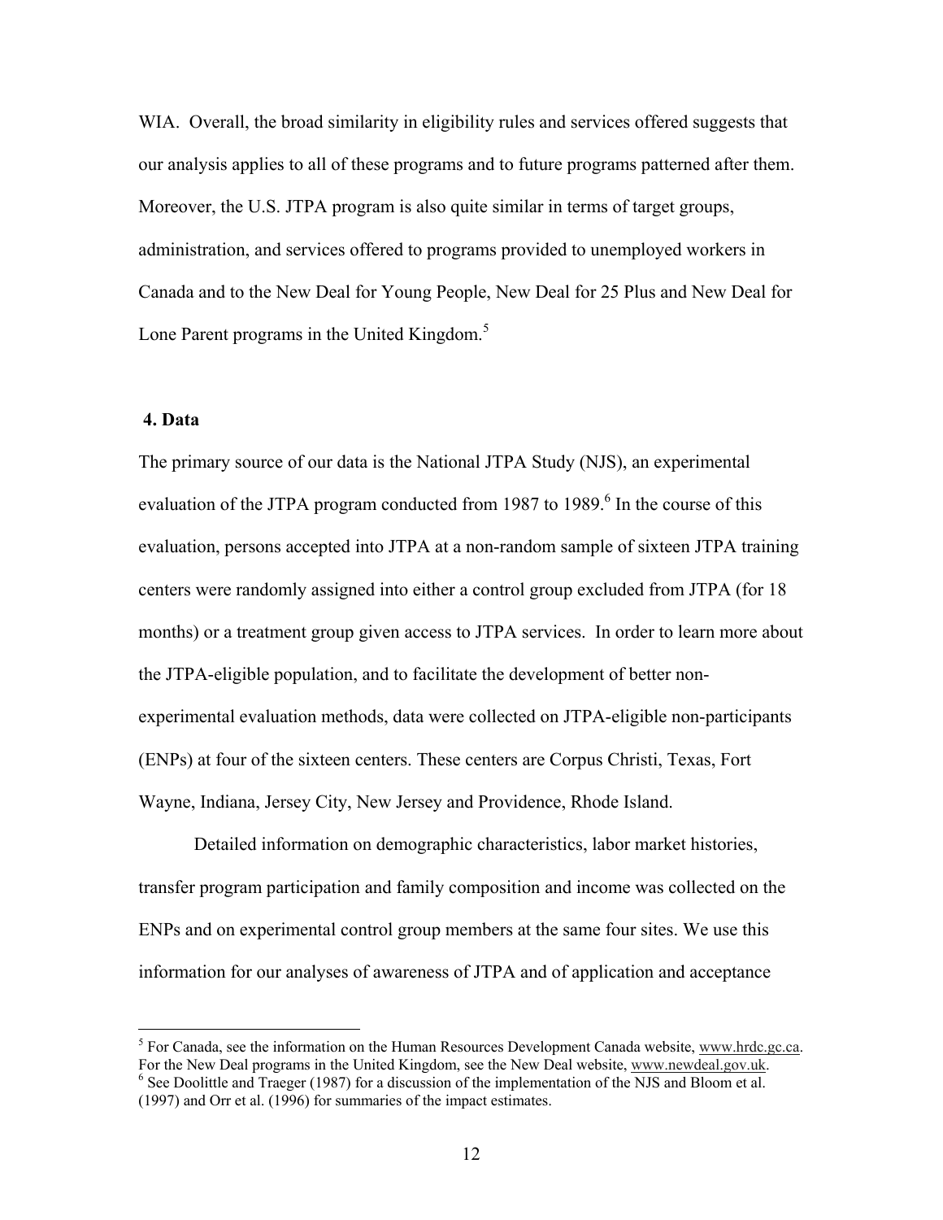WIA. Overall, the broad similarity in eligibility rules and services offered suggests that our analysis applies to all of these programs and to future programs patterned after them. Moreover, the U.S. JTPA program is also quite similar in terms of target groups, administration, and services offered to programs provided to unemployed workers in Canada and to the New Deal for Young People, New Deal for 25 Plus and New Deal for Lone Parent programs in the United Kingdom.[5]

## 4. Data

The primary source of our data is the National JTPA Study (NJS), an experimental evaluation of the JTPA program conducted from 1987 to 1989.[6] In the course of this evaluation, persons accepted into JTPA at a non-random sample of sixteen JTPA training centers were randomly assigned into either a control group excluded from JTPA (for 18 months) or a treatment group given access to JTPA services. In order to learn more about the JTPA-eligible population, and to facilitate the development of better non-experimental evaluation methods, data were collected on JTPA-eligible non-participants (ENPs) at four of the sixteen centers. These centers are Corpus Christi, Texas, Fort Wayne, Indiana, Jersey City, New Jersey and Providence, Rhode Island.

Detailed information on demographic characteristics, labor market histories, transfer program participation and family composition and income was collected on the ENPs and on experimental control group members at the same four sites. We use this information for our analyses of awareness of JTPA and of application and acceptance

---

[5] For Canada, see the information on the Human Resources Development Canada website, www.hrdc.gc.ca. For the New Deal programs in the United Kingdom, see the New Deal website, www.newdeal.gov.uk.

[6] See Doolittle and Traeger (1987) for a discussion of the implementation of the NJS and Bloom et al. (1997) and Orr et al. (1996) for summaries of the impact estimates.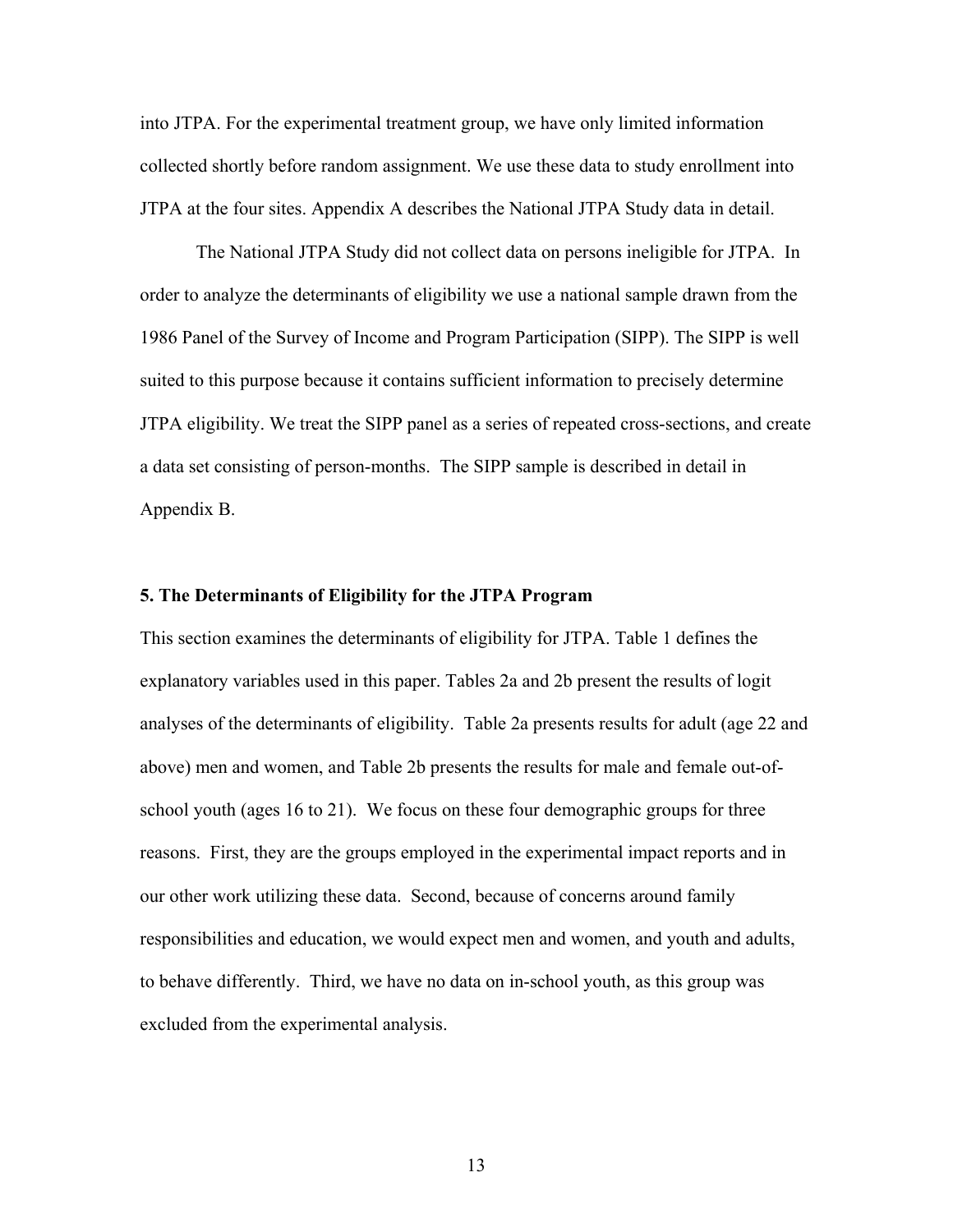into JTPA. For the experimental treatment group, we have only limited information collected shortly before random assignment. We use these data to study enrollment into JTPA at the four sites. Appendix A describes the National JTPA Study data in detail.

The National JTPA Study did not collect data on persons ineligible for JTPA. In order to analyze the determinants of eligibility we use a national sample drawn from the 1986 Panel of the Survey of Income and Program Participation (SIPP). The SIPP is well suited to this purpose because it contains sufficient information to precisely determine JTPA eligibility. We treat the SIPP panel as a series of repeated cross-sections, and create a data set consisting of person-months. The SIPP sample is described in detail in Appendix B.

## 5. The Determinants of Eligibility for the JTPA Program

This section examines the determinants of eligibility for JTPA. Table 1 defines the explanatory variables used in this paper. Tables 2a and 2b present the results of logit analyses of the determinants of eligibility. Table 2a presents results for adult (age 22 and above) men and women, and Table 2b presents the results for male and female out-of-school youth (ages 16 to 21). We focus on these four demographic groups for three reasons. First, they are the groups employed in the experimental impact reports and in our other work utilizing these data. Second, because of concerns around family responsibilities and education, we would expect men and women, and youth and adults, to behave differently. Third, we have no data on in-school youth, as this group was excluded from the experimental analysis.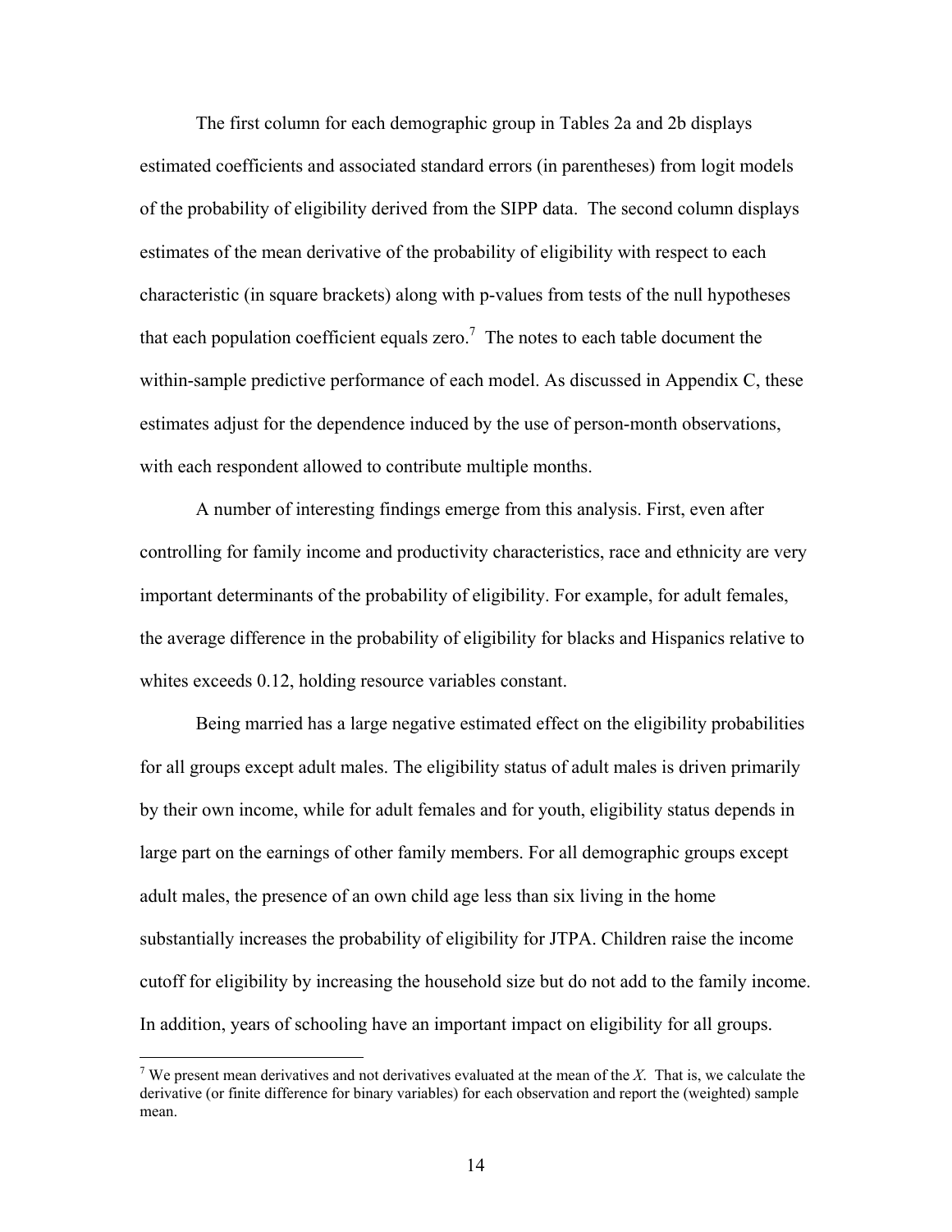The first column for each demographic group in Tables 2a and 2b displays estimated coefficients and associated standard errors (in parentheses) from logit models of the probability of eligibility derived from the SIPP data. The second column displays estimates of the mean derivative of the probability of eligibility with respect to each characteristic (in square brackets) along with p-values from tests of the null hypotheses that each population coefficient equals zero.[7] The notes to each table document the within-sample predictive performance of each model. As discussed in Appendix C, these estimates adjust for the dependence induced by the use of person-month observations, with each respondent allowed to contribute multiple months.

A number of interesting findings emerge from this analysis. First, even after controlling for family income and productivity characteristics, race and ethnicity are very important determinants of the probability of eligibility. For example, for adult females, the average difference in the probability of eligibility for blacks and Hispanics relative to whites exceeds 0.12, holding resource variables constant.

Being married has a large negative estimated effect on the eligibility probabilities for all groups except adult males. The eligibility status of adult males is driven primarily by their own income, while for adult females and for youth, eligibility status depends in large part on the earnings of other family members. For all demographic groups except adult males, the presence of an own child age less than six living in the home substantially increases the probability of eligibility for JTPA. Children raise the income cutoff for eligibility by increasing the household size but do not add to the family income. In addition, years of schooling have an important impact on eligibility for all groups.

[7] We present mean derivatives and not derivatives evaluated at the mean of the *X*. That is, we calculate the derivative (or finite difference for binary variables) for each observation and report the (weighted) sample mean.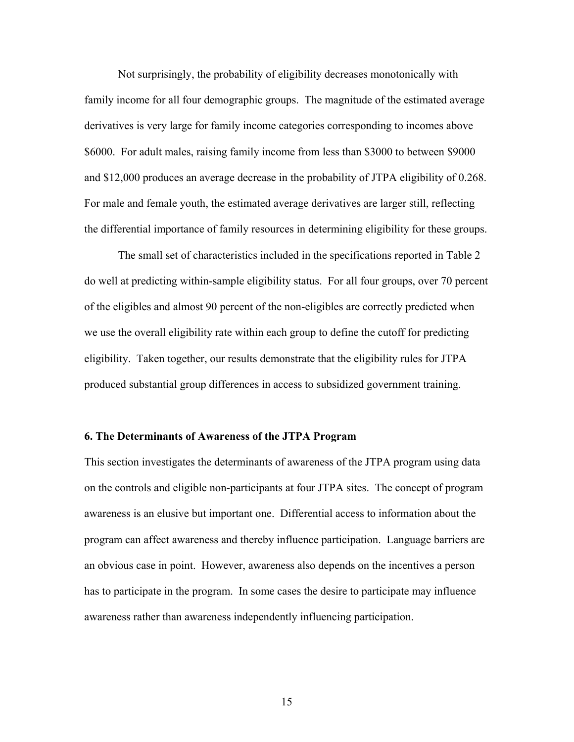Not surprisingly, the probability of eligibility decreases monotonically with family income for all four demographic groups. The magnitude of the estimated average derivatives is very large for family income categories corresponding to incomes above \$6000. For adult males, raising family income from less than \$3000 to between \$9000 and \$12,000 produces an average decrease in the probability of JTPA eligibility of 0.268. For male and female youth, the estimated average derivatives are larger still, reflecting the differential importance of family resources in determining eligibility for these groups.

The small set of characteristics included in the specifications reported in Table 2 do well at predicting within-sample eligibility status. For all four groups, over 70 percent of the eligibles and almost 90 percent of the non-eligibles are correctly predicted when we use the overall eligibility rate within each group to define the cutoff for predicting eligibility. Taken together, our results demonstrate that the eligibility rules for JTPA produced substantial group differences in access to subsidized government training.

### 6. The Determinants of Awareness of the JTPA Program

This section investigates the determinants of awareness of the JTPA program using data on the controls and eligible non-participants at four JTPA sites. The concept of program awareness is an elusive but important one. Differential access to information about the program can affect awareness and thereby influence participation. Language barriers are an obvious case in point. However, awareness also depends on the incentives a person has to participate in the program. In some cases the desire to participate may influence awareness rather than awareness independently influencing participation.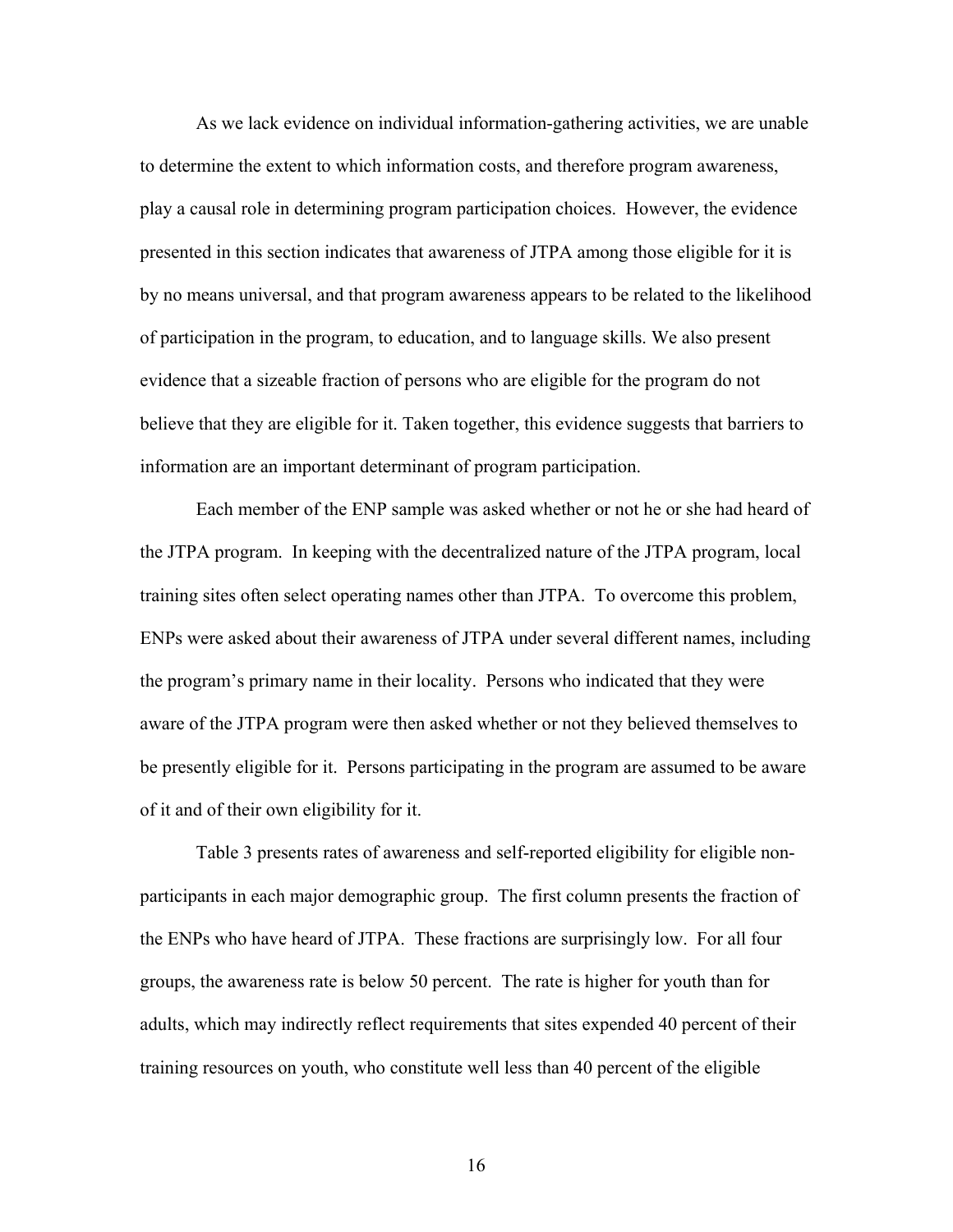As we lack evidence on individual information-gathering activities, we are unable to determine the extent to which information costs, and therefore program awareness, play a causal role in determining program participation choices. However, the evidence presented in this section indicates that awareness of JTPA among those eligible for it is by no means universal, and that program awareness appears to be related to the likelihood of participation in the program, to education, and to language skills. We also present evidence that a sizeable fraction of persons who are eligible for the program do not believe that they are eligible for it. Taken together, this evidence suggests that barriers to information are an important determinant of program participation.

Each member of the ENP sample was asked whether or not he or she had heard of the JTPA program. In keeping with the decentralized nature of the JTPA program, local training sites often select operating names other than JTPA. To overcome this problem, ENPs were asked about their awareness of JTPA under several different names, including the program's primary name in their locality. Persons who indicated that they were aware of the JTPA program were then asked whether or not they believed themselves to be presently eligible for it. Persons participating in the program are assumed to be aware of it and of their own eligibility for it.

Table 3 presents rates of awareness and self-reported eligibility for eligible non-participants in each major demographic group. The first column presents the fraction of the ENPs who have heard of JTPA. These fractions are surprisingly low. For all four groups, the awareness rate is below 50 percent. The rate is higher for youth than for adults, which may indirectly reflect requirements that sites expended 40 percent of their training resources on youth, who constitute well less than 40 percent of the eligible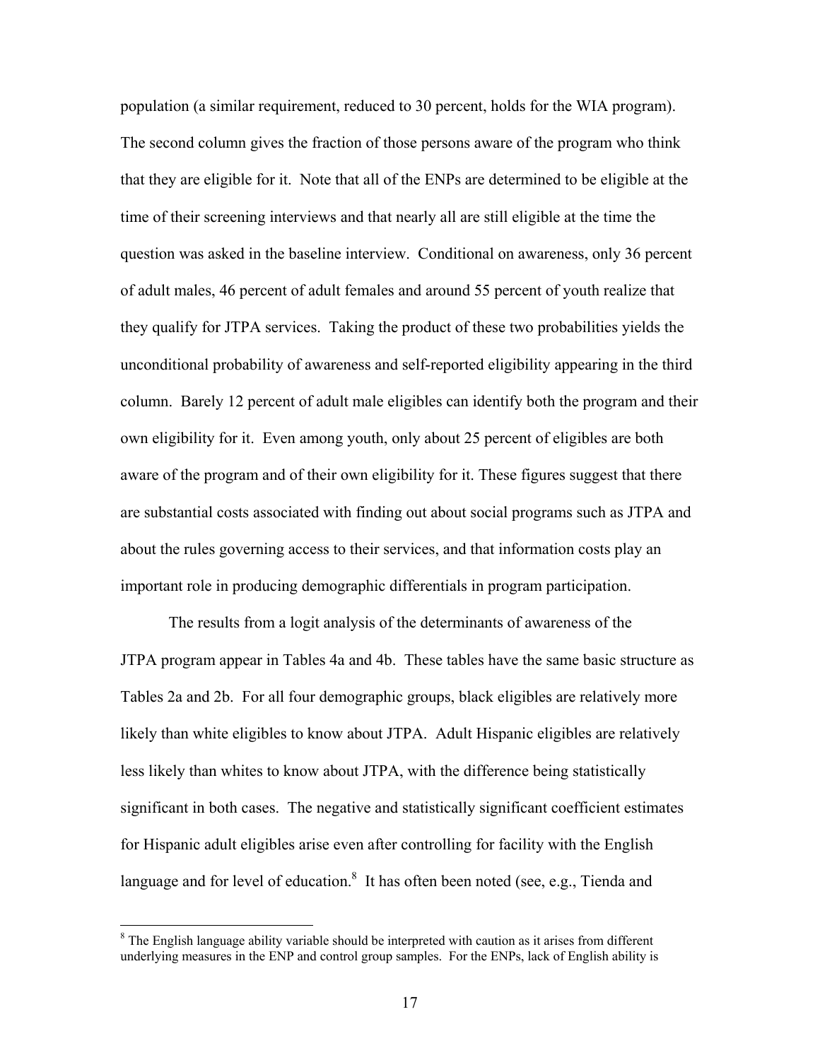population (a similar requirement, reduced to 30 percent, holds for the WIA program). The second column gives the fraction of those persons aware of the program who think that they are eligible for it. Note that all of the ENPs are determined to be eligible at the time of their screening interviews and that nearly all are still eligible at the time the question was asked in the baseline interview. Conditional on awareness, only 36 percent of adult males, 46 percent of adult females and around 55 percent of youth realize that they qualify for JTPA services. Taking the product of these two probabilities yields the unconditional probability of awareness and self-reported eligibility appearing in the third column. Barely 12 percent of adult male eligibles can identify both the program and their own eligibility for it. Even among youth, only about 25 percent of eligibles are both aware of the program and of their own eligibility for it. These figures suggest that there are substantial costs associated with finding out about social programs such as JTPA and about the rules governing access to their services, and that information costs play an important role in producing demographic differentials in program participation.

The results from a logit analysis of the determinants of awareness of the JTPA program appear in Tables 4a and 4b. These tables have the same basic structure as Tables 2a and 2b. For all four demographic groups, black eligibles are relatively more likely than white eligibles to know about JTPA. Adult Hispanic eligibles are relatively less likely than whites to know about JTPA, with the difference being statistically significant in both cases. The negative and statistically significant coefficient estimates for Hispanic adult eligibles arise even after controlling for facility with the English language and for level of education.[8] It has often been noted (see, e.g., Tienda and

[8] The English language ability variable should be interpreted with caution as it arises from different underlying measures in the ENP and control group samples. For the ENPs, lack of English ability is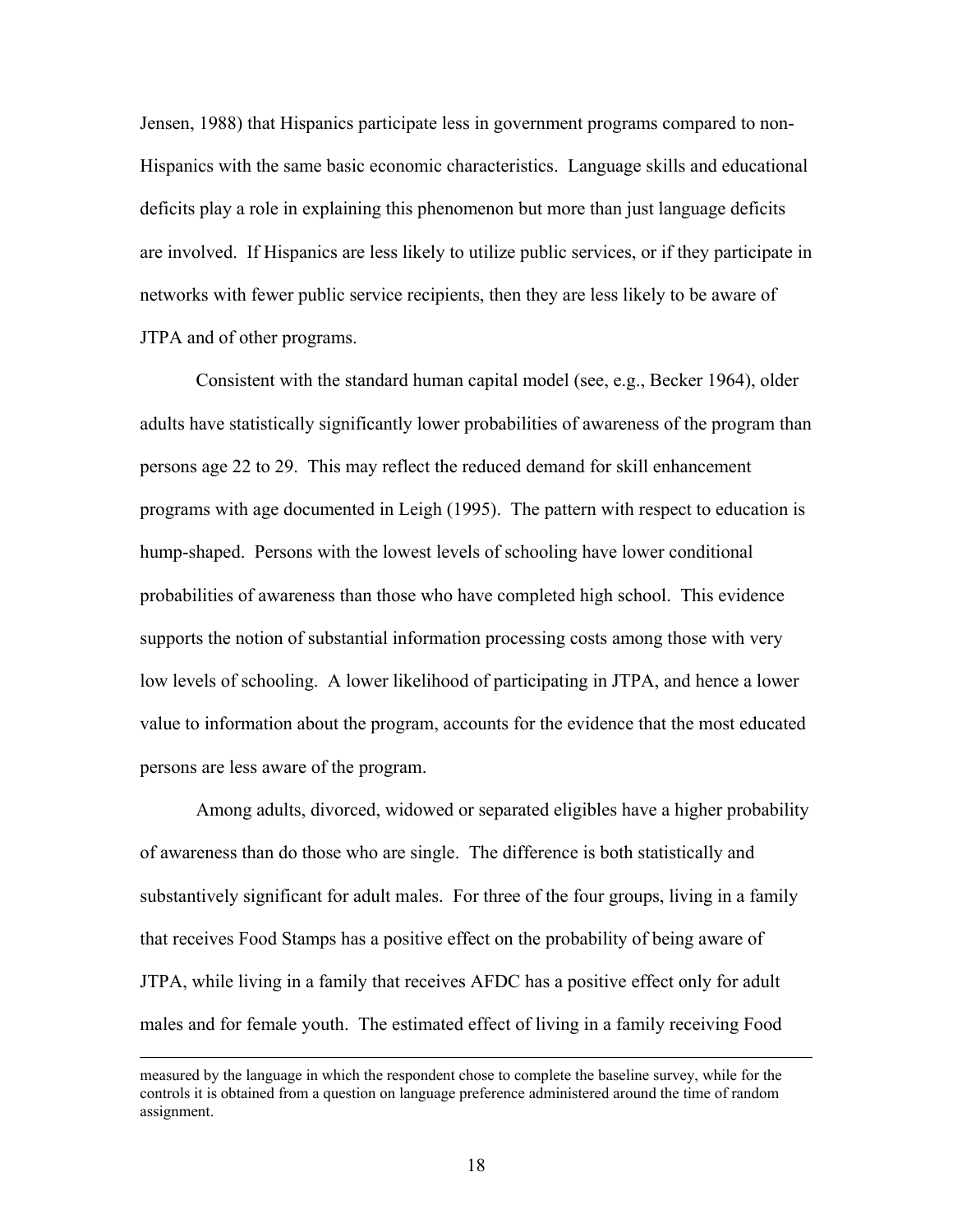Jensen, 1988) that Hispanics participate less in government programs compared to non-Hispanics with the same basic economic characteristics. Language skills and educational deficits play a role in explaining this phenomenon but more than just language deficits are involved. If Hispanics are less likely to utilize public services, or if they participate in networks with fewer public service recipients, then they are less likely to be aware of JTPA and of other programs.

Consistent with the standard human capital model (see, e.g., Becker 1964), older adults have statistically significantly lower probabilities of awareness of the program than persons age 22 to 29. This may reflect the reduced demand for skill enhancement programs with age documented in Leigh (1995). The pattern with respect to education is hump-shaped. Persons with the lowest levels of schooling have lower conditional probabilities of awareness than those who have completed high school. This evidence supports the notion of substantial information processing costs among those with very low levels of schooling. A lower likelihood of participating in JTPA, and hence a lower value to information about the program, accounts for the evidence that the most educated persons are less aware of the program.

Among adults, divorced, widowed or separated eligibles have a higher probability of awareness than do those who are single. The difference is both statistically and substantively significant for adult males. For three of the four groups, living in a family that receives Food Stamps has a positive effect on the probability of being aware of JTPA, while living in a family that receives AFDC has a positive effect only for adult males and for female youth. The estimated effect of living in a family receiving Food

---

measured by the language in which the respondent chose to complete the baseline survey, while for the controls it is obtained from a question on language preference administered around the time of random assignment.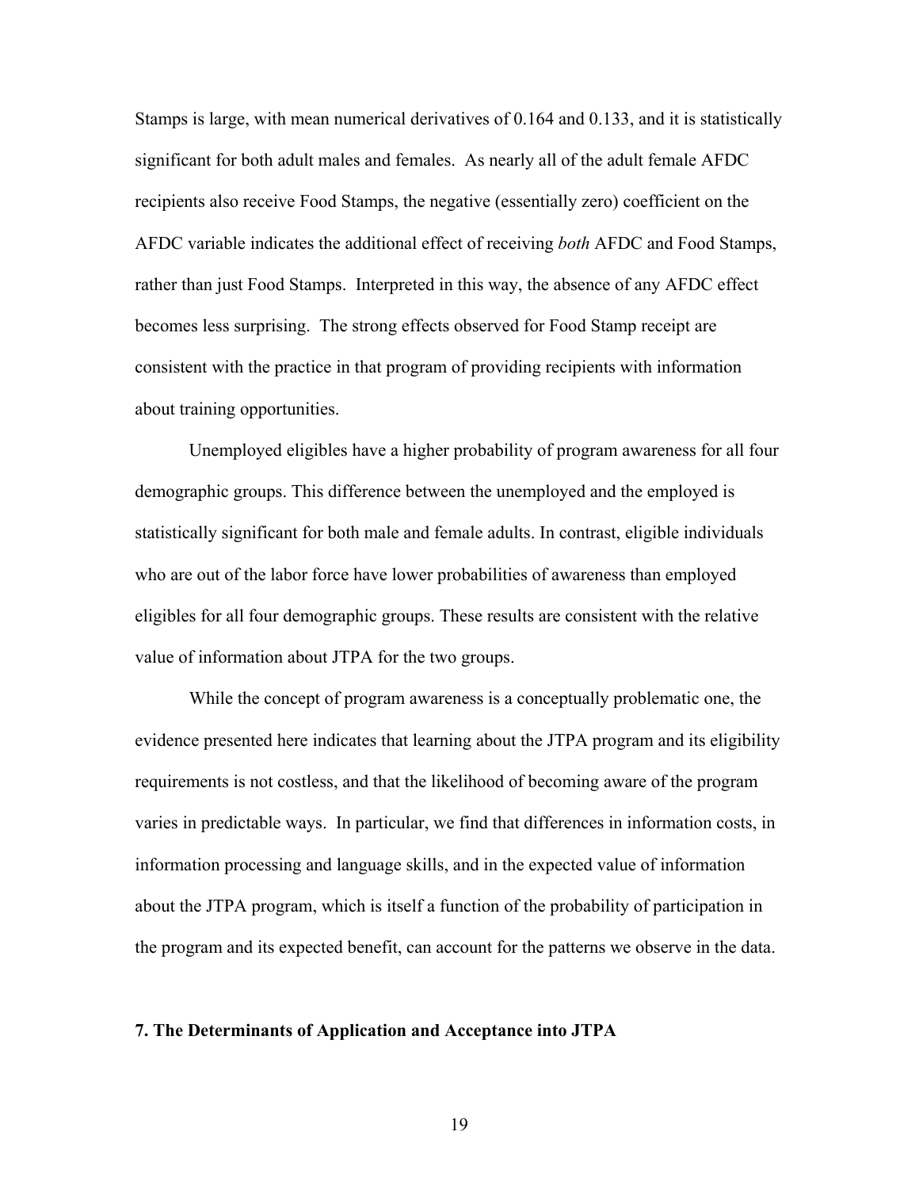Stamps is large, with mean numerical derivatives of 0.164 and 0.133, and it is statistically significant for both adult males and females. As nearly all of the adult female AFDC recipients also receive Food Stamps, the negative (essentially zero) coefficient on the AFDC variable indicates the additional effect of receiving *both* AFDC and Food Stamps, rather than just Food Stamps. Interpreted in this way, the absence of any AFDC effect becomes less surprising. The strong effects observed for Food Stamp receipt are consistent with the practice in that program of providing recipients with information about training opportunities.

Unemployed eligibles have a higher probability of program awareness for all four demographic groups. This difference between the unemployed and the employed is statistically significant for both male and female adults. In contrast, eligible individuals who are out of the labor force have lower probabilities of awareness than employed eligibles for all four demographic groups. These results are consistent with the relative value of information about JTPA for the two groups.

While the concept of program awareness is a conceptually problematic one, the evidence presented here indicates that learning about the JTPA program and its eligibility requirements is not costless, and that the likelihood of becoming aware of the program varies in predictable ways. In particular, we find that differences in information costs, in information processing and language skills, and in the expected value of information about the JTPA program, which is itself a function of the probability of participation in the program and its expected benefit, can account for the patterns we observe in the data.

## 7. The Determinants of Application and Acceptance into JTPA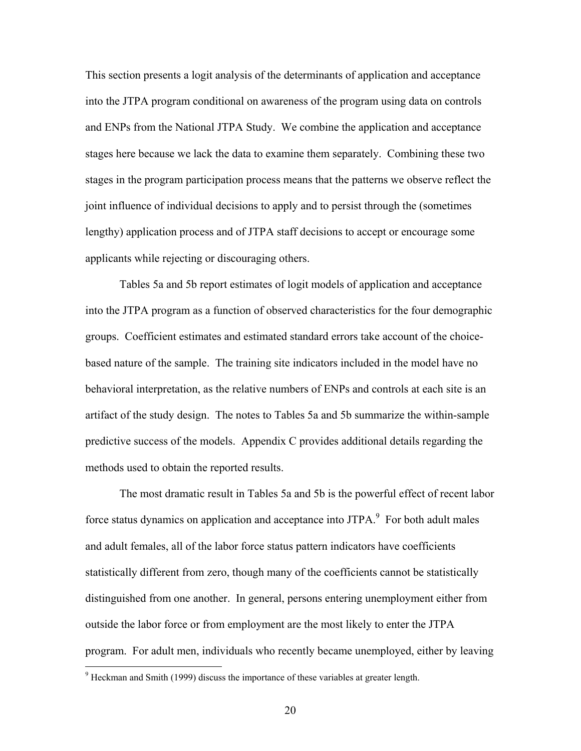This section presents a logit analysis of the determinants of application and acceptance into the JTPA program conditional on awareness of the program using data on controls and ENPs from the National JTPA Study. We combine the application and acceptance stages here because we lack the data to examine them separately. Combining these two stages in the program participation process means that the patterns we observe reflect the joint influence of individual decisions to apply and to persist through the (sometimes lengthy) application process and of JTPA staff decisions to accept or encourage some applicants while rejecting or discouraging others.

Tables 5a and 5b report estimates of logit models of application and acceptance into the JTPA program as a function of observed characteristics for the four demographic groups. Coefficient estimates and estimated standard errors take account of the choice-based nature of the sample. The training site indicators included in the model have no behavioral interpretation, as the relative numbers of ENPs and controls at each site is an artifact of the study design. The notes to Tables 5a and 5b summarize the within-sample predictive success of the models. Appendix C provides additional details regarding the methods used to obtain the reported results.

The most dramatic result in Tables 5a and 5b is the powerful effect of recent labor force status dynamics on application and acceptance into JTPA.[9] For both adult males and adult females, all of the labor force status pattern indicators have coefficients statistically different from zero, though many of the coefficients cannot be statistically distinguished from one another. In general, persons entering unemployment either from outside the labor force or from employment are the most likely to enter the JTPA program. For adult men, individuals who recently became unemployed, either by leaving

[9] Heckman and Smith (1999) discuss the importance of these variables at greater length.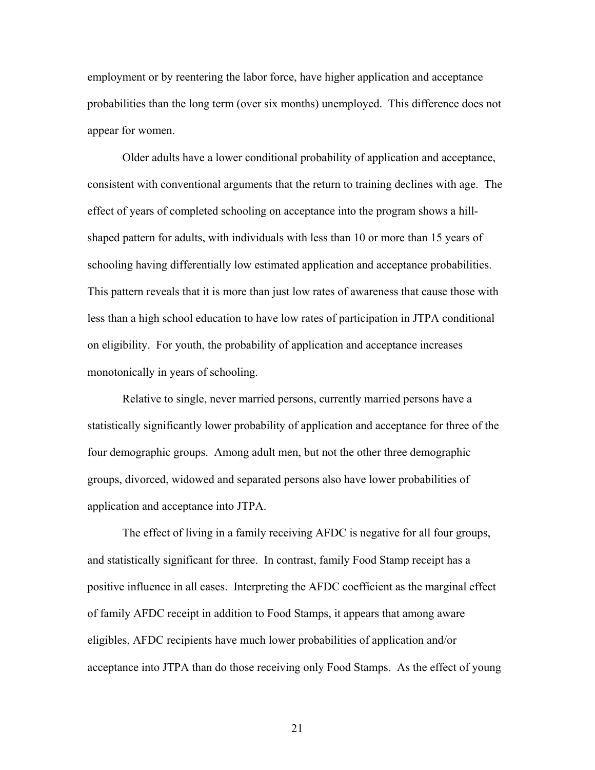employment or by reentering the labor force, have higher application and acceptance probabilities than the long term (over six months) unemployed. This difference does not appear for women.

Older adults have a lower conditional probability of application and acceptance, consistent with conventional arguments that the return to training declines with age. The effect of years of completed schooling on acceptance into the program shows a hill-shaped pattern for adults, with individuals with less than 10 or more than 15 years of schooling having differentially low estimated application and acceptance probabilities. This pattern reveals that it is more than just low rates of awareness that cause those with less than a high school education to have low rates of participation in JTPA conditional on eligibility. For youth, the probability of application and acceptance increases monotonically in years of schooling.

Relative to single, never married persons, currently married persons have a statistically significantly lower probability of application and acceptance for three of the four demographic groups. Among adult men, but not the other three demographic groups, divorced, widowed and separated persons also have lower probabilities of application and acceptance into JTPA.

The effect of living in a family receiving AFDC is negative for all four groups, and statistically significant for three. In contrast, family Food Stamp receipt has a positive influence in all cases. Interpreting the AFDC coefficient as the marginal effect of family AFDC receipt in addition to Food Stamps, it appears that among aware eligibles, AFDC recipients have much lower probabilities of application and/or acceptance into JTPA than do those receiving only Food Stamps. As the effect of young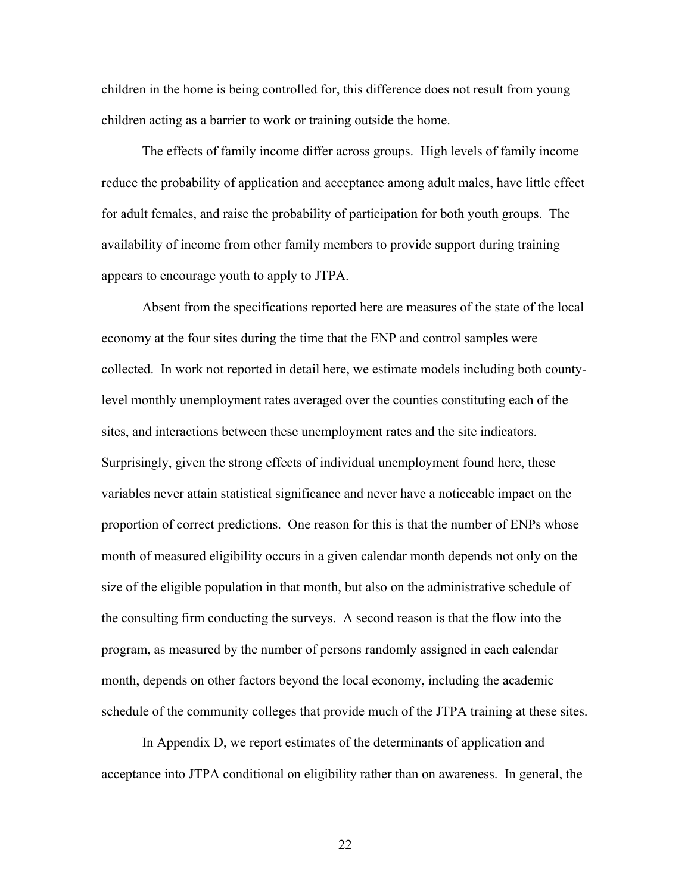children in the home is being controlled for, this difference does not result from young children acting as a barrier to work or training outside the home.

The effects of family income differ across groups. High levels of family income reduce the probability of application and acceptance among adult males, have little effect for adult females, and raise the probability of participation for both youth groups. The availability of income from other family members to provide support during training appears to encourage youth to apply to JTPA.

Absent from the specifications reported here are measures of the state of the local economy at the four sites during the time that the ENP and control samples were collected. In work not reported in detail here, we estimate models including both county-level monthly unemployment rates averaged over the counties constituting each of the sites, and interactions between these unemployment rates and the site indicators. Surprisingly, given the strong effects of individual unemployment found here, these variables never attain statistical significance and never have a noticeable impact on the proportion of correct predictions. One reason for this is that the number of ENPs whose month of measured eligibility occurs in a given calendar month depends not only on the size of the eligible population in that month, but also on the administrative schedule of the consulting firm conducting the surveys. A second reason is that the flow into the program, as measured by the number of persons randomly assigned in each calendar month, depends on other factors beyond the local economy, including the academic schedule of the community colleges that provide much of the JTPA training at these sites.

In Appendix D, we report estimates of the determinants of application and acceptance into JTPA conditional on eligibility rather than on awareness. In general, the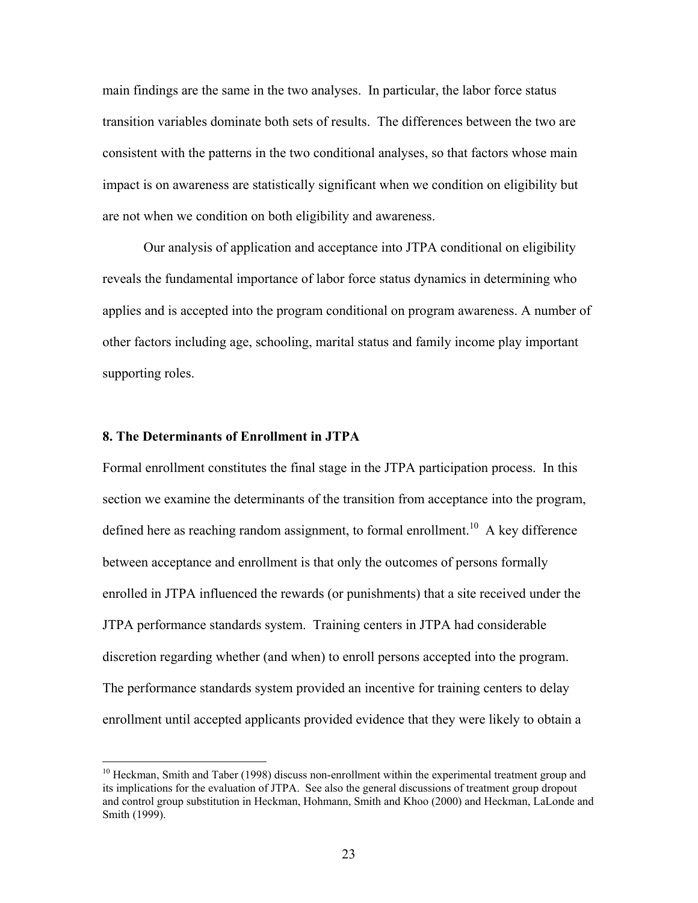main findings are the same in the two analyses. In particular, the labor force status transition variables dominate both sets of results. The differences between the two are consistent with the patterns in the two conditional analyses, so that factors whose main impact is on awareness are statistically significant when we condition on eligibility but are not when we condition on both eligibility and awareness.

Our analysis of application and acceptance into JTPA conditional on eligibility reveals the fundamental importance of labor force status dynamics in determining who applies and is accepted into the program conditional on program awareness. A number of other factors including age, schooling, marital status and family income play important supporting roles.

### 8. The Determinants of Enrollment in JTPA

Formal enrollment constitutes the final stage in the JTPA participation process. In this section we examine the determinants of the transition from acceptance into the program, defined here as reaching random assignment, to formal enrollment.[10] A key difference between acceptance and enrollment is that only the outcomes of persons formally enrolled in JTPA influenced the rewards (or punishments) that a site received under the JTPA performance standards system. Training centers in JTPA had considerable discretion regarding whether (and when) to enroll persons accepted into the program. The performance standards system provided an incentive for training centers to delay enrollment until accepted applicants provided evidence that they were likely to obtain a

[10] Heckman, Smith and Taber (1998) discuss non-enrollment within the experimental treatment group and its implications for the evaluation of JTPA. See also the general discussions of treatment group dropout and control group substitution in Heckman, Hohmann, Smith and Khoo (2000) and Heckman, LaLonde and Smith (1999).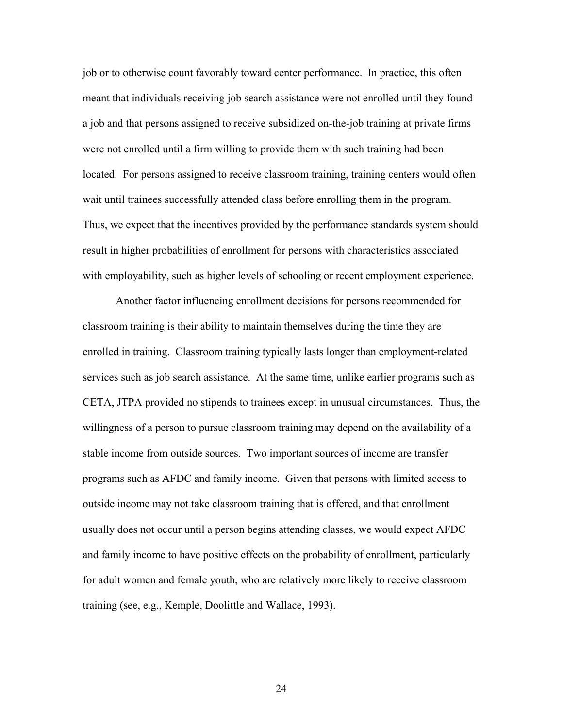job or to otherwise count favorably toward center performance. In practice, this often meant that individuals receiving job search assistance were not enrolled until they found a job and that persons assigned to receive subsidized on-the-job training at private firms were not enrolled until a firm willing to provide them with such training had been located. For persons assigned to receive classroom training, training centers would often wait until trainees successfully attended class before enrolling them in the program. Thus, we expect that the incentives provided by the performance standards system should result in higher probabilities of enrollment for persons with characteristics associated with employability, such as higher levels of schooling or recent employment experience.

Another factor influencing enrollment decisions for persons recommended for classroom training is their ability to maintain themselves during the time they are enrolled in training. Classroom training typically lasts longer than employment-related services such as job search assistance. At the same time, unlike earlier programs such as CETA, JTPA provided no stipends to trainees except in unusual circumstances. Thus, the willingness of a person to pursue classroom training may depend on the availability of a stable income from outside sources. Two important sources of income are transfer programs such as AFDC and family income. Given that persons with limited access to outside income may not take classroom training that is offered, and that enrollment usually does not occur until a person begins attending classes, we would expect AFDC and family income to have positive effects on the probability of enrollment, particularly for adult women and female youth, who are relatively more likely to receive classroom training (see, e.g., Kemple, Doolittle and Wallace, 1993).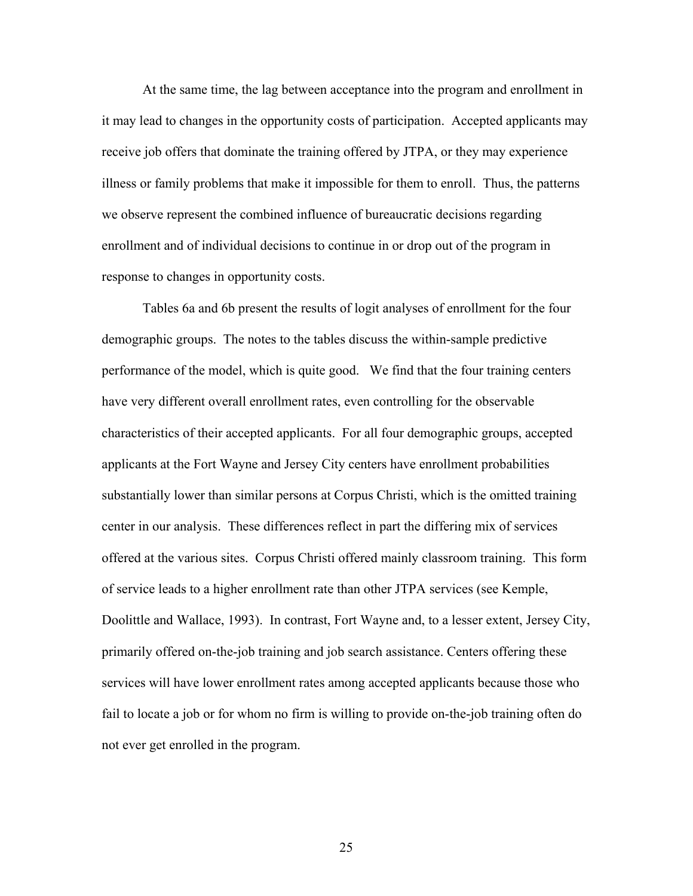At the same time, the lag between acceptance into the program and enrollment in it may lead to changes in the opportunity costs of participation. Accepted applicants may receive job offers that dominate the training offered by JTPA, or they may experience illness or family problems that make it impossible for them to enroll. Thus, the patterns we observe represent the combined influence of bureaucratic decisions regarding enrollment and of individual decisions to continue in or drop out of the program in response to changes in opportunity costs.

Tables 6a and 6b present the results of logit analyses of enrollment for the four demographic groups. The notes to the tables discuss the within-sample predictive performance of the model, which is quite good. We find that the four training centers have very different overall enrollment rates, even controlling for the observable characteristics of their accepted applicants. For all four demographic groups, accepted applicants at the Fort Wayne and Jersey City centers have enrollment probabilities substantially lower than similar persons at Corpus Christi, which is the omitted training center in our analysis. These differences reflect in part the differing mix of services offered at the various sites. Corpus Christi offered mainly classroom training. This form of service leads to a higher enrollment rate than other JTPA services (see Kemple, Doolittle and Wallace, 1993). In contrast, Fort Wayne and, to a lesser extent, Jersey City, primarily offered on-the-job training and job search assistance. Centers offering these services will have lower enrollment rates among accepted applicants because those who fail to locate a job or for whom no firm is willing to provide on-the-job training often do not ever get enrolled in the program.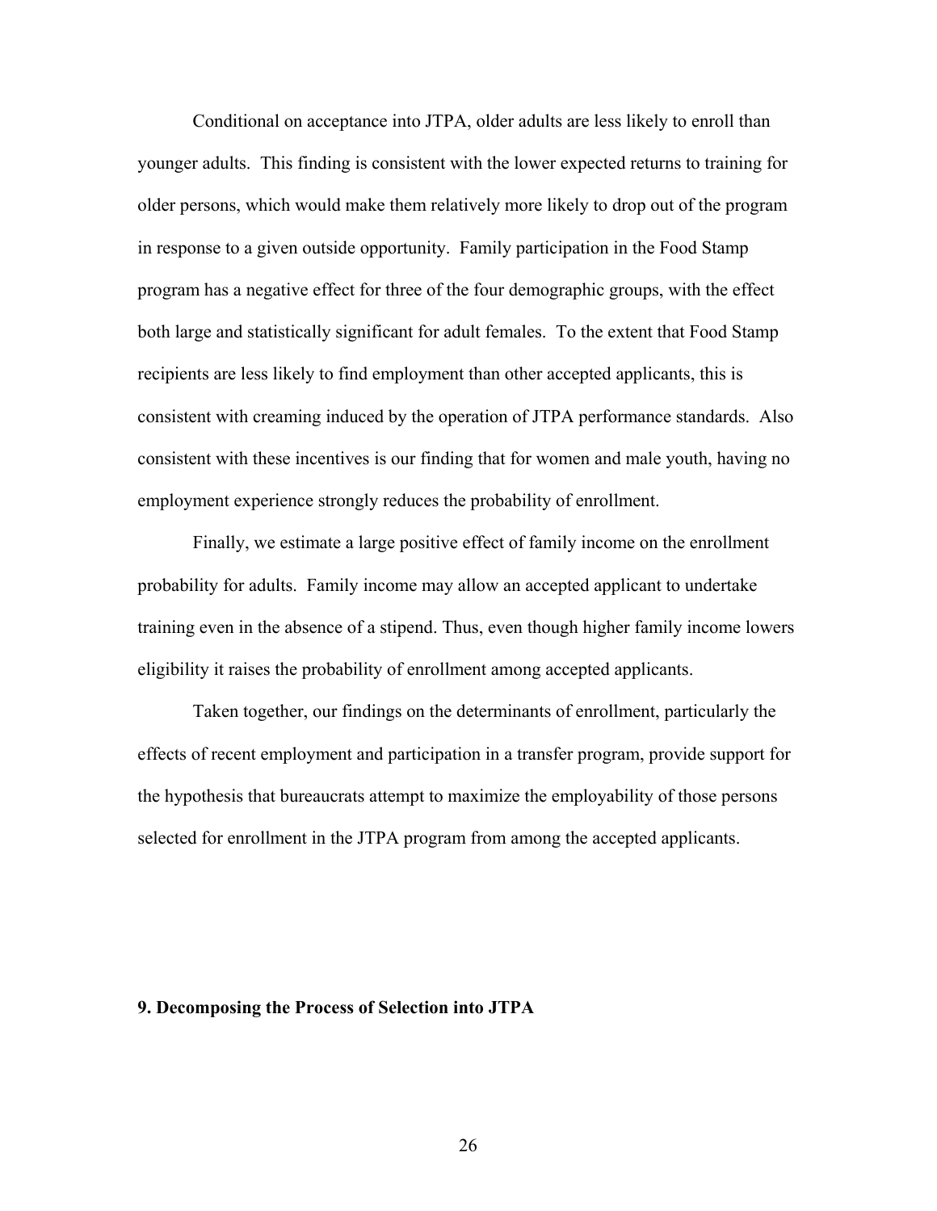Conditional on acceptance into JTPA, older adults are less likely to enroll than younger adults. This finding is consistent with the lower expected returns to training for older persons, which would make them relatively more likely to drop out of the program in response to a given outside opportunity. Family participation in the Food Stamp program has a negative effect for three of the four demographic groups, with the effect both large and statistically significant for adult females. To the extent that Food Stamp recipients are less likely to find employment than other accepted applicants, this is consistent with creaming induced by the operation of JTPA performance standards. Also consistent with these incentives is our finding that for women and male youth, having no employment experience strongly reduces the probability of enrollment.

Finally, we estimate a large positive effect of family income on the enrollment probability for adults. Family income may allow an accepted applicant to undertake training even in the absence of a stipend. Thus, even though higher family income lowers eligibility it raises the probability of enrollment among accepted applicants.

Taken together, our findings on the determinants of enrollment, particularly the effects of recent employment and participation in a transfer program, provide support for the hypothesis that bureaucrats attempt to maximize the employability of those persons selected for enrollment in the JTPA program from among the accepted applicants.

## 9. Decomposing the Process of Selection into JTPA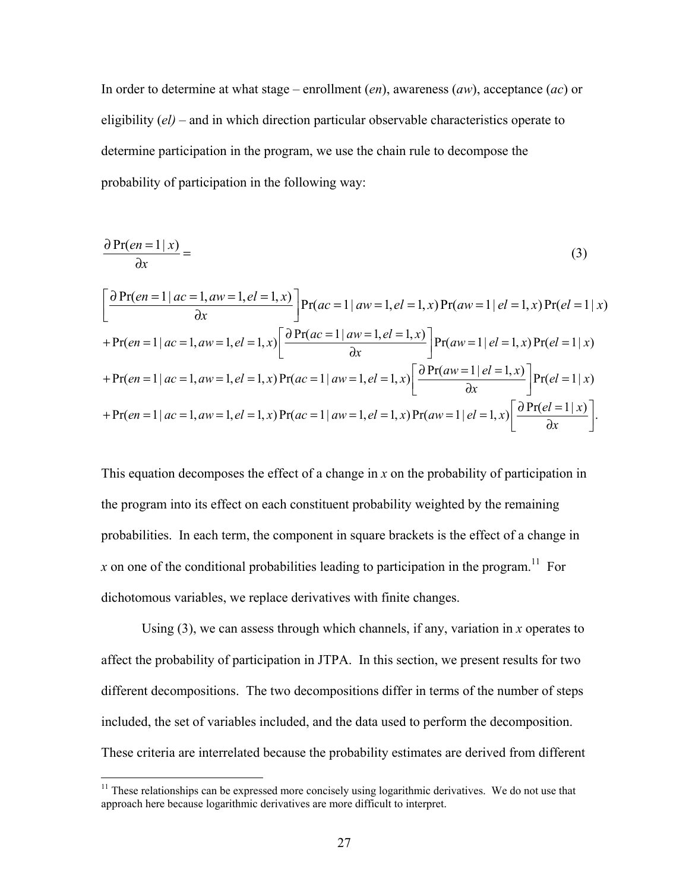In order to determine at what stage – enrollment (*en*), awareness (*aw*), acceptance (*ac*) or eligibility (*el)* – and in which direction particular observable characteristics operate to determine participation in the program, we use the chain rule to decompose the probability of participation in the following way:

$$
\frac{\partial \Pr(en=1\,|\,x)}{\partial x} = \tag{3}
$$

$$
\begin{aligned}
&\left[\frac{\partial \Pr(en=1\,|\,ac=1,aw=1,el=1,x)}{\partial x}\right]\Pr(ac=1\,|\,aw=1,el=1,x)\Pr(aw=1\,|\,el=1,x)\Pr(el=1\,|\,x)\\
&+\Pr(en=1\,|\,ac=1,aw=1,el=1,x)\left[\frac{\partial \Pr(ac=1\,|\,aw=1,el=1,x)}{\partial x}\right]\Pr(aw=1\,|\,el=1,x)\Pr(el=1\,|\,x)\\
&+\Pr(en=1\,|\,ac=1,aw=1,el=1,x)\Pr(ac=1\,|\,aw=1,el=1,x)\left[\frac{\partial \Pr(aw=1\,|\,el=1,x)}{\partial x}\right]\Pr(el=1\,|\,x)\\
&+\Pr(en=1\,|\,ac=1,aw=1,el=1,x)\Pr(ac=1\,|\,aw=1,el=1,x)\Pr(aw=1\,|\,el=1,x)\left[\frac{\partial \Pr(el=1\,|\,x)}{\partial x}\right].
\end{aligned}
$$

This equation decomposes the effect of a change in *x* on the probability of participation in the program into its effect on each constituent probability weighted by the remaining probabilities. In each term, the component in square brackets is the effect of a change in *x* on one of the conditional probabilities leading to participation in the program.[11] For dichotomous variables, we replace derivatives with finite changes.

Using (3), we can assess through which channels, if any, variation in *x* operates to affect the probability of participation in JTPA. In this section, we present results for two different decompositions. The two decompositions differ in terms of the number of steps included, the set of variables included, and the data used to perform the decomposition. These criteria are interrelated because the probability estimates are derived from different

[11] These relationships can be expressed more concisely using logarithmic derivatives. We do not use that approach here because logarithmic derivatives are more difficult to interpret.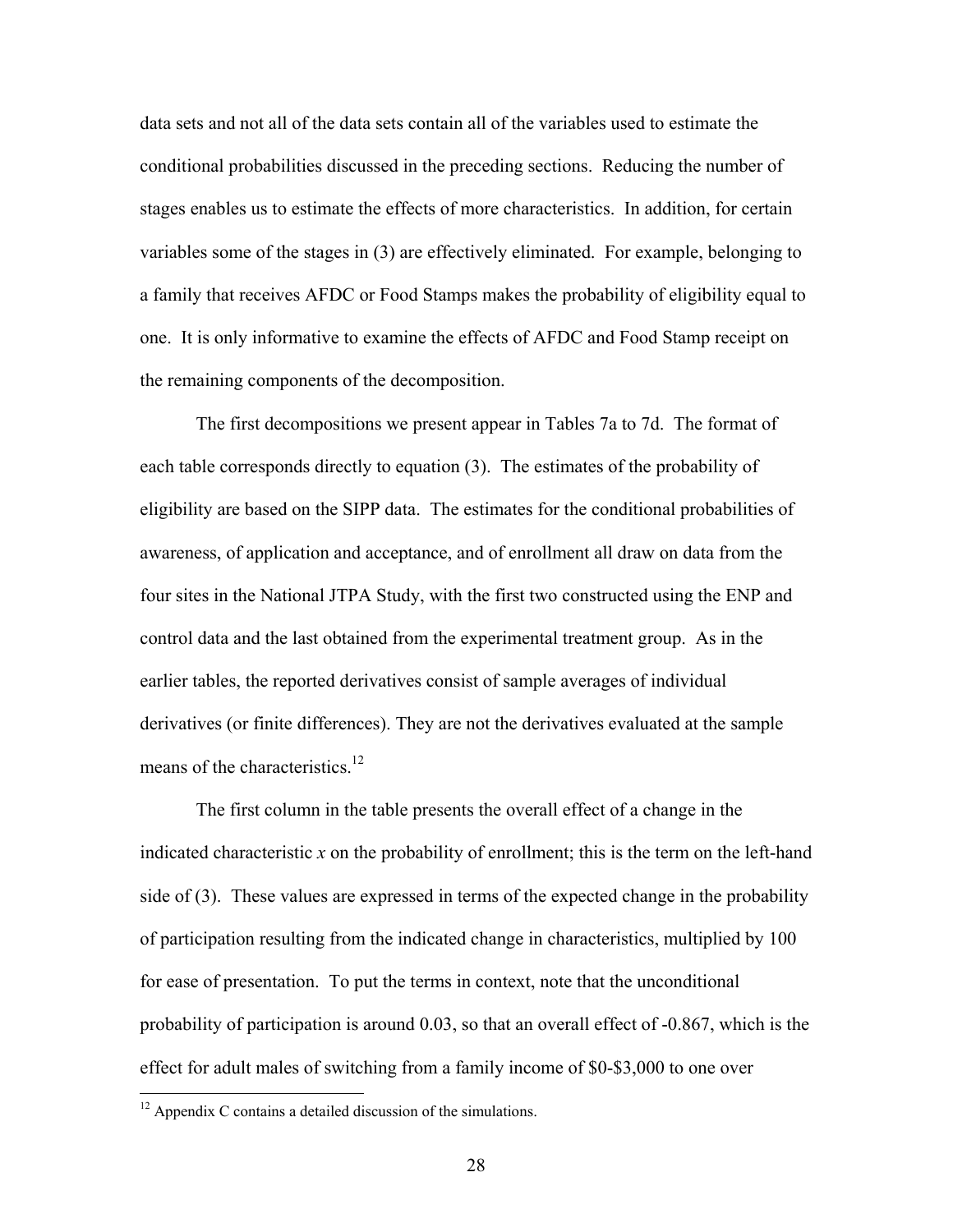data sets and not all of the data sets contain all of the variables used to estimate the conditional probabilities discussed in the preceding sections. Reducing the number of stages enables us to estimate the effects of more characteristics. In addition, for certain variables some of the stages in (3) are effectively eliminated. For example, belonging to a family that receives AFDC or Food Stamps makes the probability of eligibility equal to one. It is only informative to examine the effects of AFDC and Food Stamp receipt on the remaining components of the decomposition.

The first decompositions we present appear in Tables 7a to 7d. The format of each table corresponds directly to equation (3). The estimates of the probability of eligibility are based on the SIPP data. The estimates for the conditional probabilities of awareness, of application and acceptance, and of enrollment all draw on data from the four sites in the National JTPA Study, with the first two constructed using the ENP and control data and the last obtained from the experimental treatment group. As in the earlier tables, the reported derivatives consist of sample averages of individual derivatives (or finite differences). They are not the derivatives evaluated at the sample means of the characteristics.[12]

The first column in the table presents the overall effect of a change in the indicated characteristic $x$ on the probability of enrollment; this is the term on the left-hand side of (3). These values are expressed in terms of the expected change in the probability of participation resulting from the indicated change in characteristics, multiplied by 100 for ease of presentation. To put the terms in context, note that the unconditional probability of participation is around 0.03, so that an overall effect of -0.867, which is the effect for adult males of switching from a family income of \$0-\$3,000 to one over

[12] Appendix C contains a detailed discussion of the simulations.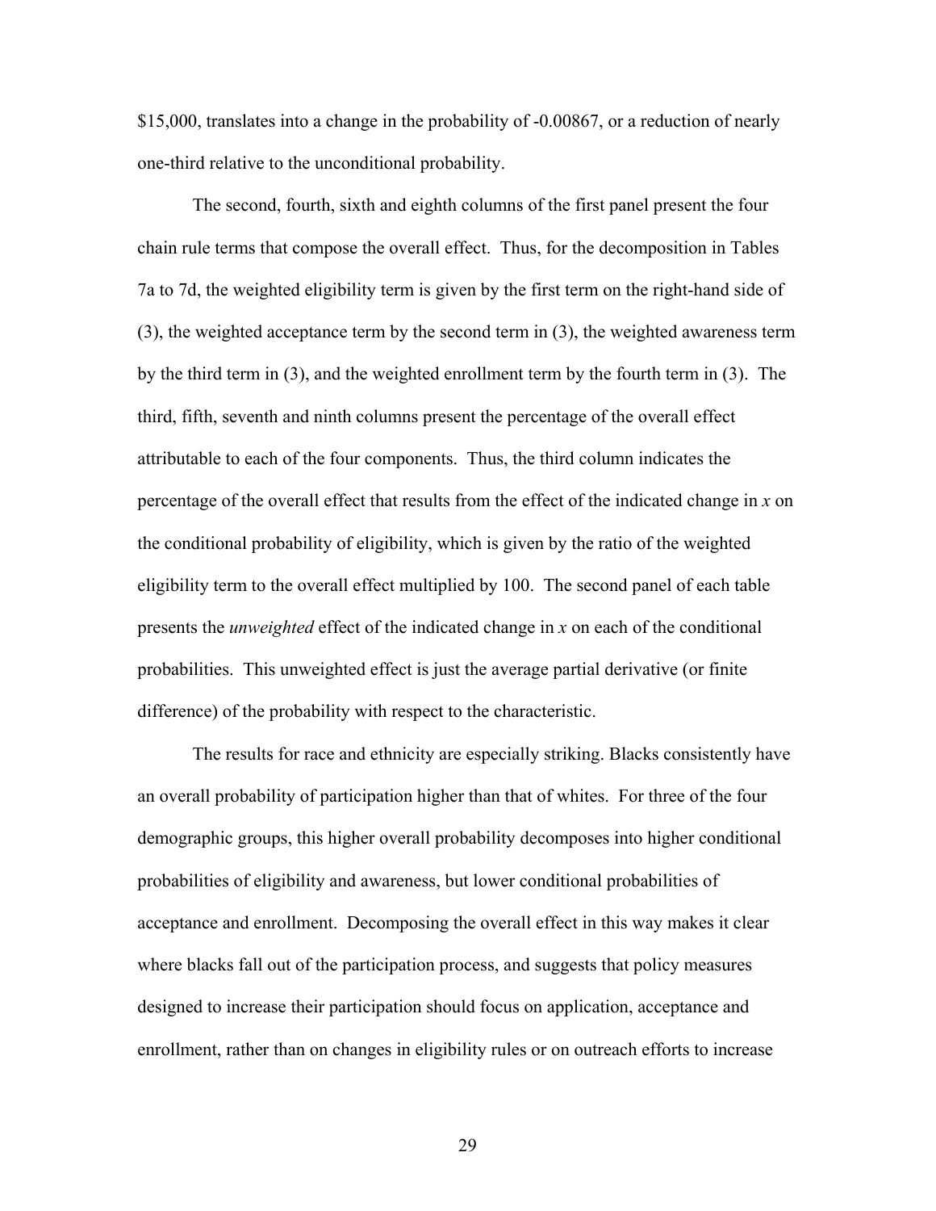$15,000, translates into a change in the probability of -0.00867, or a reduction of nearly one-third relative to the unconditional probability.

The second, fourth, sixth and eighth columns of the first panel present the four chain rule terms that compose the overall effect. Thus, for the decomposition in Tables 7a to 7d, the weighted eligibility term is given by the first term on the right-hand side of (3), the weighted acceptance term by the second term in (3), the weighted awareness term by the third term in (3), and the weighted enrollment term by the fourth term in (3). The third, fifth, seventh and ninth columns present the percentage of the overall effect attributable to each of the four components. Thus, the third column indicates the percentage of the overall effect that results from the effect of the indicated change in $x$ on the conditional probability of eligibility, which is given by the ratio of the weighted eligibility term to the overall effect multiplied by 100. The second panel of each table presents the *unweighted* effect of the indicated change in $x$ on each of the conditional probabilities. This unweighted effect is just the average partial derivative (or finite difference) of the probability with respect to the characteristic.

The results for race and ethnicity are especially striking. Blacks consistently have an overall probability of participation higher than that of whites. For three of the four demographic groups, this higher overall probability decomposes into higher conditional probabilities of eligibility and awareness, but lower conditional probabilities of acceptance and enrollment. Decomposing the overall effect in this way makes it clear where blacks fall out of the participation process, and suggests that policy measures designed to increase their participation should focus on application, acceptance and enrollment, rather than on changes in eligibility rules or on outreach efforts to increase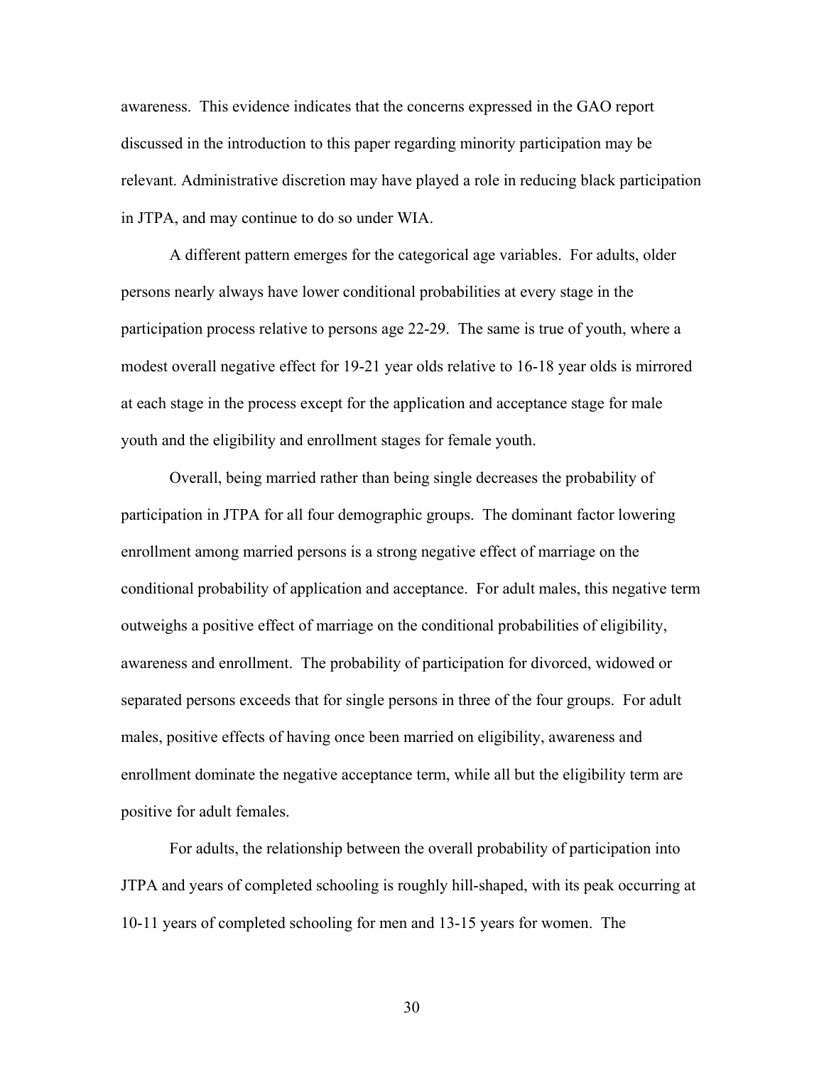awareness. This evidence indicates that the concerns expressed in the GAO report discussed in the introduction to this paper regarding minority participation may be relevant. Administrative discretion may have played a role in reducing black participation in JTPA, and may continue to do so under WIA.

A different pattern emerges for the categorical age variables. For adults, older persons nearly always have lower conditional probabilities at every stage in the participation process relative to persons age 22-29. The same is true of youth, where a modest overall negative effect for 19-21 year olds relative to 16-18 year olds is mirrored at each stage in the process except for the application and acceptance stage for male youth and the eligibility and enrollment stages for female youth.

Overall, being married rather than being single decreases the probability of participation in JTPA for all four demographic groups. The dominant factor lowering enrollment among married persons is a strong negative effect of marriage on the conditional probability of application and acceptance. For adult males, this negative term outweighs a positive effect of marriage on the conditional probabilities of eligibility, awareness and enrollment. The probability of participation for divorced, widowed or separated persons exceeds that for single persons in three of the four groups. For adult males, positive effects of having once been married on eligibility, awareness and enrollment dominate the negative acceptance term, while all but the eligibility term are positive for adult females.

For adults, the relationship between the overall probability of participation into JTPA and years of completed schooling is roughly hill-shaped, with its peak occurring at 10-11 years of completed schooling for men and 13-15 years for women. The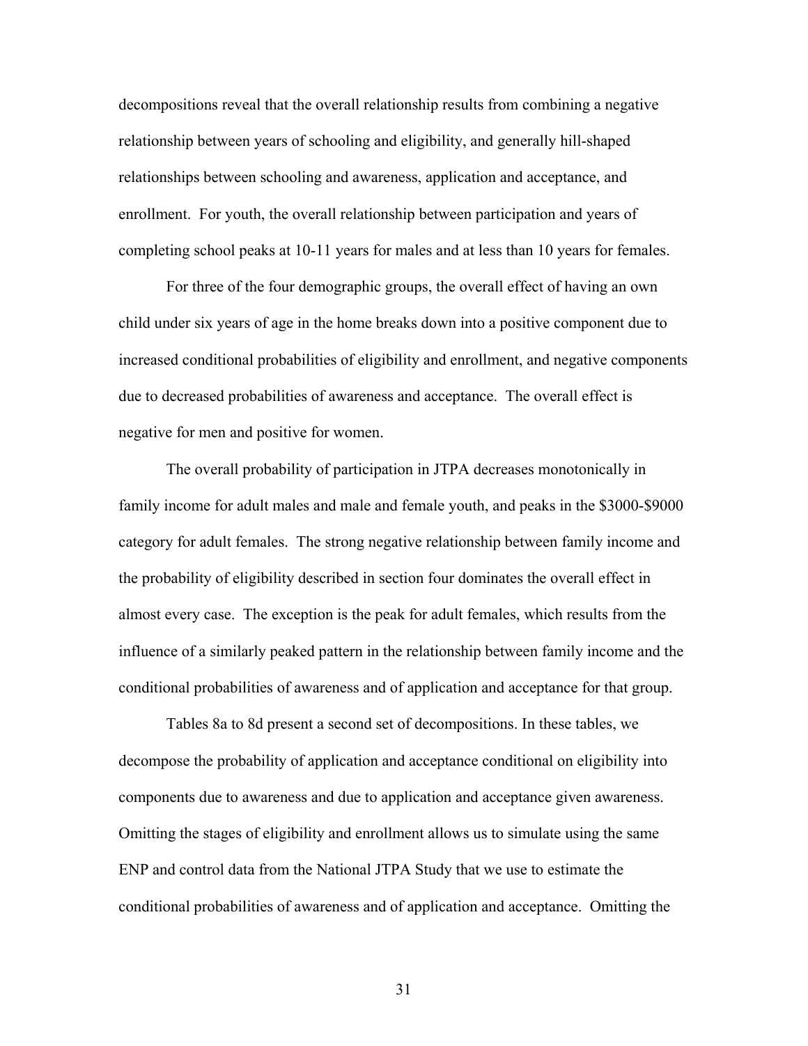decompositions reveal that the overall relationship results from combining a negative relationship between years of schooling and eligibility, and generally hill-shaped relationships between schooling and awareness, application and acceptance, and enrollment. For youth, the overall relationship between participation and years of completing school peaks at 10-11 years for males and at less than 10 years for females.

For three of the four demographic groups, the overall effect of having an own child under six years of age in the home breaks down into a positive component due to increased conditional probabilities of eligibility and enrollment, and negative components due to decreased probabilities of awareness and acceptance. The overall effect is negative for men and positive for women.

The overall probability of participation in JTPA decreases monotonically in family income for adult males and male and female youth, and peaks in the $3000-$9000 category for adult females. The strong negative relationship between family income and the probability of eligibility described in section four dominates the overall effect in almost every case. The exception is the peak for adult females, which results from the influence of a similarly peaked pattern in the relationship between family income and the conditional probabilities of awareness and of application and acceptance for that group.

Tables 8a to 8d present a second set of decompositions. In these tables, we decompose the probability of application and acceptance conditional on eligibility into components due to awareness and due to application and acceptance given awareness. Omitting the stages of eligibility and enrollment allows us to simulate using the same ENP and control data from the National JTPA Study that we use to estimate the conditional probabilities of awareness and of application and acceptance. Omitting the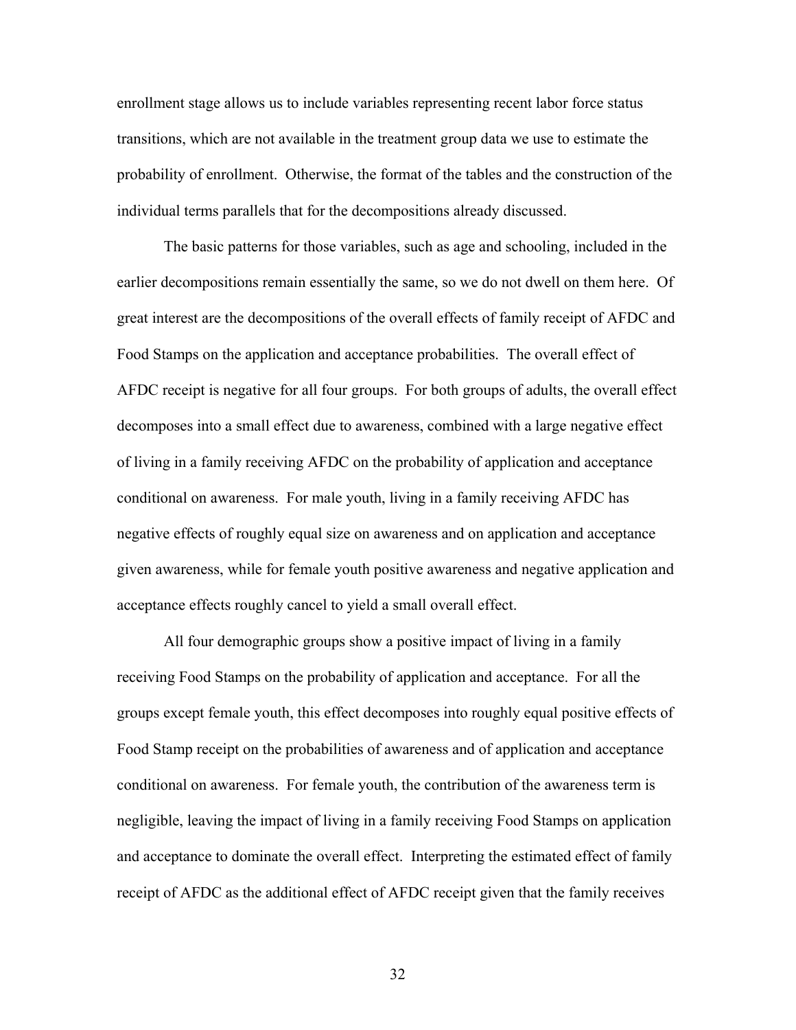enrollment stage allows us to include variables representing recent labor force status transitions, which are not available in the treatment group data we use to estimate the probability of enrollment. Otherwise, the format of the tables and the construction of the individual terms parallels that for the decompositions already discussed.

The basic patterns for those variables, such as age and schooling, included in the earlier decompositions remain essentially the same, so we do not dwell on them here. Of great interest are the decompositions of the overall effects of family receipt of AFDC and Food Stamps on the application and acceptance probabilities. The overall effect of AFDC receipt is negative for all four groups. For both groups of adults, the overall effect decomposes into a small effect due to awareness, combined with a large negative effect of living in a family receiving AFDC on the probability of application and acceptance conditional on awareness. For male youth, living in a family receiving AFDC has negative effects of roughly equal size on awareness and on application and acceptance given awareness, while for female youth positive awareness and negative application and acceptance effects roughly cancel to yield a small overall effect.

All four demographic groups show a positive impact of living in a family receiving Food Stamps on the probability of application and acceptance. For all the groups except female youth, this effect decomposes into roughly equal positive effects of Food Stamp receipt on the probabilities of awareness and of application and acceptance conditional on awareness. For female youth, the contribution of the awareness term is negligible, leaving the impact of living in a family receiving Food Stamps on application and acceptance to dominate the overall effect. Interpreting the estimated effect of family receipt of AFDC as the additional effect of AFDC receipt given that the family receives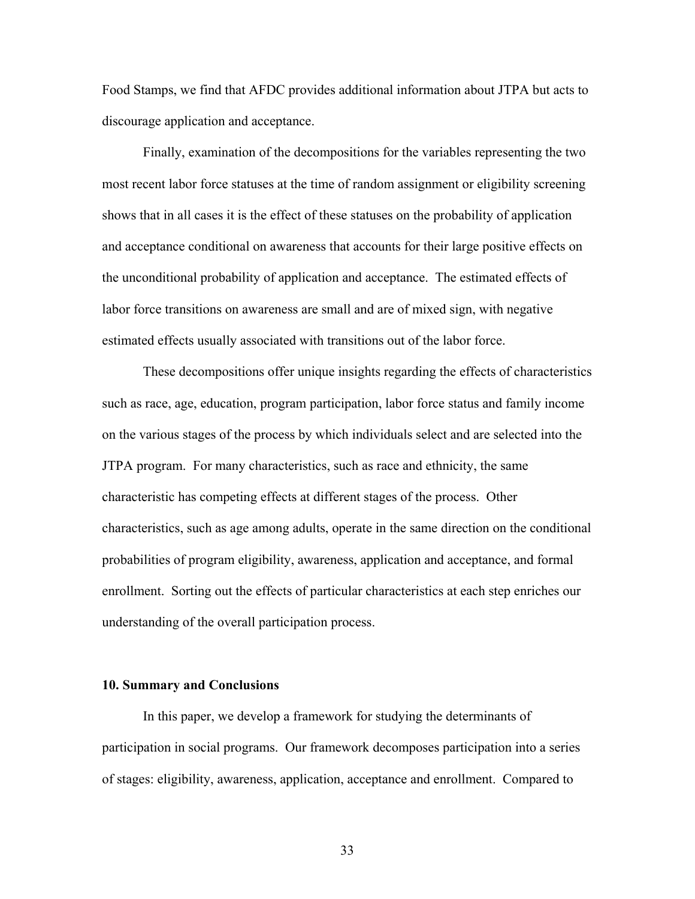Food Stamps, we find that AFDC provides additional information about JTPA but acts to discourage application and acceptance.

Finally, examination of the decompositions for the variables representing the two most recent labor force statuses at the time of random assignment or eligibility screening shows that in all cases it is the effect of these statuses on the probability of application and acceptance conditional on awareness that accounts for their large positive effects on the unconditional probability of application and acceptance. The estimated effects of labor force transitions on awareness are small and are of mixed sign, with negative estimated effects usually associated with transitions out of the labor force.

These decompositions offer unique insights regarding the effects of characteristics such as race, age, education, program participation, labor force status and family income on the various stages of the process by which individuals select and are selected into the JTPA program. For many characteristics, such as race and ethnicity, the same characteristic has competing effects at different stages of the process. Other characteristics, such as age among adults, operate in the same direction on the conditional probabilities of program eligibility, awareness, application and acceptance, and formal enrollment. Sorting out the effects of particular characteristics at each step enriches our understanding of the overall participation process.

## 10. Summary and Conclusions

In this paper, we develop a framework for studying the determinants of participation in social programs. Our framework decomposes participation into a series of stages: eligibility, awareness, application, acceptance and enrollment. Compared to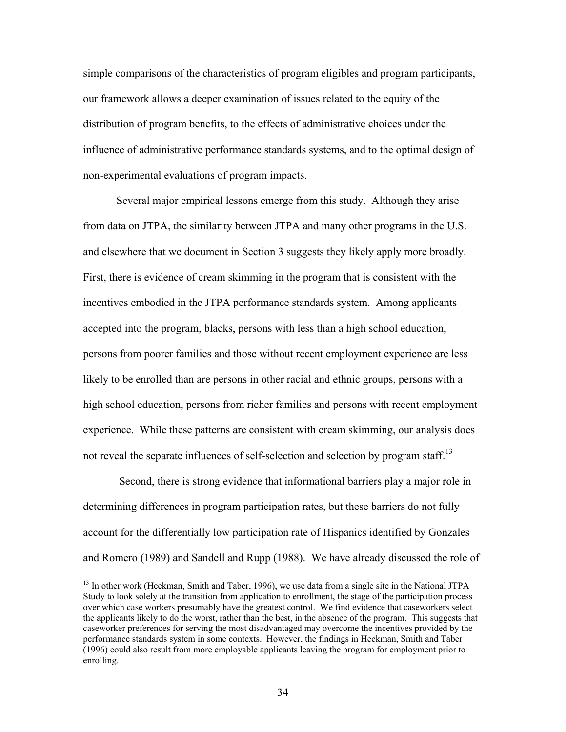simple comparisons of the characteristics of program eligibles and program participants, our framework allows a deeper examination of issues related to the equity of the distribution of program benefits, to the effects of administrative choices under the influence of administrative performance standards systems, and to the optimal design of non-experimental evaluations of program impacts.

Several major empirical lessons emerge from this study. Although they arise from data on JTPA, the similarity between JTPA and many other programs in the U.S. and elsewhere that we document in Section 3 suggests they likely apply more broadly. First, there is evidence of cream skimming in the program that is consistent with the incentives embodied in the JTPA performance standards system. Among applicants accepted into the program, blacks, persons with less than a high school education, persons from poorer families and those without recent employment experience are less likely to be enrolled than are persons in other racial and ethnic groups, persons with a high school education, persons from richer families and persons with recent employment experience. While these patterns are consistent with cream skimming, our analysis does not reveal the separate influences of self-selection and selection by program staff.[13]

Second, there is strong evidence that informational barriers play a major role in determining differences in program participation rates, but these barriers do not fully account for the differentially low participation rate of Hispanics identified by Gonzales and Romero (1989) and Sandell and Rupp (1988). We have already discussed the role of

[13] In other work (Heckman, Smith and Taber, 1996), we use data from a single site in the National JTPA Study to look solely at the transition from application to enrollment, the stage of the participation process over which case workers presumably have the greatest control. We find evidence that caseworkers select the applicants likely to do the worst, rather than the best, in the absence of the program. This suggests that caseworker preferences for serving the most disadvantaged may overcome the incentives provided by the performance standards system in some contexts. However, the findings in Heckman, Smith and Taber (1996) could also result from more employable applicants leaving the program for employment prior to enrolling.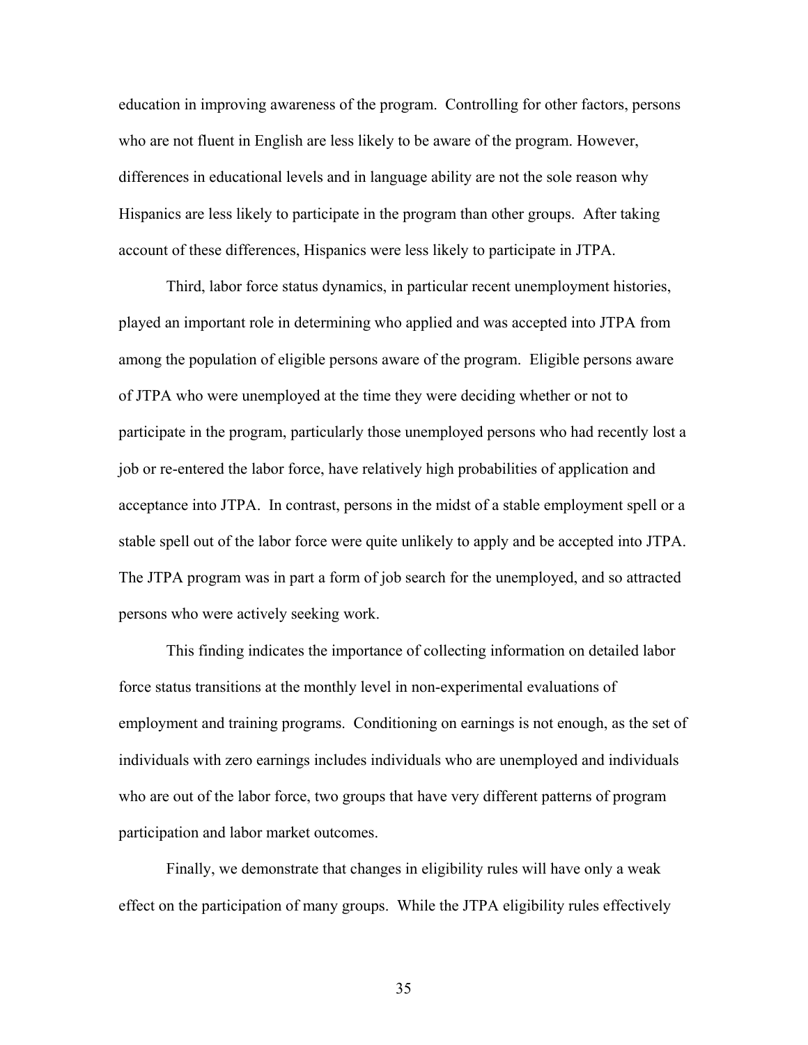education in improving awareness of the program. Controlling for other factors, persons who are not fluent in English are less likely to be aware of the program. However, differences in educational levels and in language ability are not the sole reason why Hispanics are less likely to participate in the program than other groups. After taking account of these differences, Hispanics were less likely to participate in JTPA.

Third, labor force status dynamics, in particular recent unemployment histories, played an important role in determining who applied and was accepted into JTPA from among the population of eligible persons aware of the program. Eligible persons aware of JTPA who were unemployed at the time they were deciding whether or not to participate in the program, particularly those unemployed persons who had recently lost a job or re-entered the labor force, have relatively high probabilities of application and acceptance into JTPA. In contrast, persons in the midst of a stable employment spell or a stable spell out of the labor force were quite unlikely to apply and be accepted into JTPA. The JTPA program was in part a form of job search for the unemployed, and so attracted persons who were actively seeking work.

This finding indicates the importance of collecting information on detailed labor force status transitions at the monthly level in non-experimental evaluations of employment and training programs. Conditioning on earnings is not enough, as the set of individuals with zero earnings includes individuals who are unemployed and individuals who are out of the labor force, two groups that have very different patterns of program participation and labor market outcomes.

Finally, we demonstrate that changes in eligibility rules will have only a weak effect on the participation of many groups. While the JTPA eligibility rules effectively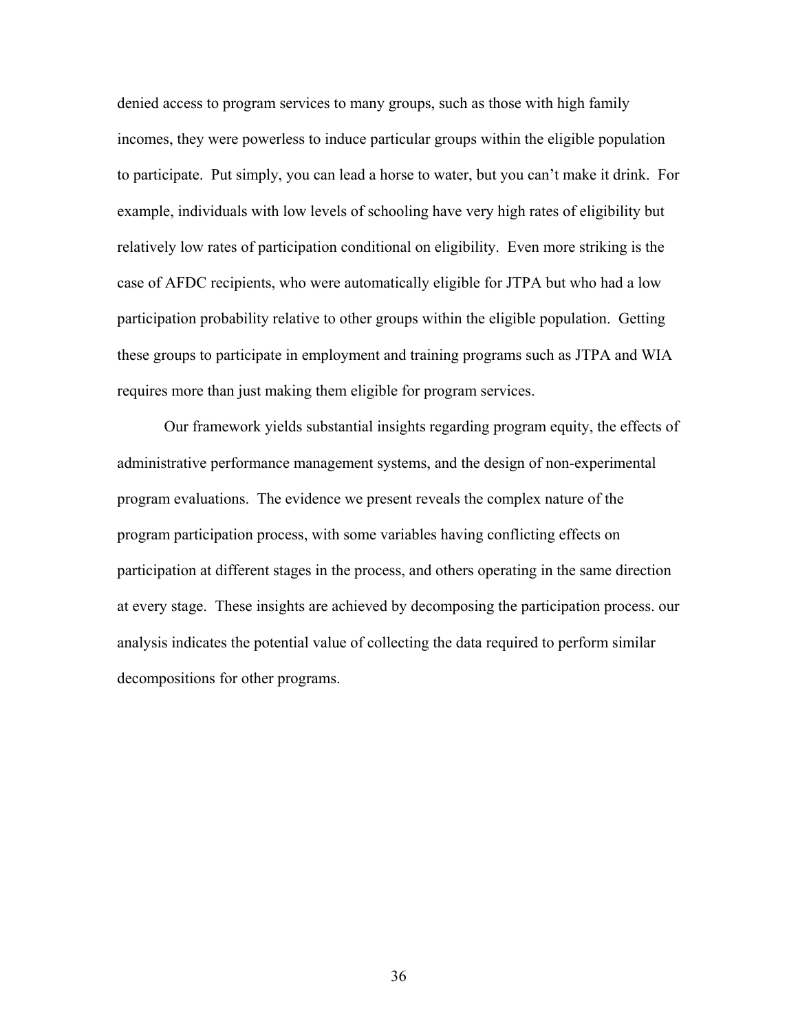denied access to program services to many groups, such as those with high family incomes, they were powerless to induce particular groups within the eligible population to participate. Put simply, you can lead a horse to water, but you can't make it drink. For example, individuals with low levels of schooling have very high rates of eligibility but relatively low rates of participation conditional on eligibility. Even more striking is the case of AFDC recipients, who were automatically eligible for JTPA but who had a low participation probability relative to other groups within the eligible population. Getting these groups to participate in employment and training programs such as JTPA and WIA requires more than just making them eligible for program services.

Our framework yields substantial insights regarding program equity, the effects of administrative performance management systems, and the design of non-experimental program evaluations. The evidence we present reveals the complex nature of the program participation process, with some variables having conflicting effects on participation at different stages in the process, and others operating in the same direction at every stage. These insights are achieved by decomposing the participation process. our analysis indicates the potential value of collecting the data required to perform similar decompositions for other programs.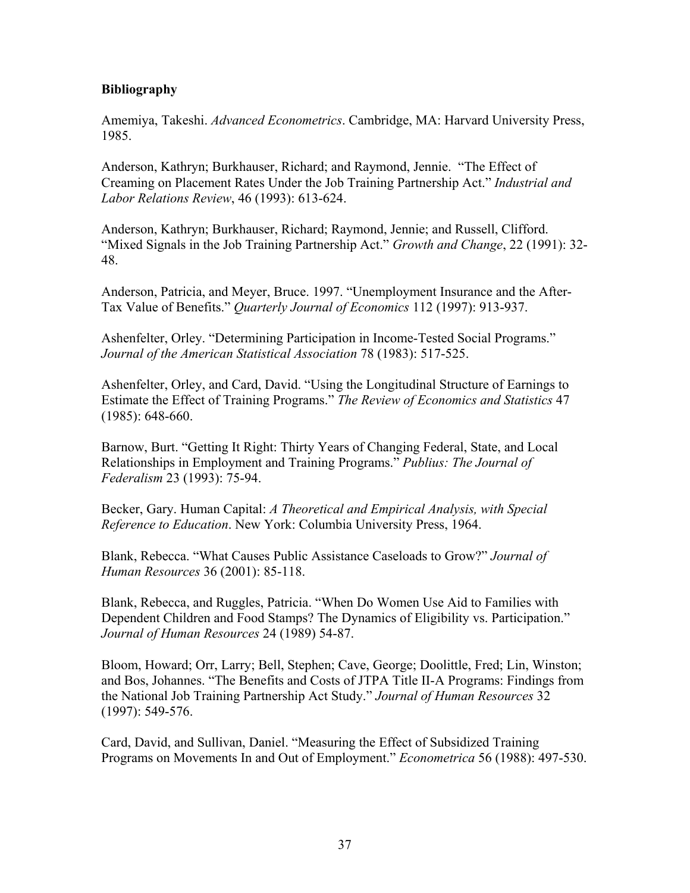**Bibliography**

Amemiya, Takeshi. *Advanced Econometrics*. Cambridge, MA: Harvard University Press, 1985.

Anderson, Kathryn; Burkhauser, Richard; and Raymond, Jennie. "The Effect of Creaming on Placement Rates Under the Job Training Partnership Act." *Industrial and Labor Relations Review*, 46 (1993): 613-624.

Anderson, Kathryn; Burkhauser, Richard; Raymond, Jennie; and Russell, Clifford. "Mixed Signals in the Job Training Partnership Act." *Growth and Change*, 22 (1991): 32-48.

Anderson, Patricia, and Meyer, Bruce. 1997. "Unemployment Insurance and the After-Tax Value of Benefits." *Quarterly Journal of Economics* 112 (1997): 913-937.

Ashenfelter, Orley. "Determining Participation in Income-Tested Social Programs." *Journal of the American Statistical Association* 78 (1983): 517-525.

Ashenfelter, Orley, and Card, David. "Using the Longitudinal Structure of Earnings to Estimate the Effect of Training Programs." *The Review of Economics and Statistics* 47 (1985): 648-660.

Barnow, Burt. "Getting It Right: Thirty Years of Changing Federal, State, and Local Relationships in Employment and Training Programs." *Publius: The Journal of Federalism* 23 (1993): 75-94.

Becker, Gary. Human Capital: *A Theoretical and Empirical Analysis, with Special Reference to Education*. New York: Columbia University Press, 1964.

Blank, Rebecca. "What Causes Public Assistance Caseloads to Grow?" *Journal of Human Resources* 36 (2001): 85-118.

Blank, Rebecca, and Ruggles, Patricia. "When Do Women Use Aid to Families with Dependent Children and Food Stamps? The Dynamics of Eligibility vs. Participation." *Journal of Human Resources* 24 (1989) 54-87.

Bloom, Howard; Orr, Larry; Bell, Stephen; Cave, George; Doolittle, Fred; Lin, Winston; and Bos, Johannes. "The Benefits and Costs of JTPA Title II-A Programs: Findings from the National Job Training Partnership Act Study." *Journal of Human Resources* 32 (1997): 549-576.

Card, David, and Sullivan, Daniel. "Measuring the Effect of Subsidized Training Programs on Movements In and Out of Employment." *Econometrica* 56 (1988): 497-530.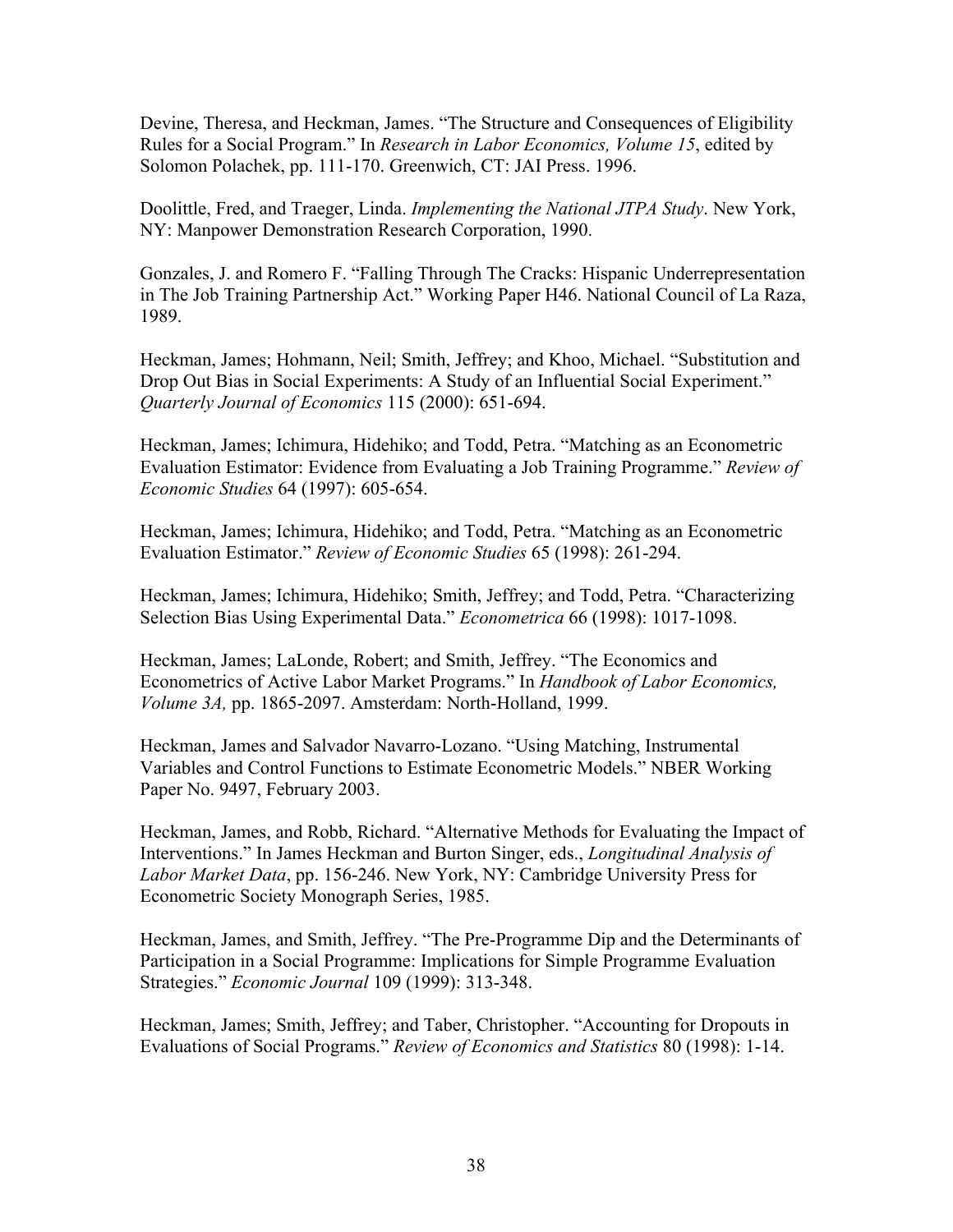Devine, Theresa, and Heckman, James. “The Structure and Consequences of Eligibility Rules for a Social Program.” In *Research in Labor Economics, Volume 15*, edited by Solomon Polachek, pp. 111-170. Greenwich, CT: JAI Press. 1996.

Doolittle, Fred, and Traeger, Linda. *Implementing the National JTPA Study*. New York, NY: Manpower Demonstration Research Corporation, 1990.

Gonzales, J. and Romero F. “Falling Through The Cracks: Hispanic Underrepresentation in The Job Training Partnership Act.” Working Paper H46. National Council of La Raza, 1989.

Heckman, James; Hohmann, Neil; Smith, Jeffrey; and Khoo, Michael. “Substitution and Drop Out Bias in Social Experiments: A Study of an Influential Social Experiment.” *Quarterly Journal of Economics* 115 (2000): 651-694.

Heckman, James; Ichimura, Hidehiko; and Todd, Petra. “Matching as an Econometric Evaluation Estimator: Evidence from Evaluating a Job Training Programme.” *Review of Economic Studies* 64 (1997): 605-654.

Heckman, James; Ichimura, Hidehiko; and Todd, Petra. “Matching as an Econometric Evaluation Estimator.” *Review of Economic Studies* 65 (1998): 261-294.

Heckman, James; Ichimura, Hidehiko; Smith, Jeffrey; and Todd, Petra. “Characterizing Selection Bias Using Experimental Data.” *Econometrica* 66 (1998): 1017-1098.

Heckman, James; LaLonde, Robert; and Smith, Jeffrey. “The Economics and Econometrics of Active Labor Market Programs.” In *Handbook of Labor Economics, Volume 3A,* pp. 1865-2097. Amsterdam: North-Holland, 1999.

Heckman, James and Salvador Navarro-Lozano. “Using Matching, Instrumental Variables and Control Functions to Estimate Econometric Models.” NBER Working Paper No. 9497, February 2003.

Heckman, James, and Robb, Richard. “Alternative Methods for Evaluating the Impact of Interventions.” In James Heckman and Burton Singer, eds., *Longitudinal Analysis of Labor Market Data*, pp. 156-246. New York, NY: Cambridge University Press for Econometric Society Monograph Series, 1985.

Heckman, James, and Smith, Jeffrey. “The Pre-Programme Dip and the Determinants of Participation in a Social Programme: Implications for Simple Programme Evaluation Strategies.” *Economic Journal* 109 (1999): 313-348.

Heckman, James; Smith, Jeffrey; and Taber, Christopher. “Accounting for Dropouts in Evaluations of Social Programs.” *Review of Economics and Statistics* 80 (1998): 1-14.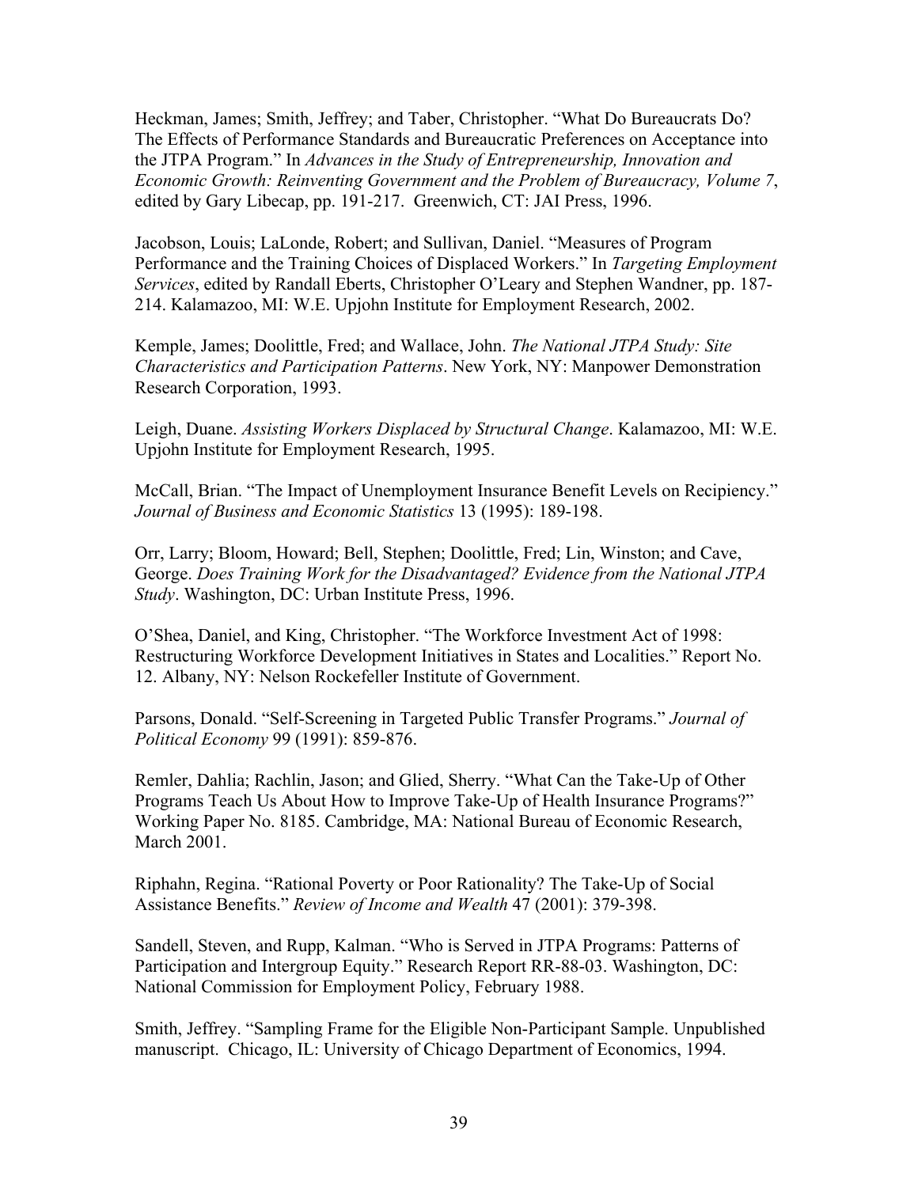Heckman, James; Smith, Jeffrey; and Taber, Christopher. "What Do Bureaucrats Do? The Effects of Performance Standards and Bureaucratic Preferences on Acceptance into the JTPA Program." In *Advances in the Study of Entrepreneurship, Innovation and Economic Growth: Reinventing Government and the Problem of Bureaucracy, Volume 7*, edited by Gary Libecap, pp. 191-217. Greenwich, CT: JAI Press, 1996.

Jacobson, Louis; LaLonde, Robert; and Sullivan, Daniel. "Measures of Program Performance and the Training Choices of Displaced Workers." In *Targeting Employment Services*, edited by Randall Eberts, Christopher O'Leary and Stephen Wandner, pp. 187-214. Kalamazoo, MI: W.E. Upjohn Institute for Employment Research, 2002.

Kemple, James; Doolittle, Fred; and Wallace, John. *The National JTPA Study: Site Characteristics and Participation Patterns*. New York, NY: Manpower Demonstration Research Corporation, 1993.

Leigh, Duane. *Assisting Workers Displaced by Structural Change*. Kalamazoo, MI: W.E. Upjohn Institute for Employment Research, 1995.

McCall, Brian. "The Impact of Unemployment Insurance Benefit Levels on Recipiency." *Journal of Business and Economic Statistics* 13 (1995): 189-198.

Orr, Larry; Bloom, Howard; Bell, Stephen; Doolittle, Fred; Lin, Winston; and Cave, George. *Does Training Work for the Disadvantaged? Evidence from the National JTPA Study*. Washington, DC: Urban Institute Press, 1996.

O'Shea, Daniel, and King, Christopher. "The Workforce Investment Act of 1998: Restructuring Workforce Development Initiatives in States and Localities." Report No. 12. Albany, NY: Nelson Rockefeller Institute of Government.

Parsons, Donald. "Self-Screening in Targeted Public Transfer Programs." *Journal of Political Economy* 99 (1991): 859-876.

Remler, Dahlia; Rachlin, Jason; and Glied, Sherry. "What Can the Take-Up of Other Programs Teach Us About How to Improve Take-Up of Health Insurance Programs?" Working Paper No. 8185. Cambridge, MA: National Bureau of Economic Research, March 2001.

Riphahn, Regina. "Rational Poverty or Poor Rationality? The Take-Up of Social Assistance Benefits." *Review of Income and Wealth* 47 (2001): 379-398.

Sandell, Steven, and Rupp, Kalman. "Who is Served in JTPA Programs: Patterns of Participation and Intergroup Equity." Research Report RR-88-03. Washington, DC: National Commission for Employment Policy, February 1988.

Smith, Jeffrey. "Sampling Frame for the Eligible Non-Participant Sample. Unpublished manuscript. Chicago, IL: University of Chicago Department of Economics, 1994.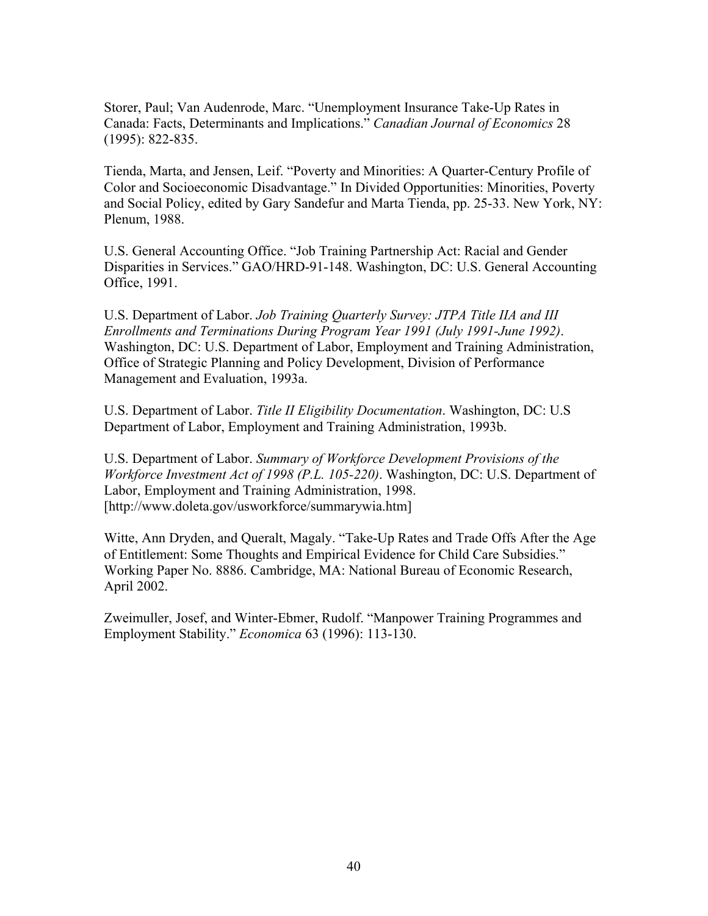Storer, Paul; Van Audenrode, Marc. "Unemployment Insurance Take-Up Rates in Canada: Facts, Determinants and Implications." *Canadian Journal of Economics* 28 (1995): 822-835.

Tienda, Marta, and Jensen, Leif. "Poverty and Minorities: A Quarter-Century Profile of Color and Socioeconomic Disadvantage." In Divided Opportunities: Minorities, Poverty and Social Policy, edited by Gary Sandefur and Marta Tienda, pp. 25-33. New York, NY: Plenum, 1988.

U.S. General Accounting Office. "Job Training Partnership Act: Racial and Gender Disparities in Services." GAO/HRD-91-148. Washington, DC: U.S. General Accounting Office, 1991.

U.S. Department of Labor. *Job Training Quarterly Survey: JTPA Title IIA and III Enrollments and Terminations During Program Year 1991 (July 1991-June 1992)*. Washington, DC: U.S. Department of Labor, Employment and Training Administration, Office of Strategic Planning and Policy Development, Division of Performance Management and Evaluation, 1993a.

U.S. Department of Labor. *Title II Eligibility Documentation*. Washington, DC: U.S Department of Labor, Employment and Training Administration, 1993b.

U.S. Department of Labor. *Summary of Workforce Development Provisions of the Workforce Investment Act of 1998 (P.L. 105-220)*. Washington, DC: U.S. Department of Labor, Employment and Training Administration, 1998. [http://www.doleta.gov/usworkforce/summarywia.htm]

Witte, Ann Dryden, and Queralt, Magaly. "Take-Up Rates and Trade Offs After the Age of Entitlement: Some Thoughts and Empirical Evidence for Child Care Subsidies." Working Paper No. 8886. Cambridge, MA: National Bureau of Economic Research, April 2002.

Zweimuller, Josef, and Winter-Ebmer, Rudolf. "Manpower Training Programmes and Employment Stability." *Economica* 63 (1996): 113-130.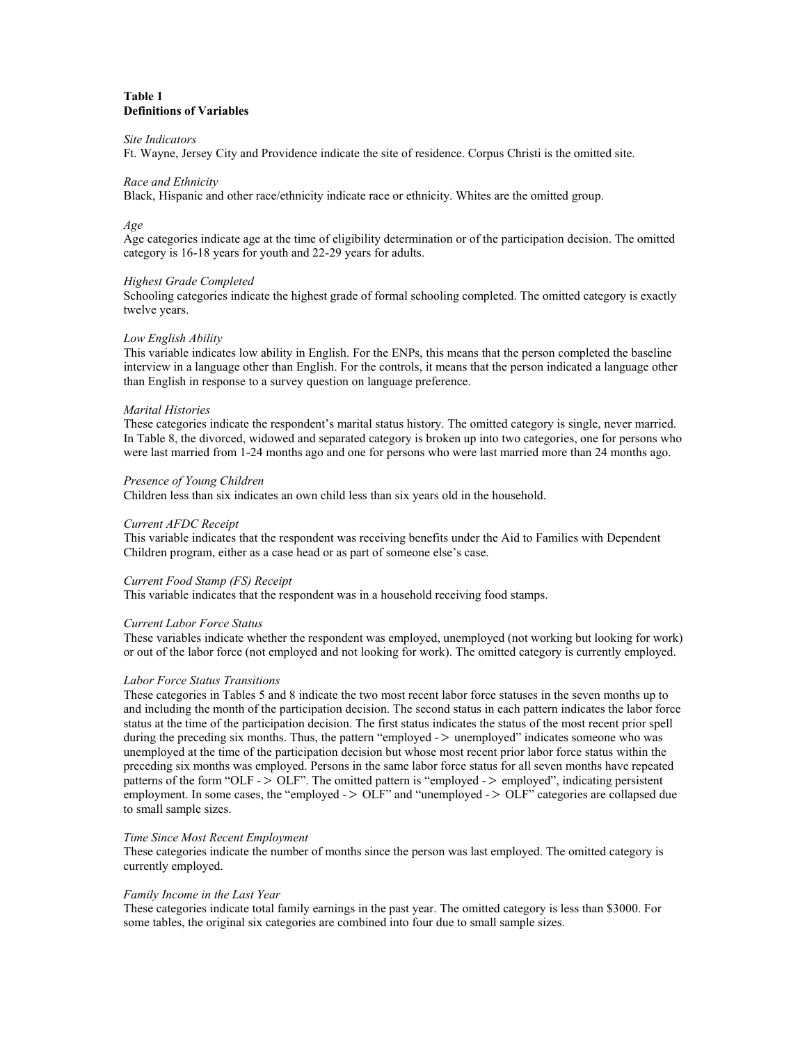**Table 1**
**Definitions of Variables**

*Site Indicators*
Ft. Wayne, Jersey City and Providence indicate the site of residence. Corpus Christi is the omitted site.

*Race and Ethnicity*
Black, Hispanic and other race/ethnicity indicate race or ethnicity. Whites are the omitted group.

*Age*
Age categories indicate age at the time of eligibility determination or of the participation decision. The omitted category is 16-18 years for youth and 22-29 years for adults.

*Highest Grade Completed*
Schooling categories indicate the highest grade of formal schooling completed. The omitted category is exactly twelve years.

*Low English Ability*
This variable indicates low ability in English. For the ENPs, this means that the person completed the baseline interview in a language other than English. For the controls, it means that the person indicated a language other than English in response to a survey question on language preference.

*Marital Histories*
These categories indicate the respondent's marital status history. The omitted category is single, never married. In Table 8, the divorced, widowed and separated category is broken up into two categories, one for persons who were last married from 1-24 months ago and one for persons who were last married more than 24 months ago.

*Presence of Young Children*
Children less than six indicates an own child less than six years old in the household.

*Current AFDC Receipt*
This variable indicates that the respondent was receiving benefits under the Aid to Families with Dependent Children program, either as a case head or as part of someone else's case.

*Current Food Stamp (FS) Receipt*
This variable indicates that the respondent was in a household receiving food stamps.

*Current Labor Force Status*
These variables indicate whether the respondent was employed, unemployed (not working but looking for work) or out of the labor force (not employed and not looking for work). The omitted category is currently employed.

*Labor Force Status Transitions*
These categories in Tables 5 and 8 indicate the two most recent labor force statuses in the seven months up to and including the month of the participation decision. The second status in each pattern indicates the labor force status at the time of the participation decision. The first status indicates the status of the most recent prior spell during the preceding six months. Thus, the pattern "employed -> unemployed" indicates someone who was unemployed at the time of the participation decision but whose most recent prior labor force status within the preceding six months was employed. Persons in the same labor force status for all seven months have repeated patterns of the form "OLF -> OLF". The omitted pattern is "employed -> employed", indicating persistent employment. In some cases, the "employed -> OLF" and "unemployed -> OLF" categories are collapsed due to small sample sizes.

*Time Since Most Recent Employment*
These categories indicate the number of months since the person was last employed. The omitted category is currently employed.

*Family Income in the Last Year*
These categories indicate total family earnings in the past year. The omitted category is less than $3000. For some tables, the original six categories are combined into four due to small sample sizes.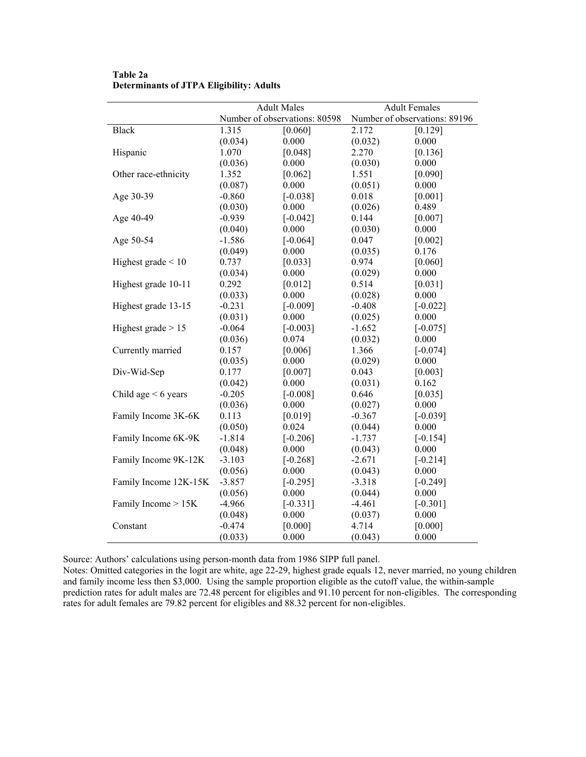**Table 2a**
**Determinants of JTPA Eligibility: Adults**

| | Adult Males | | Adult Females | |
|---|---|---|---|---|
| | Number of observations: 80598 | | Number of observations: 89196 | |
| Black | 1.315 | [0.060] | 2.172 | [0.129] |
| | (0.034) | 0.000 | (0.032) | 0.000 |
| Hispanic | 1.070 | [0.048] | 2.270 | [0.136] |
| | (0.036) | 0.000 | (0.030) | 0.000 |
| Other race-ethnicity | 1.352 | [0.062] | 1.551 | [0.090] |
| | (0.087) | 0.000 | (0.051) | 0.000 |
| Age 30-39 | -0.860 | [-0.038] | 0.018 | [0.001] |
| | (0.030) | 0.000 | (0.026) | 0.489 |
| Age 40-49 | -0.939 | [-0.042] | 0.144 | [0.007] |
| | (0.040) | 0.000 | (0.030) | 0.000 |
| Age 50-54 | -1.586 | [-0.064] | 0.047 | [0.002] |
| | (0.049) | 0.000 | (0.035) | 0.176 |
| Highest grade < 10 | 0.737 | [0.033] | 0.974 | [0.060] |
| | (0.034) | 0.000 | (0.029) | 0.000 |
| Highest grade 10-11 | 0.292 | [0.012] | 0.514 | [0.031] |
| | (0.033) | 0.000 | (0.028) | 0.000 |
| Highest grade 13-15 | -0.231 | [-0.009] | -0.408 | [-0.022] |
| | (0.031) | 0.000 | (0.025) | 0.000 |
| Highest grade > 15 | -0.064 | [-0.003] | -1.652 | [-0.075] |
| | (0.036) | 0.074 | (0.032) | 0.000 |
| Currently married | 0.157 | [0.006] | 1.366 | [-0.074] |
| | (0.035) | 0.000 | (0.029) | 0.000 |
| Div-Wid-Sep | 0.177 | [0.007] | 0.043 | [0.003] |
| | (0.042) | 0.000 | (0.031) | 0.162 |
| Child age < 6 years | -0.205 | [-0.008] | 0.646 | [0.035] |
| | (0.036) | 0.000 | (0.027) | 0.000 |
| Family Income 3K-6K | 0.113 | [0.019] | -0.367 | [-0.039] |
| | (0.050) | 0.024 | (0.044) | 0.000 |
| Family Income 6K-9K | -1.814 | [-0.206] | -1.737 | [-0.154] |
| | (0.048) | 0.000 | (0.043) | 0.000 |
| Family Income 9K-12K | -3.103 | [-0.268] | -2.671 | [-0.214] |
| | (0.056) | 0.000 | (0.043) | 0.000 |
| Family Income 12K-15K | -3.857 | [-0.295] | -3.318 | [-0.249] |
| | (0.056) | 0.000 | (0.044) | 0.000 |
| Family Income > 15K | -4.966 | [-0.331] | -4.461 | [-0.301] |
| | (0.048) | 0.000 | (0.037) | 0.000 |
| Constant | -0.474 | [0.000] | 4.714 | [0.000] |
| | (0.033) | 0.000 | (0.043) | 0.000 |

Source: Authors' calculations using person-month data from 1986 SIPP full panel.
Notes: Omitted categories in the logit are white, age 22-29, highest grade equals 12, never married, no young children and family income less then $3,000. Using the sample proportion eligible as the cutoff value, the within-sample prediction rates for adult males are 72.48 percent for eligibles and 91.10 percent for non-eligibles. The corresponding rates for adult females are 79.82 percent for eligibles and 88.32 percent for non-eligibles.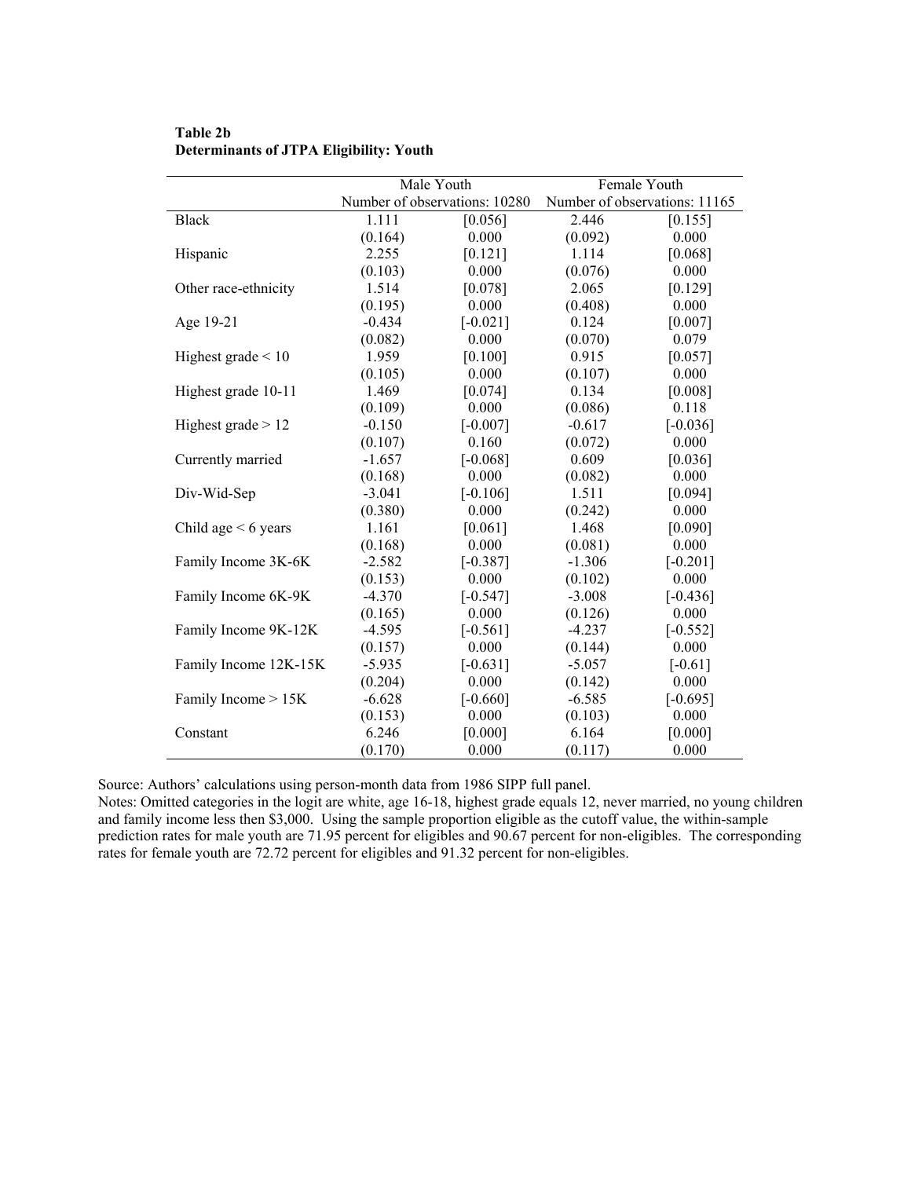**Table 2b**
**Determinants of JTPA Eligibility: Youth**

| | Male Youth | | Female Youth | |
|---|---|---|---|---|
| | Number of observations: 10280 | | Number of observations: 11165 | |
| Black | 1.111 | [0.056] | 2.446 | [0.155] |
| | (0.164) | 0.000 | (0.092) | 0.000 |
| Hispanic | 2.255 | [0.121] | 1.114 | [0.068] |
| | (0.103) | 0.000 | (0.076) | 0.000 |
| Other race-ethnicity | 1.514 | [0.078] | 2.065 | [0.129] |
| | (0.195) | 0.000 | (0.408) | 0.000 |
| Age 19-21 | -0.434 | [-0.021] | 0.124 | [0.007] |
| | (0.082) | 0.000 | (0.070) | 0.079 |
| Highest grade < 10 | 1.959 | [0.100] | 0.915 | [0.057] |
| | (0.105) | 0.000 | (0.107) | 0.000 |
| Highest grade 10-11 | 1.469 | [0.074] | 0.134 | [0.008] |
| | (0.109) | 0.000 | (0.086) | 0.118 |
| Highest grade > 12 | -0.150 | [-0.007] | -0.617 | [-0.036] |
| | (0.107) | 0.160 | (0.072) | 0.000 |
| Currently married | -1.657 | [-0.068] | 0.609 | [0.036] |
| | (0.168) | 0.000 | (0.082) | 0.000 |
| Div-Wid-Sep | -3.041 | [-0.106] | 1.511 | [0.094] |
| | (0.380) | 0.000 | (0.242) | 0.000 |
| Child age < 6 years | 1.161 | [0.061] | 1.468 | [0.090] |
| | (0.168) | 0.000 | (0.081) | 0.000 |
| Family Income 3K-6K | -2.582 | [-0.387] | -1.306 | [-0.201] |
| | (0.153) | 0.000 | (0.102) | 0.000 |
| Family Income 6K-9K | -4.370 | [-0.547] | -3.008 | [-0.436] |
| | (0.165) | 0.000 | (0.126) | 0.000 |
| Family Income 9K-12K | -4.595 | [-0.561] | -4.237 | [-0.552] |
| | (0.157) | 0.000 | (0.144) | 0.000 |
| Family Income 12K-15K | -5.935 | [-0.631] | -5.057 | [-0.61] |
| | (0.204) | 0.000 | (0.142) | 0.000 |
| Family Income > 15K | -6.628 | [-0.660] | -6.585 | [-0.695] |
| | (0.153) | 0.000 | (0.103) | 0.000 |
| Constant | 6.246 | [0.000] | 6.164 | [0.000] |
| | (0.170) | 0.000 | (0.117) | 0.000 |

Source: Authors' calculations using person-month data from 1986 SIPP full panel.
Notes: Omitted categories in the logit are white, age 16-18, highest grade equals 12, never married, no young children and family income less then $3,000. Using the sample proportion eligible as the cutoff value, the within-sample prediction rates for male youth are 71.95 percent for eligibles and 90.67 percent for non-eligibles. The corresponding rates for female youth are 72.72 percent for eligibles and 91.32 percent for non-eligibles.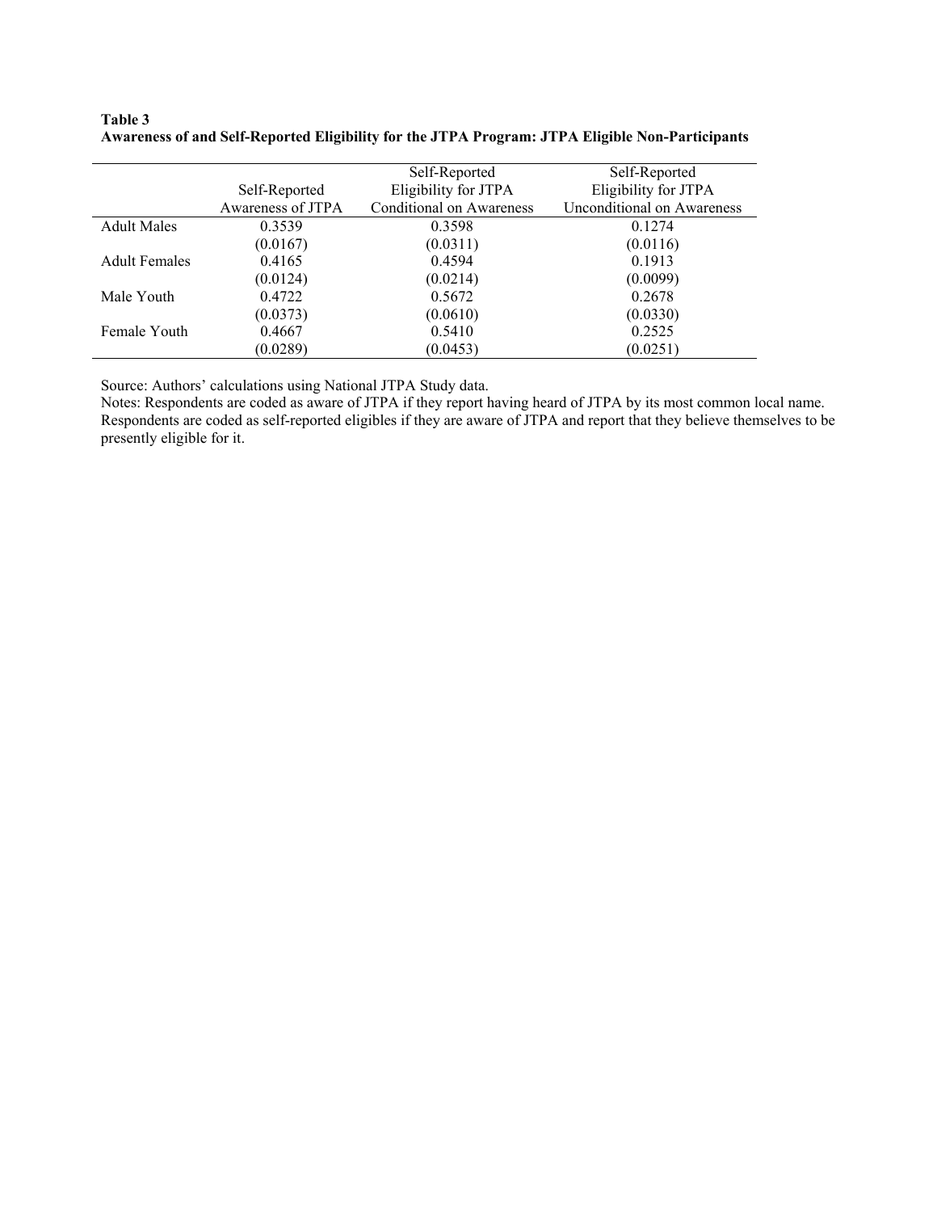**Table 3**
**Awareness of and Self-Reported Eligibility for the JTPA Program: JTPA Eligible Non-Participants**

| | Self-Reported Awareness of JTPA | Self-Reported Eligibility for JTPA Conditional on Awareness | Self-Reported Eligibility for JTPA Unconditional on Awareness |
|---|---|---|---|
| Adult Males | 0.3539 | 0.3598 | 0.1274 |
| | (0.0167) | (0.0311) | (0.0116) |
| Adult Females | 0.4165 | 0.4594 | 0.1913 |
| | (0.0124) | (0.0214) | (0.0099) |
| Male Youth | 0.4722 | 0.5672 | 0.2678 |
| | (0.0373) | (0.0610) | (0.0330) |
| Female Youth | 0.4667 | 0.5410 | 0.2525 |
| | (0.0289) | (0.0453) | (0.0251) |

Source: Authors' calculations using National JTPA Study data.
Notes: Respondents are coded as aware of JTPA if they report having heard of JTPA by its most common local name. Respondents are coded as self-reported eligibles if they are aware of JTPA and report that they believe themselves to be presently eligible for it.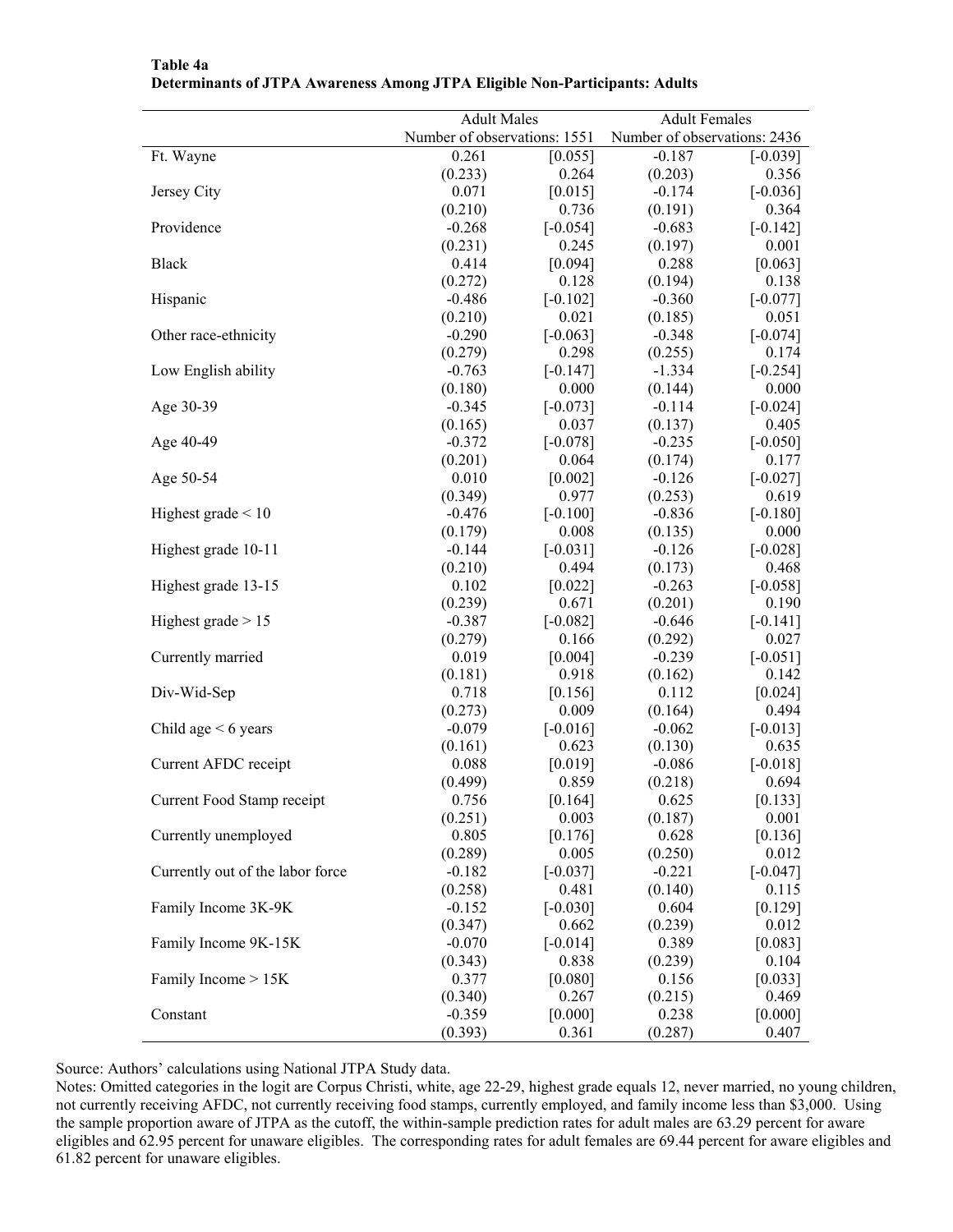**Table 4a**
**Determinants of JTPA Awareness Among JTPA Eligible Non-Participants: Adults**

| | Adult Males | | Adult Females | |
|---|---|---|---|---|
| | Number of observations: 1551 | | Number of observations: 2436 | |
| Ft. Wayne | 0.261 | [0.055] | -0.187 | [-0.039] |
| | (0.233) | 0.264 | (0.203) | 0.356 |
| Jersey City | 0.071 | [0.015] | -0.174 | [-0.036] |
| | (0.210) | 0.736 | (0.191) | 0.364 |
| Providence | -0.268 | [-0.054] | -0.683 | [-0.142] |
| | (0.231) | 0.245 | (0.197) | 0.001 |
| Black | 0.414 | [0.094] | 0.288 | [0.063] |
| | (0.272) | 0.128 | (0.194) | 0.138 |
| Hispanic | -0.486 | [-0.102] | -0.360 | [-0.077] |
| | (0.210) | 0.021 | (0.185) | 0.051 |
| Other race-ethnicity | -0.290 | [-0.063] | -0.348 | [-0.074] |
| | (0.279) | 0.298 | (0.255) | 0.174 |
| Low English ability | -0.763 | [-0.147] | -1.334 | [-0.254] |
| | (0.180) | 0.000 | (0.144) | 0.000 |
| Age 30-39 | -0.345 | [-0.073] | -0.114 | [-0.024] |
| | (0.165) | 0.037 | (0.137) | 0.405 |
| Age 40-49 | -0.372 | [-0.078] | -0.235 | [-0.050] |
| | (0.201) | 0.064 | (0.174) | 0.177 |
| Age 50-54 | 0.010 | [0.002] | -0.126 | [-0.027] |
| | (0.349) | 0.977 | (0.253) | 0.619 |
| Highest grade < 10 | -0.476 | [-0.100] | -0.836 | [-0.180] |
| | (0.179) | 0.008 | (0.135) | 0.000 |
| Highest grade 10-11 | -0.144 | [-0.031] | -0.126 | [-0.028] |
| | (0.210) | 0.494 | (0.173) | 0.468 |
| Highest grade 13-15 | 0.102 | [0.022] | -0.263 | [-0.058] |
| | (0.239) | 0.671 | (0.201) | 0.190 |
| Highest grade > 15 | -0.387 | [-0.082] | -0.646 | [-0.141] |
| | (0.279) | 0.166 | (0.292) | 0.027 |
| Currently married | 0.019 | [0.004] | -0.239 | [-0.051] |
| | (0.181) | 0.918 | (0.162) | 0.142 |
| Div-Wid-Sep | 0.718 | [0.156] | 0.112 | [0.024] |
| | (0.273) | 0.009 | (0.164) | 0.494 |
| Child age < 6 years | -0.079 | [-0.016] | -0.062 | [-0.013] |
| | (0.161) | 0.623 | (0.130) | 0.635 |
| Current AFDC receipt | 0.088 | [0.019] | -0.086 | [-0.018] |
| | (0.499) | 0.859 | (0.218) | 0.694 |
| Current Food Stamp receipt | 0.756 | [0.164] | 0.625 | [0.133] |
| | (0.251) | 0.003 | (0.187) | 0.001 |
| Currently unemployed | 0.805 | [0.176] | 0.628 | [0.136] |
| | (0.289) | 0.005 | (0.250) | 0.012 |
| Currently out of the labor force | -0.182 | [-0.037] | -0.221 | [-0.047] |
| | (0.258) | 0.481 | (0.140) | 0.115 |
| Family Income 3K-9K | -0.152 | [-0.030] | 0.604 | [0.129] |
| | (0.347) | 0.662 | (0.239) | 0.012 |
| Family Income 9K-15K | -0.070 | [-0.014] | 0.389 | [0.083] |
| | (0.343) | 0.838 | (0.239) | 0.104 |
| Family Income > 15K | 0.377 | [0.080] | 0.156 | [0.033] |
| | (0.340) | 0.267 | (0.215) | 0.469 |
| Constant | -0.359 | [0.000] | 0.238 | [0.000] |
| | (0.393) | 0.361 | (0.287) | 0.407 |

Source: Authors' calculations using National JTPA Study data.
Notes: Omitted categories in the logit are Corpus Christi, white, age 22-29, highest grade equals 12, never married, no young children, not currently receiving AFDC, not currently receiving food stamps, currently employed, and family income less than $3,000. Using the sample proportion aware of JTPA as the cutoff, the within-sample prediction rates for adult males are 63.29 percent for aware eligibles and 62.95 percent for unaware eligibles. The corresponding rates for adult females are 69.44 percent for aware eligibles and 61.82 percent for unaware eligibles.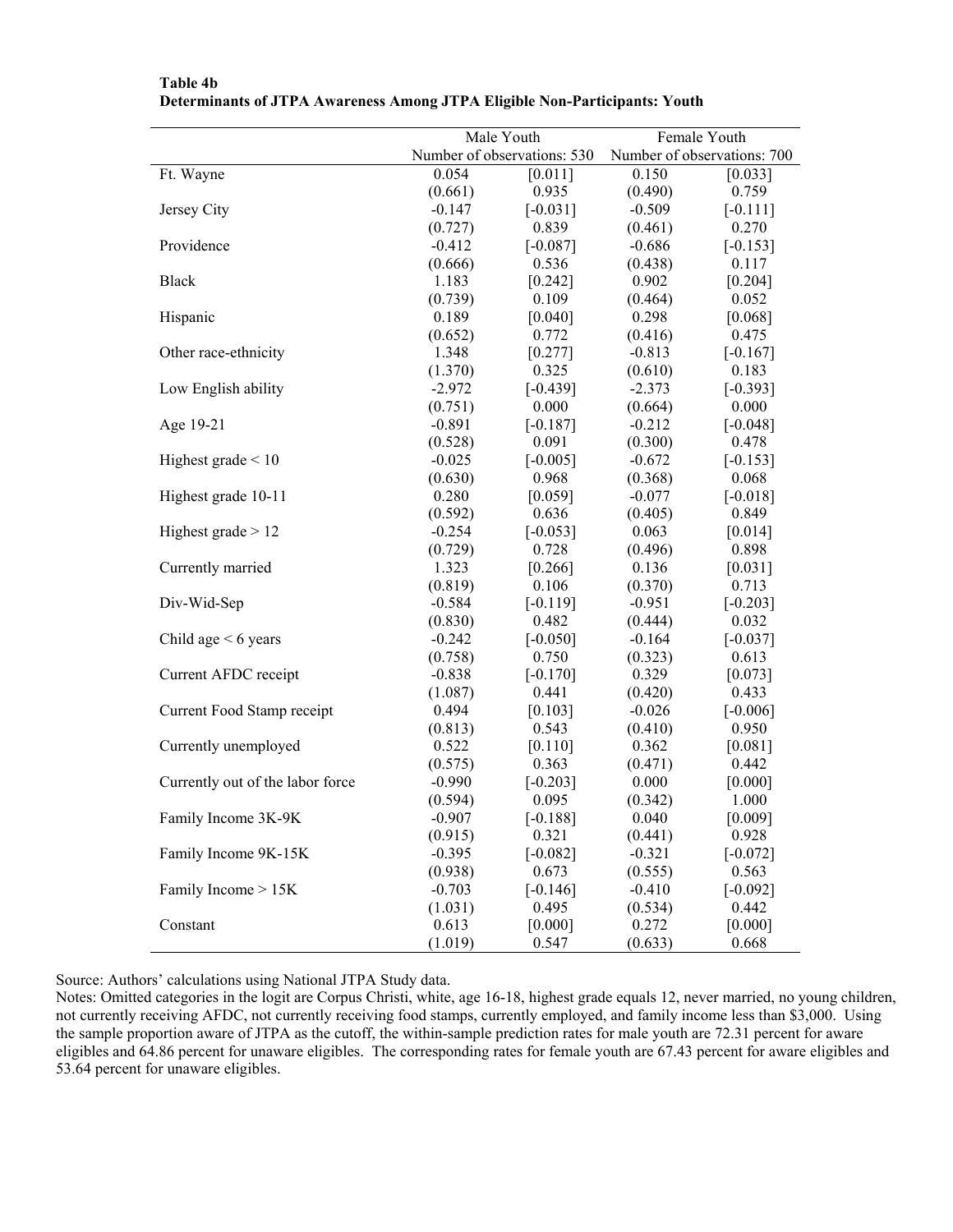**Table 4b**
**Determinants of JTPA Awareness Among JTPA Eligible Non-Participants: Youth**

| | Male Youth | | Female Youth | |
|---|---|---|---|---|
| | Number of observations: 530 | | Number of observations: 700 | |
| Ft. Wayne | 0.054 | [0.011] | 0.150 | [0.033] |
| | (0.661) | 0.935 | (0.490) | 0.759 |
| Jersey City | -0.147 | [-0.031] | -0.509 | [-0.111] |
| | (0.727) | 0.839 | (0.461) | 0.270 |
| Providence | -0.412 | [-0.087] | -0.686 | [-0.153] |
| | (0.666) | 0.536 | (0.438) | 0.117 |
| Black | 1.183 | [0.242] | 0.902 | [0.204] |
| | (0.739) | 0.109 | (0.464) | 0.052 |
| Hispanic | 0.189 | [0.040] | 0.298 | [0.068] |
| | (0.652) | 0.772 | (0.416) | 0.475 |
| Other race-ethnicity | 1.348 | [0.277] | -0.813 | [-0.167] |
| | (1.370) | 0.325 | (0.610) | 0.183 |
| Low English ability | -2.972 | [-0.439] | -2.373 | [-0.393] |
| | (0.751) | 0.000 | (0.664) | 0.000 |
| Age 19-21 | -0.891 | [-0.187] | -0.212 | [-0.048] |
| | (0.528) | 0.091 | (0.300) | 0.478 |
| Highest grade < 10 | -0.025 | [-0.005] | -0.672 | [-0.153] |
| | (0.630) | 0.968 | (0.368) | 0.068 |
| Highest grade 10-11 | 0.280 | [0.059] | -0.077 | [-0.018] |
| | (0.592) | 0.636 | (0.405) | 0.849 |
| Highest grade > 12 | -0.254 | [-0.053] | 0.063 | [0.014] |
| | (0.729) | 0.728 | (0.496) | 0.898 |
| Currently married | 1.323 | [0.266] | 0.136 | [0.031] |
| | (0.819) | 0.106 | (0.370) | 0.713 |
| Div-Wid-Sep | -0.584 | [-0.119] | -0.951 | [-0.203] |
| | (0.830) | 0.482 | (0.444) | 0.032 |
| Child age < 6 years | -0.242 | [-0.050] | -0.164 | [-0.037] |
| | (0.758) | 0.750 | (0.323) | 0.613 |
| Current AFDC receipt | -0.838 | [-0.170] | 0.329 | [0.073] |
| | (1.087) | 0.441 | (0.420) | 0.433 |
| Current Food Stamp receipt | 0.494 | [0.103] | -0.026 | [-0.006] |
| | (0.813) | 0.543 | (0.410) | 0.950 |
| Currently unemployed | 0.522 | [0.110] | 0.362 | [0.081] |
| | (0.575) | 0.363 | (0.471) | 0.442 |
| Currently out of the labor force | -0.990 | [-0.203] | 0.000 | [0.000] |
| | (0.594) | 0.095 | (0.342) | 1.000 |
| Family Income 3K-9K | -0.907 | [-0.188] | 0.040 | [0.009] |
| | (0.915) | 0.321 | (0.441) | 0.928 |
| Family Income 9K-15K | -0.395 | [-0.082] | -0.321 | [-0.072] |
| | (0.938) | 0.673 | (0.555) | 0.563 |
| Family Income > 15K | -0.703 | [-0.146] | -0.410 | [-0.092] |
| | (1.031) | 0.495 | (0.534) | 0.442 |
| Constant | 0.613 | [0.000] | 0.272 | [0.000] |
| | (1.019) | 0.547 | (0.633) | 0.668 |

Source: Authors' calculations using National JTPA Study data.
Notes: Omitted categories in the logit are Corpus Christi, white, age 16-18, highest grade equals 12, never married, no young children, not currently receiving AFDC, not currently receiving food stamps, currently employed, and family income less than $3,000. Using the sample proportion aware of JTPA as the cutoff, the within-sample prediction rates for male youth are 72.31 percent for aware eligibles and 64.86 percent for unaware eligibles. The corresponding rates for female youth are 67.43 percent for aware eligibles and 53.64 percent for unaware eligibles.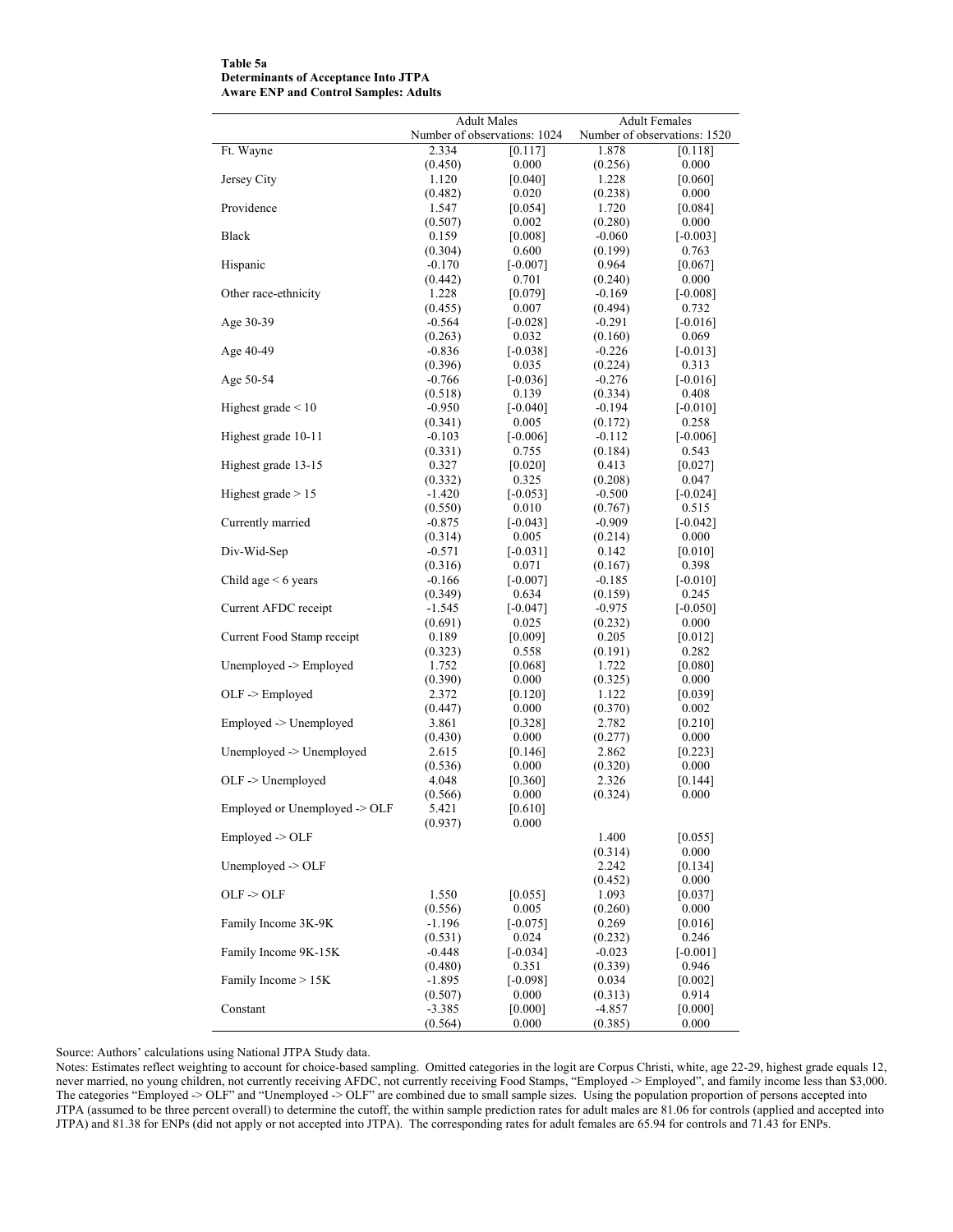**Table 5a**
**Determinants of Acceptance Into JTPA**
**Aware ENP and Control Samples: Adults**

| | Adult Males | | Adult Females | |
|---|---|---|---|---|
| | Number of observations: 1024 | | Number of observations: 1520 | |
| Ft. Wayne | 2.334 | [0.117] | 1.878 | [0.118] |
| | (0.450) | 0.000 | (0.256) | 0.000 |
| Jersey City | 1.120 | [0.040] | 1.228 | [0.060] |
| | (0.482) | 0.020 | (0.238) | 0.000 |
| Providence | 1.547 | [0.054] | 1.720 | [0.084] |
| | (0.507) | 0.002 | (0.280) | 0.000 |
| Black | 0.159 | [0.008] | -0.060 | [-0.003] |
| | (0.304) | 0.600 | (0.199) | 0.763 |
| Hispanic | -0.170 | [-0.007] | 0.964 | [0.067] |
| | (0.442) | 0.701 | (0.240) | 0.000 |
| Other race-ethnicity | 1.228 | [0.079] | -0.169 | [-0.008] |
| | (0.455) | 0.007 | (0.494) | 0.732 |
| Age 30-39 | -0.564 | [-0.028] | -0.291 | [-0.016] |
| | (0.263) | 0.032 | (0.160) | 0.069 |
| Age 40-49 | -0.836 | [-0.038] | -0.226 | [-0.013] |
| | (0.396) | 0.035 | (0.224) | 0.313 |
| Age 50-54 | -0.766 | [-0.036] | -0.276 | [-0.016] |
| | (0.518) | 0.139 | (0.334) | 0.408 |
| Highest grade < 10 | -0.950 | [-0.040] | -0.194 | [-0.010] |
| | (0.341) | 0.005 | (0.172) | 0.258 |
| Highest grade 10-11 | -0.103 | [-0.006] | -0.112 | [-0.006] |
| | (0.331) | 0.755 | (0.184) | 0.543 |
| Highest grade 13-15 | 0.327 | [0.020] | 0.413 | [0.027] |
| | (0.332) | 0.325 | (0.208) | 0.047 |
| Highest grade > 15 | -1.420 | [-0.053] | -0.500 | [-0.024] |
| | (0.550) | 0.010 | (0.767) | 0.515 |
| Currently married | -0.875 | [-0.043] | -0.909 | [-0.042] |
| | (0.314) | 0.005 | (0.214) | 0.000 |
| Div-Wid-Sep | -0.571 | [-0.031] | 0.142 | [0.010] |
| | (0.316) | 0.071 | (0.167) | 0.398 |
| Child age < 6 years | -0.166 | [-0.007] | -0.185 | [-0.010] |
| | (0.349) | 0.634 | (0.159) | 0.245 |
| Current AFDC receipt | -1.545 | [-0.047] | -0.975 | [-0.050] |
| | (0.691) | 0.025 | (0.232) | 0.000 |
| Current Food Stamp receipt | 0.189 | [0.009] | 0.205 | [0.012] |
| | (0.323) | 0.558 | (0.191) | 0.282 |
| Unemployed -> Employed | 1.752 | [0.068] | 1.722 | [0.080] |
| | (0.390) | 0.000 | (0.325) | 0.000 |
| OLF -> Employed | 2.372 | [0.120] | 1.122 | [0.039] |
| | (0.447) | 0.000 | (0.370) | 0.002 |
| Employed -> Unemployed | 3.861 | [0.328] | 2.782 | [0.210] |
| | (0.430) | 0.000 | (0.277) | 0.000 |
| Unemployed -> Unemployed | 2.615 | [0.146] | 2.862 | [0.223] |
| | (0.536) | 0.000 | (0.320) | 0.000 |
| OLF -> Unemployed | 4.048 | [0.360] | 2.326 | [0.144] |
| | (0.566) | 0.000 | (0.324) | 0.000 |
| Employed or Unemployed -> OLF | 5.421 | [0.610] | | |
| | (0.937) | 0.000 | | |
| Employed -> OLF | | | 1.400 | [0.055] |
| | | | (0.314) | 0.000 |
| Unemployed -> OLF | | | 2.242 | [0.134] |
| | | | (0.452) | 0.000 |
| OLF -> OLF | 1.550 | [0.055] | 1.093 | [0.037] |
| | (0.556) | 0.005 | (0.260) | 0.000 |
| Family Income 3K-9K | -1.196 | [-0.075] | 0.269 | [0.016] |
| | (0.531) | 0.024 | (0.232) | 0.246 |
| Family Income 9K-15K | -0.448 | [-0.034] | -0.023 | [-0.001] |
| | (0.480) | 0.351 | (0.339) | 0.946 |
| Family Income > 15K | -1.895 | [-0.098] | 0.034 | [0.002] |
| | (0.507) | 0.000 | (0.313) | 0.914 |
| Constant | -3.385 | [0.000] | -4.857 | [0.000] |
| | (0.564) | 0.000 | (0.385) | 0.000 |

Source: Authors' calculations using National JTPA Study data.

Notes: Estimates reflect weighting to account for choice-based sampling. Omitted categories in the logit are Corpus Christi, white, age 22-29, highest grade equals 12, never married, no young children, not currently receiving AFDC, not currently receiving Food Stamps, "Employed -> Employed", and family income less than $3,000. The categories "Employed -> OLF" and "Unemployed -> OLF" are combined due to small sample sizes. Using the population proportion of persons accepted into JTPA (assumed to be three percent overall) to determine the cutoff, the within sample prediction rates for adult males are 81.06 for controls (applied and accepted into JTPA) and 81.38 for ENPs (did not apply or not accepted into JTPA). The corresponding rates for adult females are 65.94 for controls and 71.43 for ENPs.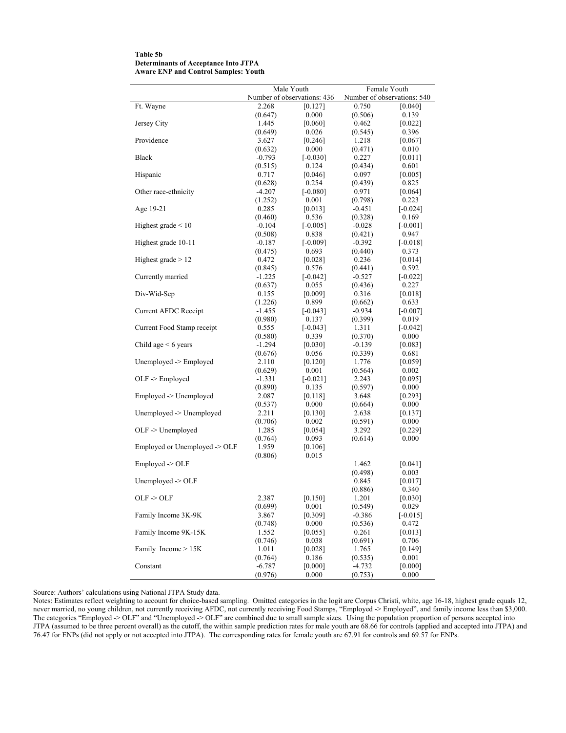**Table 5b**
**Determinants of Acceptance Into JTPA**
**Aware ENP and Control Samples: Youth**

| | Male Youth | | Female Youth | |
|---|---|---|---|---|
| | Number of observations: 436 | | Number of observations: 540 | |
| Ft. Wayne | 2.268 | [0.127] | 0.750 | [0.040] |
| | (0.647) | 0.000 | (0.506) | 0.139 |
| Jersey City | 1.445 | [0.060] | 0.462 | [0.022] |
| | (0.649) | 0.026 | (0.545) | 0.396 |
| Providence | 3.627 | [0.246] | 1.218 | [0.067] |
| | (0.632) | 0.000 | (0.471) | 0.010 |
| Black | -0.793 | [-0.030] | 0.227 | [0.011] |
| | (0.515) | 0.124 | (0.434) | 0.601 |
| Hispanic | 0.717 | [0.046] | 0.097 | [0.005] |
| | (0.628) | 0.254 | (0.439) | 0.825 |
| Other race-ethnicity | -4.207 | [-0.080] | 0.971 | [0.064] |
| | (1.252) | 0.001 | (0.798) | 0.223 |
| Age 19-21 | 0.285 | [0.013] | -0.451 | [-0.024] |
| | (0.460) | 0.536 | (0.328) | 0.169 |
| Highest grade < 10 | -0.104 | [-0.005] | -0.028 | [-0.001] |
| | (0.508) | 0.838 | (0.421) | 0.947 |
| Highest grade 10-11 | -0.187 | [-0.009] | -0.392 | [-0.018] |
| | (0.475) | 0.693 | (0.440) | 0.373 |
| Highest grade > 12 | 0.472 | [0.028] | 0.236 | [0.014] |
| | (0.845) | 0.576 | (0.441) | 0.592 |
| Currently married | -1.225 | [-0.042] | -0.527 | [-0.022] |
| | (0.637) | 0.055 | (0.436) | 0.227 |
| Div-Wid-Sep | 0.155 | [0.009] | 0.316 | [0.018] |
| | (1.226) | 0.899 | (0.662) | 0.633 |
| Current AFDC Receipt | -1.455 | [-0.043] | -0.934 | [-0.007] |
| | (0.980) | 0.137 | (0.399) | 0.019 |
| Current Food Stamp receipt | 0.555 | [-0.043] | 1.311 | [-0.042] |
| | (0.580) | 0.339 | (0.370) | 0.000 |
| Child age < 6 years | -1.294 | [0.030] | -0.139 | [0.083] |
| | (0.676) | 0.056 | (0.339) | 0.681 |
| Unemployed -> Employed | 2.110 | [0.120] | 1.776 | [0.059] |
| | (0.629) | 0.001 | (0.564) | 0.002 |
| OLF -> Employed | -1.331 | [-0.021] | 2.243 | [0.095] |
| | (0.890) | 0.135 | (0.597) | 0.000 |
| Employed -> Unemployed | 2.087 | [0.118] | 3.648 | [0.293] |
| | (0.537) | 0.000 | (0.664) | 0.000 |
| Unemployed -> Unemployed | 2.211 | [0.130] | 2.638 | [0.137] |
| | (0.706) | 0.002 | (0.591) | 0.000 |
| OLF -> Unemployed | 1.285 | [0.054] | 3.292 | [0.229] |
| | (0.764) | 0.093 | (0.614) | 0.000 |
| Employed or Unemployed -> OLF | 1.959 | [0.106] | | |
| | (0.806) | 0.015 | | |
| Employed -> OLF | | | 1.462 | [0.041] |
| | | | (0.498) | 0.003 |
| Unemployed -> OLF | | | 0.845 | [0.017] |
| | | | (0.886) | 0.340 |
| OLF -> OLF | 2.387 | [0.150] | 1.201 | [0.030] |
| | (0.699) | 0.001 | (0.549) | 0.029 |
| Family Income 3K-9K | 3.867 | [0.309] | -0.386 | [-0.015] |
| | (0.748) | 0.000 | (0.536) | 0.472 |
| Family Income 9K-15K | 1.552 | [0.055] | 0.261 | [0.013] |
| | (0.746) | 0.038 | (0.691) | 0.706 |
| Family Income > 15K | 1.011 | [0.028] | 1.765 | [0.149] |
| | (0.764) | 0.186 | (0.535) | 0.001 |
| Constant | -6.787 | [0.000] | -4.732 | [0.000] |
| | (0.976) | 0.000 | (0.753) | 0.000 |

Source: Authors' calculations using National JTPA Study data.

Notes: Estimates reflect weighting to account for choice-based sampling. Omitted categories in the logit are Corpus Christi, white, age 16-18, highest grade equals 12, never married, no young children, not currently receiving AFDC, not currently receiving Food Stamps, "Employed -> Employed", and family income less than $3,000. The categories "Employed -> OLF" and "Unemployed -> OLF" are combined due to small sample sizes. Using the population proportion of persons accepted into JTPA (assumed to be three percent overall) as the cutoff, the within sample prediction rates for male youth are 68.66 for controls (applied and accepted into JTPA) and 76.47 for ENPs (did not apply or not accepted into JTPA). The corresponding rates for female youth are 67.91 for controls and 69.57 for ENPs.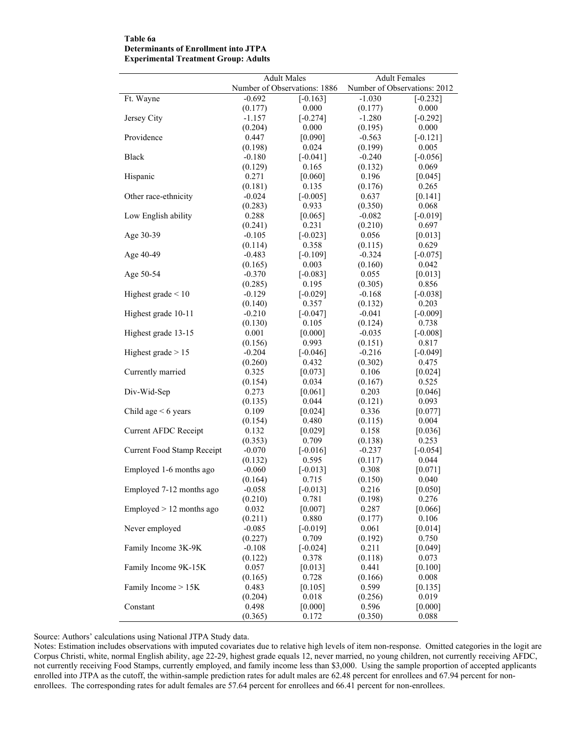**Table 6a**
**Determinants of Enrollment into JTPA**
**Experimental Treatment Group: Adults**

| | Adult Males | | Adult Females | |
|---|---|---|---|---|
| | Number of Observations: 1886 | | Number of Observations: 2012 | |
| Ft. Wayne | -0.692 | [-0.163] | -1.030 | [-0.232] |
| | (0.177) | 0.000 | (0.177) | 0.000 |
| Jersey City | -1.157 | [-0.274] | -1.280 | [-0.292] |
| | (0.204) | 0.000 | (0.195) | 0.000 |
| Providence | 0.447 | [0.090] | -0.563 | [-0.121] |
| | (0.198) | 0.024 | (0.199) | 0.005 |
| Black | -0.180 | [-0.041] | -0.240 | [-0.056] |
| | (0.129) | 0.165 | (0.132) | 0.069 |
| Hispanic | 0.271 | [0.060] | 0.196 | [0.045] |
| | (0.181) | 0.135 | (0.176) | 0.265 |
| Other race-ethnicity | -0.024 | [-0.005] | 0.637 | [0.141] |
| | (0.283) | 0.933 | (0.350) | 0.068 |
| Low English ability | 0.288 | [0.065] | -0.082 | [-0.019] |
| | (0.241) | 0.231 | (0.210) | 0.697 |
| Age 30-39 | -0.105 | [-0.023] | 0.056 | [0.013] |
| | (0.114) | 0.358 | (0.115) | 0.629 |
| Age 40-49 | -0.483 | [-0.109] | -0.324 | [-0.075] |
| | (0.165) | 0.003 | (0.160) | 0.042 |
| Age 50-54 | -0.370 | [-0.083] | 0.055 | [0.013] |
| | (0.285) | 0.195 | (0.305) | 0.856 |
| Highest grade < 10 | -0.129 | [-0.029] | -0.168 | [-0.038] |
| | (0.140) | 0.357 | (0.132) | 0.203 |
| Highest grade 10-11 | -0.210 | [-0.047] | -0.041 | [-0.009] |
| | (0.130) | 0.105 | (0.124) | 0.738 |
| Highest grade 13-15 | 0.001 | [0.000] | -0.035 | [-0.008] |
| | (0.156) | 0.993 | (0.151) | 0.817 |
| Highest grade > 15 | -0.204 | [-0.046] | -0.216 | [-0.049] |
| | (0.260) | 0.432 | (0.302) | 0.475 |
| Currently married | 0.325 | [0.073] | 0.106 | [0.024] |
| | (0.154) | 0.034 | (0.167) | 0.525 |
| Div-Wid-Sep | 0.273 | [0.061] | 0.203 | [0.046] |
| | (0.135) | 0.044 | (0.121) | 0.093 |
| Child age < 6 years | 0.109 | [0.024] | 0.336 | [0.077] |
| | (0.154) | 0.480 | (0.115) | 0.004 |
| Current AFDC Receipt | 0.132 | [0.029] | 0.158 | [0.036] |
| | (0.353) | 0.709 | (0.138) | 0.253 |
| Current Food Stamp Receipt | -0.070 | [-0.016] | -0.237 | [-0.054] |
| | (0.132) | 0.595 | (0.117) | 0.044 |
| Employed 1-6 months ago | -0.060 | [-0.013] | 0.308 | [0.071] |
| | (0.164) | 0.715 | (0.150) | 0.040 |
| Employed 7-12 months ago | -0.058 | [-0.013] | 0.216 | [0.050] |
| | (0.210) | 0.781 | (0.198) | 0.276 |
| Employed > 12 months ago | 0.032 | [0.007] | 0.287 | [0.066] |
| | (0.211) | 0.880 | (0.177) | 0.106 |
| Never employed | -0.085 | [-0.019] | 0.061 | [0.014] |
| | (0.227) | 0.709 | (0.192) | 0.750 |
| Family Income 3K-9K | -0.108 | [-0.024] | 0.211 | [0.049] |
| | (0.122) | 0.378 | (0.118) | 0.073 |
| Family Income 9K-15K | 0.057 | [0.013] | 0.441 | [0.100] |
| | (0.165) | 0.728 | (0.166) | 0.008 |
| Family Income > 15K | 0.483 | [0.105] | 0.599 | [0.135] |
| | (0.204) | 0.018 | (0.256) | 0.019 |
| Constant | 0.498 | [0.000] | 0.596 | [0.000] |
| | (0.365) | 0.172 | (0.350) | 0.088 |

Source: Authors' calculations using National JTPA Study data.

Notes: Estimation includes observations with imputed covariates due to relative high levels of item non-response. Omitted categories in the logit are Corpus Christi, white, normal English ability, age 22-29, highest grade equals 12, never married, no young children, not currently receiving AFDC, not currently receiving Food Stamps, currently employed, and family income less than $3,000. Using the sample proportion of accepted applicants enrolled into JTPA as the cutoff, the within-sample prediction rates for adult males are 62.48 percent for enrollees and 67.94 percent for non-enrollees. The corresponding rates for adult females are 57.64 percent for enrollees and 66.41 percent for non-enrollees.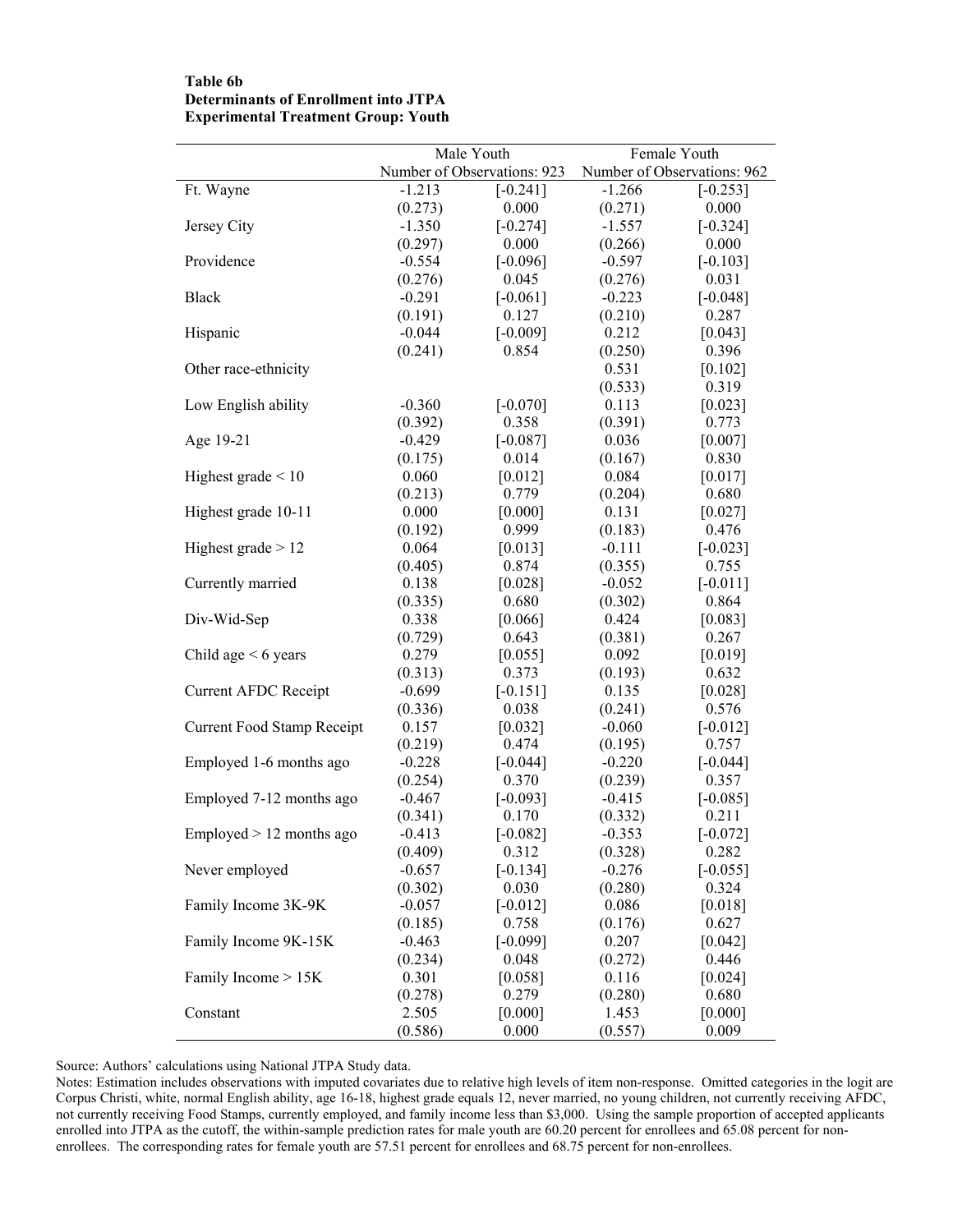**Table 6b**
**Determinants of Enrollment into JTPA**
**Experimental Treatment Group: Youth**

| | Male Youth | | Female Youth | |
|---|---|---|---|---|
| | Number of Observations: 923 | | Number of Observations: 962 | |
| Ft. Wayne | -1.213 | [-0.241] | -1.266 | [-0.253] |
| | (0.273) | 0.000 | (0.271) | 0.000 |
| Jersey City | -1.350 | [-0.274] | -1.557 | [-0.324] |
| | (0.297) | 0.000 | (0.266) | 0.000 |
| Providence | -0.554 | [-0.096] | -0.597 | [-0.103] |
| | (0.276) | 0.045 | (0.276) | 0.031 |
| Black | -0.291 | [-0.061] | -0.223 | [-0.048] |
| | (0.191) | 0.127 | (0.210) | 0.287 |
| Hispanic | -0.044 | [-0.009] | 0.212 | [0.043] |
| | (0.241) | 0.854 | (0.250) | 0.396 |
| Other race-ethnicity | | | 0.531 | [0.102] |
| | | | (0.533) | 0.319 |
| Low English ability | -0.360 | [-0.070] | 0.113 | [0.023] |
| | (0.392) | 0.358 | (0.391) | 0.773 |
| Age 19-21 | -0.429 | [-0.087] | 0.036 | [0.007] |
| | (0.175) | 0.014 | (0.167) | 0.830 |
| Highest grade < 10 | 0.060 | [0.012] | 0.084 | [0.017] |
| | (0.213) | 0.779 | (0.204) | 0.680 |
| Highest grade 10-11 | 0.000 | [0.000] | 0.131 | [0.027] |
| | (0.192) | 0.999 | (0.183) | 0.476 |
| Highest grade > 12 | 0.064 | [0.013] | -0.111 | [-0.023] |
| | (0.405) | 0.874 | (0.355) | 0.755 |
| Currently married | 0.138 | [0.028] | -0.052 | [-0.011] |
| | (0.335) | 0.680 | (0.302) | 0.864 |
| Div-Wid-Sep | 0.338 | [0.066] | 0.424 | [0.083] |
| | (0.729) | 0.643 | (0.381) | 0.267 |
| Child age < 6 years | 0.279 | [0.055] | 0.092 | [0.019] |
| | (0.313) | 0.373 | (0.193) | 0.632 |
| Current AFDC Receipt | -0.699 | [-0.151] | 0.135 | [0.028] |
| | (0.336) | 0.038 | (0.241) | 0.576 |
| Current Food Stamp Receipt | 0.157 | [0.032] | -0.060 | [-0.012] |
| | (0.219) | 0.474 | (0.195) | 0.757 |
| Employed 1-6 months ago | -0.228 | [-0.044] | -0.220 | [-0.044] |
| | (0.254) | 0.370 | (0.239) | 0.357 |
| Employed 7-12 months ago | -0.467 | [-0.093] | -0.415 | [-0.085] |
| | (0.341) | 0.170 | (0.332) | 0.211 |
| Employed > 12 months ago | -0.413 | [-0.082] | -0.353 | [-0.072] |
| | (0.409) | 0.312 | (0.328) | 0.282 |
| Never employed | -0.657 | [-0.134] | -0.276 | [-0.055] |
| | (0.302) | 0.030 | (0.280) | 0.324 |
| Family Income 3K-9K | -0.057 | [-0.012] | 0.086 | [0.018] |
| | (0.185) | 0.758 | (0.176) | 0.627 |
| Family Income 9K-15K | -0.463 | [-0.099] | 0.207 | [0.042] |
| | (0.234) | 0.048 | (0.272) | 0.446 |
| Family Income > 15K | 0.301 | [0.058] | 0.116 | [0.024] |
| | (0.278) | 0.279 | (0.280) | 0.680 |
| Constant | 2.505 | [0.000] | 1.453 | [0.000] |
| | (0.586) | 0.000 | (0.557) | 0.009 |

Source: Authors' calculations using National JTPA Study data.

Notes: Estimation includes observations with imputed covariates due to relative high levels of item non-response. Omitted categories in the logit are Corpus Christi, white, normal English ability, age 16-18, highest grade equals 12, never married, no young children, not currently receiving AFDC, not currently receiving Food Stamps, currently employed, and family income less than $3,000. Using the sample proportion of accepted applicants enrolled into JTPA as the cutoff, the within-sample prediction rates for male youth are 60.20 percent for enrollees and 65.08 percent for non-enrollees. The corresponding rates for female youth are 57.51 percent for enrollees and 68.75 percent for non-enrollees.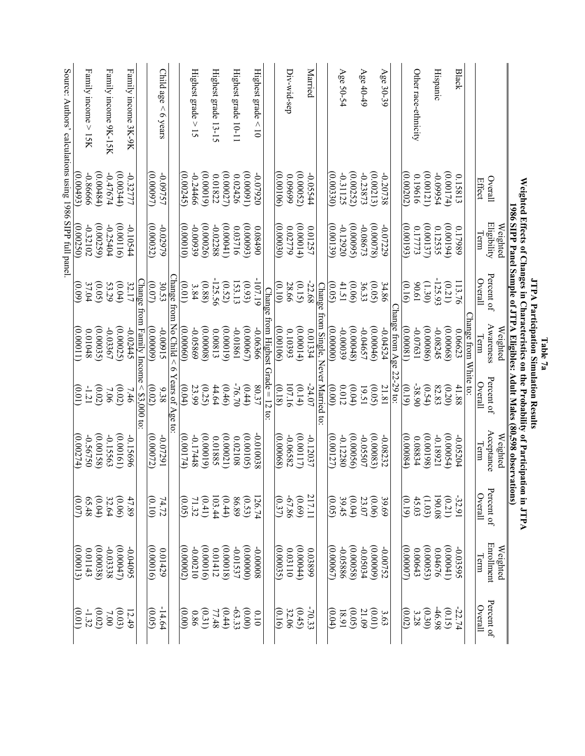**Table 7a**

**JTPA Participation Simulation Results**

**Weighted Effects of Changes in Characteristics on the Probability of Participation in JTPA**

**1986 SIPP Panel Sample of JTPA Eligibles: Adult Males (80,598 observations)**

| | Overall Effect | Weighted Eligibility Term | Percent of Overall | Weighted Awareness Term | Percent of Overall | Weighted Acceptance Term | Percent of Overall | Weighted Enrollment Term | Percent of Overall |
|---|---|---|---|---|---|---|---|---|---|
| | | | | Change from White to: | | | | | |
| Black | 0.15813 | 0.17989 | 113.76 | 0.06623 | 41.88 | -0.05204 | -32.91 | -0.03595 | -22.74 |
| | (0.00174) | (0.00194) | (0.21) | (0.00068) | (0.20) | (0.00054) | (0.21) | (0.00041) | (0.15) |
| Hispanic | -0.09954 | 0.12535 | -125.93 | -0.08245 | 82.83 | -0.18921 | 190.08 | 0.04676 | -46.98 |
| | (0.00121) | (0.00137) | (1.30) | (0.00086) | (0.54) | (0.00198) | (1.03) | (0.00053) | (0.30) |
| Other race-ethnicity | 0.19616 | 0.17773 | 90.61 | -0.07631 | -38.90 | 0.08834 | 45.03 | 0.00643 | 3.28 |
| | (0.00202) | (0.00193) | (0.16) | (0.00081) | (0.19) | (0.00084) | (0.19) | (0.00007) | (0.02) |
| | | | | Change from Age 22-29 to: | | | | | |
| Age 30-39 | -0.20738 | -0.07229 | 34.86 | -0.04524 | 21.81 | -0.08232 | 39.69 | -0.00752 | 3.63 |
| | (0.00213) | (0.00078) | (0.05) | (0.00046) | (0.05) | (0.00083) | (0.06) | (0.0009) | (0.01) |
| Age 40-49 | -0.23873 | -0.08673 | 36.33 | -0.04657 | 19.51 | -0.05507 | 23.07 | -0.05034 | 21.09 |
| | (0.00252) | (0.00095) | (0.06) | (0.00048) | (0.04) | (0.00056) | (0.04) | (0.00058) | (0.05) |
| Age 50-54 | -0.31125 | -0.12920 | 41.51 | -0.00039 | 0.012 | -0.12280 | 39.45 | -0.05886 | 18.91 |
| | (0.00330) | (0.00139) | (0.05) | (0.00000) | (0.00) | (0.00127) | (0.05) | (0.00067) | (0.04) |
| | | | | Change from Single, Never Married to: | | | | | |
| Married | -0.05544 | 0.01257 | -22.68 | 0.01334 | -24.07 | -0.12037 | 217.11 | 0.03899 | -70.33 |
| | (0.00052) | (0.00014) | (0.15) | (0.00014) | (0.14) | (0.00117) | (0.69) | (0.00044) | (0.45) |
| Div-wid-sep | 0.09699 | 0.02779 | 28.66 | 0.10393 | 107.16 | -0.06582 | -67.86 | 0.03110 | 32.06 |
| | (0.00106) | (0.00030) | (0.10) | (0.00106) | (0.18) | (0.00068) | (0.37) | (0.00035) | (0.16) |
| | | | | Change from Highest Grade = 12 to: | | | | | |
| Highest grade < 10 | -0.07920 | 0.08490 | -107.19 | -0.06366 | 80.37 | -0.010038 | 126.74 | -0.00008 | 0.10 |
| | (0.00091) | (0.00093) | (0.93) | (0.00067) | (0.44) | (0.00105) | (0.53) | (0.00000) | (0.00) |
| Highest grade 10-11 | 0.02426 | 0.03716 | 153.13 | -0.01861 | -76.70 | 0.02108 | 86.89 | -0.01537 | -63.33 |
| | (0.00027) | (0.00041) | (0.52) | (0.00019) | (0.46) | (0.00021) | (0.44) | (0.00018) | (0.44) |
| Highest grade 13-15 | 0.01822 | -0.02288 | -125.56 | 0.00813 | 44.64 | 0.01885 | 103.44 | 0.01412 | 77.48 |
| | (0.00019) | (0.00026) | (0.88) | (0.00008) | (0.25) | (0.00019) | (0.41) | (0.00016) | (0.31) |
| Highest grade > 15 | -0.24466 | -0.00939 | 3.84 | -0.05869 | 23.99 | -0.17448 | 71.32 | -0.00210 | 0.86 |
| | (0.00245) | (0.00010) | (0.01) | (0.00060) | (0.04) | (0.00174) | (0.05) | (0.00002) | (0.00) |
| | | | | Change from No Child < 6 Years of Age to: | | | | | |
| Child age < 6 years | -0.09757 | -0.02979 | 30.53 | -0.00915 | 9.38 | -0.07291 | 74.72 | 0.01429 | -14.64 |
| | (0.00097) | (0.00032) | (0.07) | (0.00009) | (0.02) | (0.00072) | (0.10) | (0.00016) | (0.05) |
| | | | | Change from Family Income < $3,000 to: | | | | | |
| Family income 3K-9K | -0.32777 | -0.10544 | 32.17 | -0.02445 | 7.46 | -0.15696 | 47.89 | -0.04095 | 12.49 |
| | (0.00344) | (0.00116) | (0.04) | (0.00025) | (0.02) | (0.00161) | (0.06) | (0.00047) | (0.03) |
| Family income 9K-15K | -0.47674 | -0.25404 | 53.29 | -0.03367 | 7.06 | -0.15563 | 32.64 | -0.03338 | 7.00 |
| | (0.00484) | (0.00259) | (0.05) | (0.00035) | (0.02) | (0.00158) | (0.04) | (0.00038) | (0.02) |
| Family income > 15K | -0.86666 | -0.32102 | 37.04 | 0.01048 | -1.21 | -0.56750 | 65.48 | 0.01143 | -1.32 |
| | (0.00493) | (0.00250) | (0.09) | (0.00011) | (0.01) | (0.00274) | (0.07) | (0.00013) | (0.01) |

Source: Authors' calculations using 1986 SIPP full panel.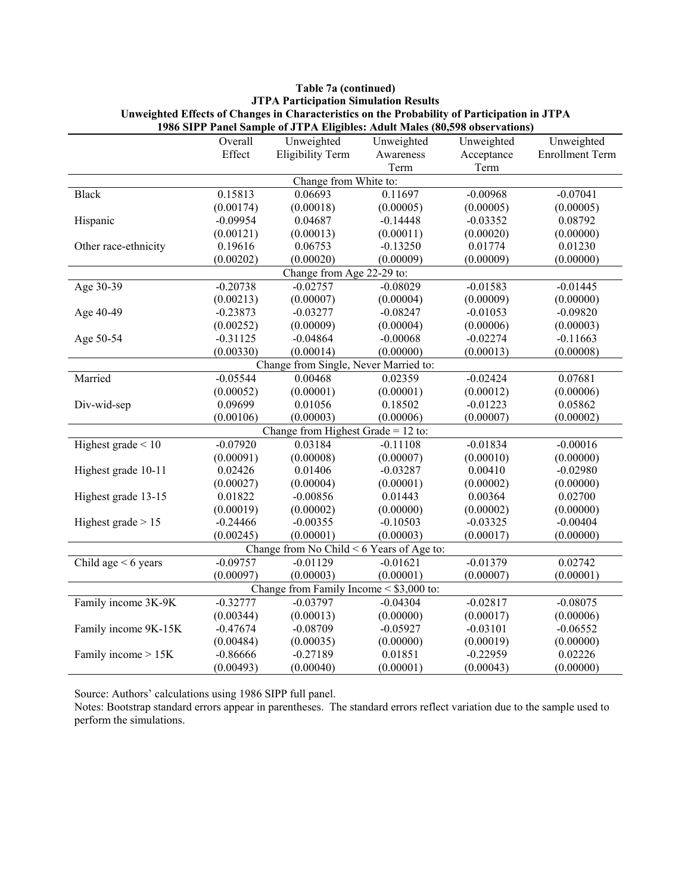**Table 7a (continued)**
**JTPA Participation Simulation Results**
**Unweighted Effects of Changes in Characteristics on the Probability of Participation in JTPA**
**1986 SIPP Panel Sample of JTPA Eligibles: Adult Males (80,598 observations)**

| | Overall Effect | Unweighted Eligibility Term | Unweighted Awareness Term | Unweighted Acceptance Term | Unweighted Enrollment Term |
|---|---|---|---|---|---|
| | | Change from White to: | | | |
| Black | 0.15813 | 0.06693 | 0.11697 | -0.00968 | -0.07041 |
| | (0.00174) | (0.00018) | (0.00005) | (0.00005) | (0.00005) |
| Hispanic | -0.09954 | 0.04687 | -0.14448 | -0.03352 | 0.08792 |
| | (0.00121) | (0.00013) | (0.00011) | (0.00020) | (0.00000) |
| Other race-ethnicity | 0.19616 | 0.06753 | -0.13250 | 0.01774 | 0.01230 |
| | (0.00202) | (0.00020) | (0.00009) | (0.00009) | (0.00000) |
| | | Change from Age 22-29 to: | | | |
| Age 30-39 | -0.20738 | -0.02757 | -0.08029 | -0.01583 | -0.01445 |
| | (0.00213) | (0.00007) | (0.00004) | (0.00009) | (0.00000) |
| Age 40-49 | -0.23873 | -0.03277 | -0.08247 | -0.01053 | -0.09820 |
| | (0.00252) | (0.00009) | (0.00004) | (0.00006) | (0.00003) |
| Age 50-54 | -0.31125 | -0.04864 | -0.00068 | -0.02274 | -0.11663 |
| | (0.00330) | (0.00014) | (0.00000) | (0.00013) | (0.00008) |
| | | Change from Single, Never Married to: | | | |
| Married | -0.05544 | 0.00468 | 0.02359 | -0.02424 | 0.07681 |
| | (0.00052) | (0.00001) | (0.00001) | (0.00012) | (0.00006) |
| Div-wid-sep | 0.09699 | 0.01056 | 0.18502 | -0.01223 | 0.05862 |
| | (0.00106) | (0.00003) | (0.00006) | (0.00007) | (0.00002) |
| | | Change from Highest Grade = 12 to: | | | |
| Highest grade < 10 | -0.07920 | 0.03184 | -0.11108 | -0.01834 | -0.00016 |
| | (0.00091) | (0.00008) | (0.00007) | (0.00010) | (0.00000) |
| Highest grade 10-11 | 0.02426 | 0.01406 | -0.03287 | 0.00410 | -0.02980 |
| | (0.00027) | (0.00004) | (0.00001) | (0.00002) | (0.00000) |
| Highest grade 13-15 | 0.01822 | -0.00856 | 0.01443 | 0.00364 | 0.02700 |
| | (0.00019) | (0.00002) | (0.00000) | (0.00002) | (0.00000) |
| Highest grade > 15 | -0.24466 | -0.00355 | -0.10503 | -0.03325 | -0.00404 |
| | (0.00245) | (0.00001) | (0.00003) | (0.00017) | (0.00000) |
| | | Change from No Child < 6 Years of Age to: | | | |
| Child age < 6 years | -0.09757 | -0.01129 | -0.01621 | -0.01379 | 0.02742 |
| | (0.00097) | (0.00003) | (0.00001) | (0.00007) | (0.00001) |
| | | Change from Family Income < $3,000 to: | | | |
| Family income 3K-9K | -0.32777 | -0.03797 | -0.04304 | -0.02817 | -0.08075 |
| | (0.00344) | (0.00013) | (0.00000) | (0.00017) | (0.00006) |
| Family income 9K-15K | -0.47674 | -0.08709 | -0.05927 | -0.03101 | -0.06552 |
| | (0.00484) | (0.00035) | (0.00000) | (0.00019) | (0.00000) |
| Family income > 15K | -0.86666 | -0.27189 | 0.01851 | -0.22959 | 0.02226 |
| | (0.00493) | (0.00040) | (0.00001) | (0.00043) | (0.00000) |

Source: Authors' calculations using 1986 SIPP full panel.
Notes: Bootstrap standard errors appear in parentheses. The standard errors reflect variation due to the sample used to perform the simulations.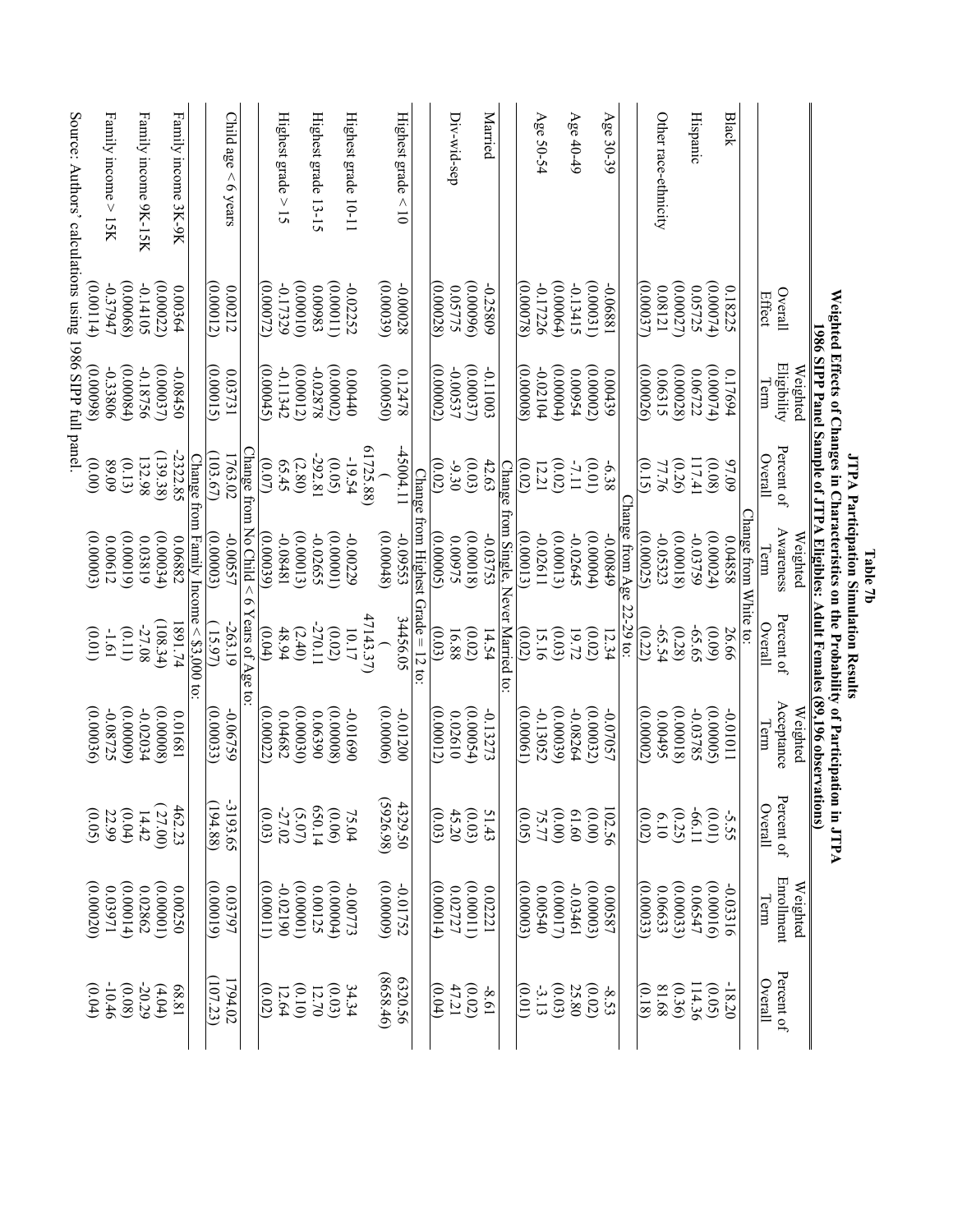**Table 7b**

**JTPA Participation Simulation Results**

**Weighted Effects of Changes in Characteristics on the Probability of Participation in JTPA**

**1986 SIPP Panel Sample of JTPA Eligibles: Adult Females (89,196 observations)**

| | Overall Effect | Weighted Eligibility Term | Percent of Overall | Weighted Awareness Term | Percent of Overall | Weighted Acceptance Term | Percent of Overall | Weighted Enrollment Term | Percent of Overall |
|---|---|---|---|---|---|---|---|---|---|
| **Change from White to:** | | | | | | | | | |
| Black | 0.18225 | 0.17694 | 97.09 | 0.04858 | 26.66 | -0.01011 | -5.55 | -0.03316 | -18.20 |
| | (0.00074) | (0.00074) | (0.08) | (0.00024) | (0.09) | (0.00005) | (0.01) | (0.00016) | (0.05) |
| Hispanic | 0.05725 | 0.06722 | 117.41 | -0.03759 | -65.65 | -0.03785 | -66.11 | 0.06547 | 114.36 |
| | (0.00027) | (0.00028) | (0.26) | (0.00018) | (0.28) | (0.00018) | (0.25) | (0.00033) | (0.36) |
| Other race-ethnicity | 0.08121 | 0.06315 | 77.76 | -0.05323 | -65.54 | 0.00495 | 6.10 | 0.06633 | 81.68 |
| | (0.00037) | (0.00026) | (0.15) | (0.00025) | (0.22) | (0.00002) | (0.02) | (0.00033) | (0.18) |
| **Change from Age 22-29 to:** | | | | | | | | | |
| Age 30-39 | -0.06881 | 0.00439 | -6.38 | -0.00849 | 12.34 | -0.07057 | 102.56 | 0.00587 | -8.53 |
| | (0.00031) | (0.00002) | (0.01) | (0.00004) | (0.02) | (0.00032) | (0.00) | (0.00003) | (0.02) |
| Age 40-49 | -0.13415 | 0.00954 | -7.11 | -0.02645 | 19.72 | -0.08264 | 61.60 | -0.03461 | 25.80 |
| | (0.00064) | (0.00004) | (0.02) | (0.00013) | (0.03) | (0.00039) | (0.00) | (0.00017) | (0.03) |
| Age 50-54 | -0.17226 | -0.02104 | 12.21 | -0.02611 | 15.16 | -0.13052 | 75.77 | 0.00540 | -3.13 |
| | (0.00078) | (0.00008) | (0.02) | (0.00013) | (0.02) | (0.00061) | (0.05) | (0.00003) | (0.01) |
| **Change from Single, Never Married to:** | | | | | | | | | |
| Married | -0.25809 | -0.11003 | 42.63 | -0.03753 | 14.54 | -0.13273 | 51.43 | 0.02221 | -8.61 |
| | (0.00096) | (0.00037) | (0.03) | (0.00018) | (0.02) | (0.00054) | (0.03) | (0.00011) | (0.02) |
| Div-wid-sep | 0.05775 | -0.00537 | -9.30 | 0.00975 | 16.88 | 0.02610 | 45.20 | 0.02727 | 47.21 |
| | (0.00028) | (0.00002) | (0.02) | (0.00005) | (0.03) | (0.00012) | (0.03) | (0.00014) | (0.04) |
| **Change from Highest Grade = 12 to:** | | | | | | | | | |
| Highest grade < 10 | -0.00028 | 0.12478 | -45004.11 | -0.09553 | 34456.05 | -0.01200 | 4329.50 | -0.01752 | 6320.56 |
| | (0.00039) | (0.00050) | (61725.88) | (0.00048) | (47143.37) | (0.00006) | (5926.98) | (0.00009) | (8658.46) |
| Highest grade 10-11 | -0.02252 | 0.00440 | -19.54 | -0.00229 | 10.17 | -0.01690 | 75.04 | -0.00773 | 34.34 |
| | (0.00011) | (0.00002) | (0.05) | (0.00001) | (0.02) | (0.00008) | (0.06) | (0.00004) | (0.03) |
| Highest grade 13-15 | 0.00983 | -0.02878 | -292.81 | -0.02655 | -270.11 | 0.06390 | 650.14 | 0.00125 | 12.70 |
| | (0.00010) | (0.00012) | (2.80) | (0.00013) | (2.40) | (0.00030) | (5.07) | (0.00001) | (0.10) |
| Highest grade > 15 | -0.17329 | -0.11342 | 65.45 | -0.08481 | 48.94 | 0.04682 | -27.02 | -0.02190 | 12.64 |
| | (0.00072) | (0.00045) | (0.07) | (0.00039) | (0.04) | (0.00022) | (0.03) | (0.00011) | (0.02) |
| **Change from No Child < 6 Years of Age to:** | | | | | | | | | |
| Child age < 6 years | 0.00212 | 0.03731 | 1763.02 | -0.00557 | -263.19 | -0.06759 | -3193.65 | 0.03797 | 1794.02 |
| | (0.00012) | (0.00015) | (103.67) | (0.00003) | (15.97) | (0.00033) | (194.88) | (0.00019) | (107.23) |
| **Change from Family Income < $3,000 to:** | | | | | | | | | |
| Family income 3K-9K | 0.00364 | -0.08450 | -2322.85 | 0.06882 | 1891.74 | 0.01681 | 462.23 | 0.00250 | 68.81 |
| | (0.00022) | (0.00037) | (139.38) | (0.00034) | (108.34) | (0.00008) | (27.00) | (0.00001) | (4.04) |
| Family income 9K-15K | -0.14105 | -0.18756 | 132.98 | 0.03819 | -27.08 | -0.02034 | 14.42 | 0.02862 | -20.29 |
| | (0.00068) | (0.00084) | (0.13) | (0.00019) | (0.11) | (0.00009) | (0.04) | (0.00014) | (0.08) |
| Family income > 15K | -0.37947 | -0.33806 | 89.09 | 0.00612 | -1.61 | -0.08725 | 22.99 | 0.03971 | -10.46 |
| | (0.00114) | (0.00098) | (0.00) | (0.00003) | (0.01) | (0.00036) | (0.05) | (0.00020) | (0.04) |

Source: Authors' calculations using 1986 SIPP full panel.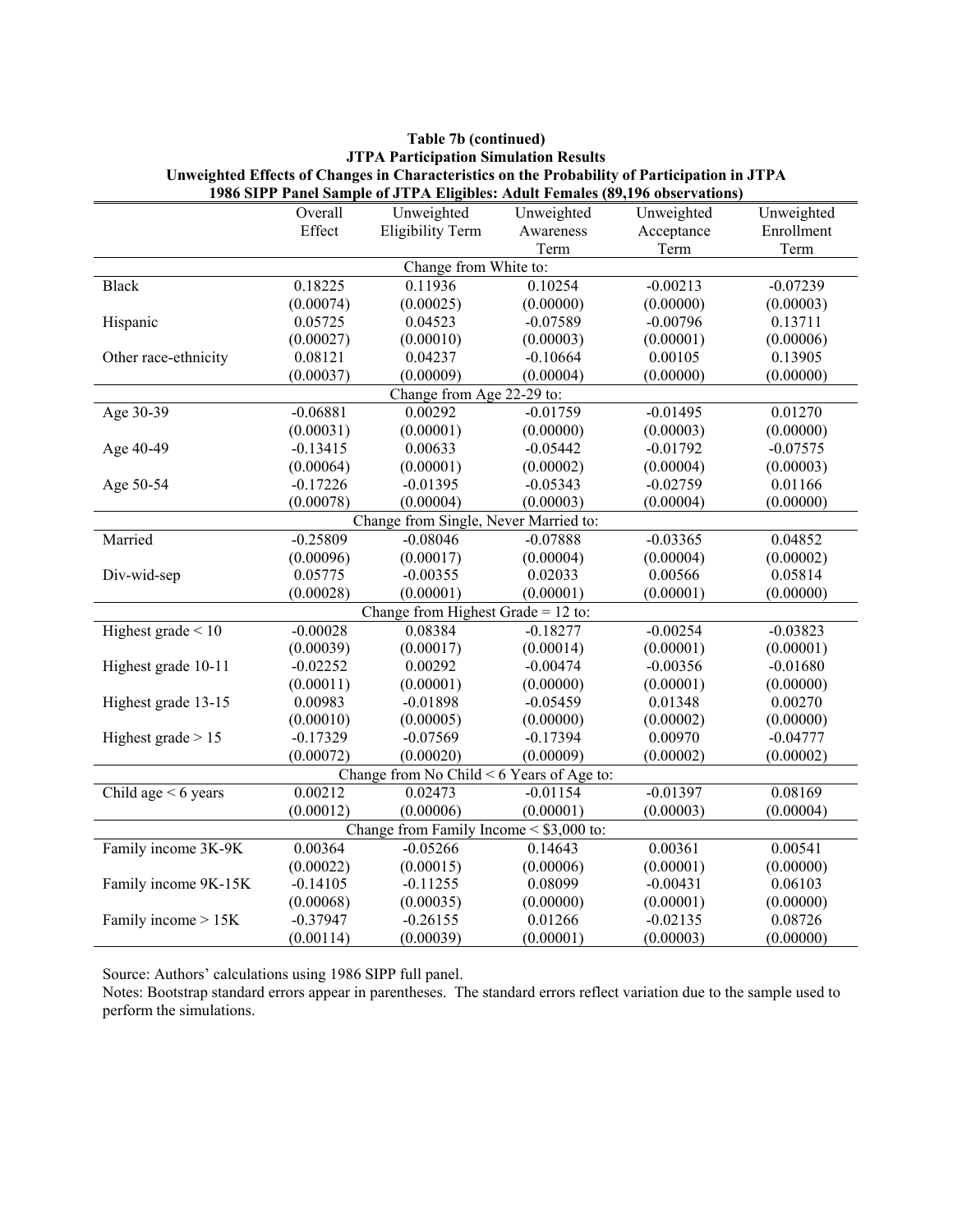**Table 7b (continued)**
**JTPA Participation Simulation Results**
**Unweighted Effects of Changes in Characteristics on the Probability of Participation in JTPA**
**1986 SIPP Panel Sample of JTPA Eligibles: Adult Females (89,196 observations)**

| | Overall Effect | Unweighted Eligibility Term | Unweighted Awareness Term | Unweighted Acceptance Term | Unweighted Enrollment Term |
|---|---|---|---|---|---|
| | | | Change from White to: | | |
| Black | 0.18225 | 0.11936 | 0.10254 | -0.00213 | -0.07239 |
| | (0.00074) | (0.00025) | (0.00000) | (0.00000) | (0.00003) |
| Hispanic | 0.05725 | 0.04523 | -0.07589 | -0.00796 | 0.13711 |
| | (0.00027) | (0.00010) | (0.00003) | (0.00001) | (0.00006) |
| Other race-ethnicity | 0.08121 | 0.04237 | -0.10664 | 0.00105 | 0.13905 |
| | (0.00037) | (0.00009) | (0.00004) | (0.00000) | (0.00000) |
| | | | Change from Age 22-29 to: | | |
| Age 30-39 | -0.06881 | 0.00292 | -0.01759 | -0.01495 | 0.01270 |
| | (0.00031) | (0.00001) | (0.00000) | (0.00003) | (0.00000) |
| Age 40-49 | -0.13415 | 0.00633 | -0.05442 | -0.01792 | -0.07575 |
| | (0.00064) | (0.00001) | (0.00002) | (0.00004) | (0.00003) |
| Age 50-54 | -0.17226 | -0.01395 | -0.05343 | -0.02759 | 0.01166 |
| | (0.00078) | (0.00004) | (0.00003) | (0.00004) | (0.00000) |
| | | | Change from Single, Never Married to: | | |
| Married | -0.25809 | -0.08046 | -0.07888 | -0.03365 | 0.04852 |
| | (0.00096) | (0.00017) | (0.00004) | (0.00004) | (0.00002) |
| Div-wid-sep | 0.05775 | -0.00355 | 0.02033 | 0.00566 | 0.05814 |
| | (0.00028) | (0.00001) | (0.00001) | (0.00001) | (0.00000) |
| | | | Change from Highest Grade = 12 to: | | |
| Highest grade < 10 | -0.00028 | 0.08384 | -0.18277 | -0.00254 | -0.03823 |
| | (0.00039) | (0.00017) | (0.00014) | (0.00001) | (0.00001) |
| Highest grade 10-11 | -0.02252 | 0.00292 | -0.00474 | -0.00356 | -0.01680 |
| | (0.00011) | (0.00001) | (0.00000) | (0.00001) | (0.00000) |
| Highest grade 13-15 | 0.00983 | -0.01898 | -0.05459 | 0.01348 | 0.00270 |
| | (0.00010) | (0.00005) | (0.00000) | (0.00002) | (0.00000) |
| Highest grade > 15 | -0.17329 | -0.07569 | -0.17394 | 0.00970 | -0.04777 |
| | (0.00072) | (0.00020) | (0.00009) | (0.00002) | (0.00002) |
| | | | Change from No Child < 6 Years of Age to: | | |
| Child age < 6 years | 0.00212 | 0.02473 | -0.01154 | -0.01397 | 0.08169 |
| | (0.00012) | (0.00006) | (0.00001) | (0.00003) | (0.00004) |
| | | | Change from Family Income < $3,000 to: | | |
| Family income 3K-9K | 0.00364 | -0.05266 | 0.14643 | 0.00361 | 0.00541 |
| | (0.00022) | (0.00015) | (0.00006) | (0.00001) | (0.00000) |
| Family income 9K-15K | -0.14105 | -0.11255 | 0.08099 | -0.00431 | 0.06103 |
| | (0.00068) | (0.00035) | (0.00000) | (0.00001) | (0.00000) |
| Family income > 15K | -0.37947 | -0.26155 | 0.01266 | -0.02135 | 0.08726 |
| | (0.00114) | (0.00039) | (0.00001) | (0.00003) | (0.00000) |

Source: Authors' calculations using 1986 SIPP full panel.
Notes: Bootstrap standard errors appear in parentheses. The standard errors reflect variation due to the sample used to perform the simulations.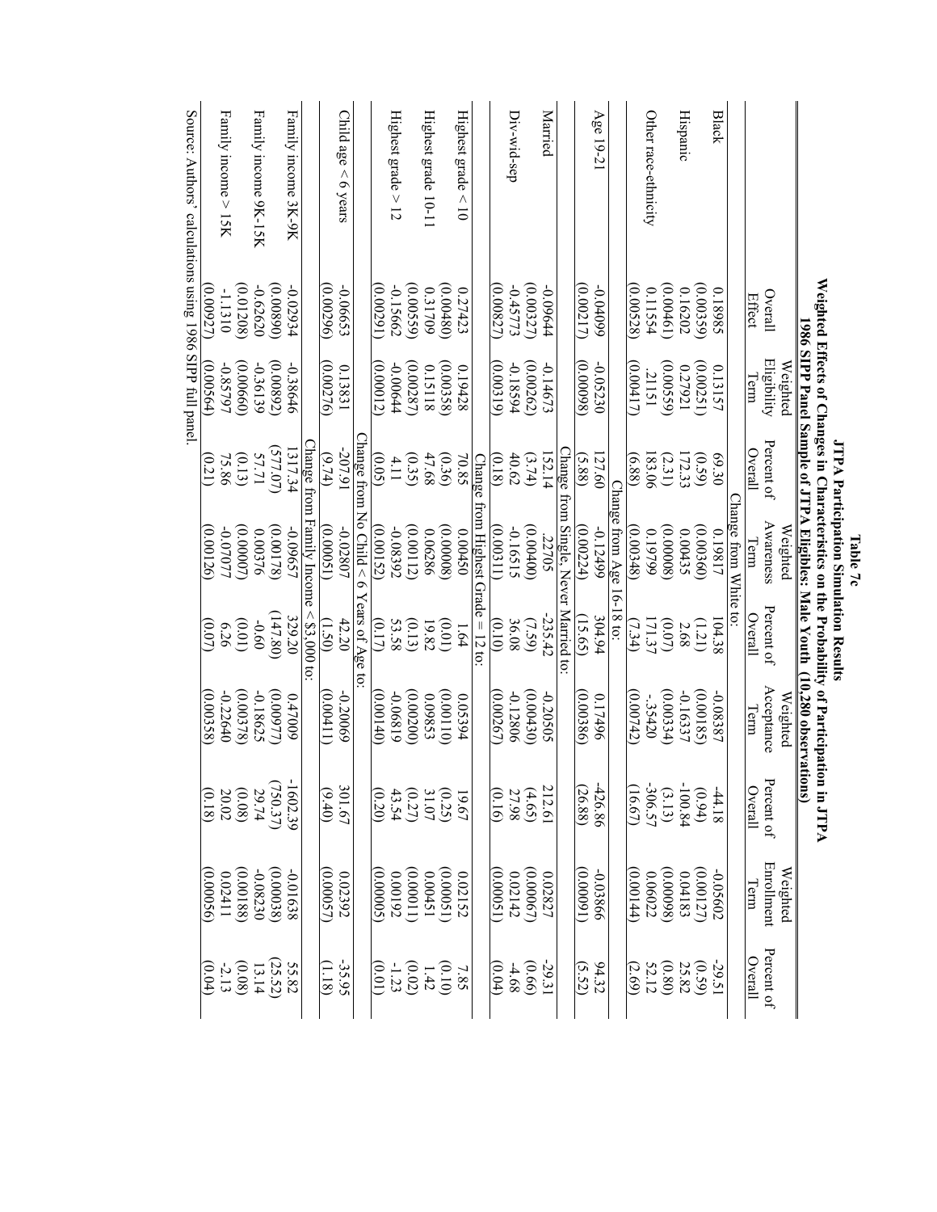**Table 7c**

**JTPA Participation Simulation Results**

**Weighted Effects of Changes in Characteristics on the Probability of Participation in JTPA**

**1986 SIPP Panel Sample of JTPA Eligibles: Male Youth (10,280 observations)**

| | Overall Effect | Weighted Eligibility Term | Percent of Overall | Weighted Awareness Term | Percent of Overall | Weighted Acceptance Term | Percent of Overall | Weighted Enrollment Term | Percent of Overall |
|---|---|---|---|---|---|---|---|---|---|
| | Change from White to: | | | | | | | | |
| Black | 0.18985 | 0.13157 | 69.30 | 0.19817 | 104.38 | -0.08387 | -44.18 | -0.05602 | -29.51 |
| | (0.00359) | (0.00251) | (0.59) | (0.00360) | (1.21) | (0.00185) | (0.94) | (0.00127) | (0.59) |
| Hispanic | 0.16202 | 0.27921 | 172.33 | 0.00435 | 2.68 | -0.16337 | -100.84 | 0.04183 | 25.82 |
| | (0.00461) | (0.00559) | (2.31) | (0.00008) | (0.07) | (0.00334) | (3.13) | (0.00098) | (0.80) |
| Other race-ethnicity | 0.11554 | .21151 | 183.06 | 0.19799 | 171.37 | -.35420 | -306.57 | 0.06022 | 52.12 |
| | (0.00528) | (0.00417) | (6.88) | (0.00348) | (7.34) | (0.00742) | (16.67) | (0.00144) | (2.69) |
| | Change from Age 16-18 to: | | | | | | | | |
| Age 19-21 | -0.04099 | -0.05230 | 127.60 | -0.12499 | 304.94 | 0.17496 | -426.86 | -0.03866 | 94.32 |
| | (0.00217) | (0.00098) | (5.88) | (0.00224) | (15.65) | (0.00386) | (26.88) | (0.00091) | (5.52) |
| | Change from Single, Never Married to: | | | | | | | | |
| Married | -0.09644 | -0.14673 | 152.14 | .22705 | -235.42 | -0.20505 | 212.61 | 0.02827 | -29.31 |
| | (0.00327) | (0.00262) | (3.74) | (0.00400) | (7.59) | (0.00430) | (4.65) | (0.00067) | (0.66) |
| Div-wid-sep | -0.45773 | -0.18594 | 40.62 | -0.16515 | 36.08 | -0.12806 | 27.98 | 0.02142 | -4.68 |
| | (0.00827) | (0.00319) | (0.18) | (0.00311) | (0.10) | (0.00267) | (0.16) | (0.00051) | (0.04) |
| | Change from Highest Grade = 12 to: | | | | | | | | |
| Highest grade < 10 | 0.27423 | 0.19428 | 70.85 | 0.00450 | 1.64 | 0.05394 | 19.67 | 0.02152 | 7.85 |
| | (0.00480) | (0.00358) | (0.36) | (0.00008) | (0.01) | (0.00110) | (0.25) | (0.00051) | (0.10) |
| Highest grade 10-11 | 0.31709 | 0.15118 | 47.68 | 0.06286 | 19.82 | 0.09853 | 31.07 | 0.00451 | 1.42 |
| | (0.00559) | (0.00287) | (0.35) | (0.00112) | (0.13) | (0.00200) | (0.27) | (0.00011) | (0.02) |
| Highest grade > 12 | -0.15662 | -0.00644 | 4.11 | -0.08392 | 53.58 | -0.06819 | 43.54 | 0.00192 | -1.23 |
| | (0.00291) | (0.00012) | (0.05) | (0.00152) | (0.17) | (0.00140) | (0.20) | (0.00005) | (0.01) |
| | Change from No Child < 6 Years of Age to: | | | | | | | | |
| Child age < 6 years | -0.06653 | 0.13831 | -207.91 | -0.02807 | 42.20 | -0.20069 | 301.67 | 0.02392 | -35.95 |
| | (0.00296) | (0.00276) | (9.74) | (0.00051) | (1.50) | (0.00411) | (9.40) | (0.00057) | (1.18) |
| | Change from Family Income < $3,000 to: | | | | | | | | |
| Family income 3K-9K | -0.02934 | -0.38646 | 1317.34 | -0.09657 | 329.20 | 0.47009 | -1602.39 | -0.01638 | 55.82 |
| | (0.00890) | (0.00892) | (577.07) | (0.00178) | (147.80) | (0.00977) | (750.37) | (0.00038) | (25.52) |
| Family income 9K-15K | -0.62620 | -0.36139 | 57.71 | 0.00376 | -0.60 | -0.18625 | 29.74 | -0.08230 | 13.14 |
| | (0.01208) | (0.00660) | (0.13) | (0.00007) | (0.01) | (0.00378) | (0.08) | (0.00188) | (0.08) |
| Family income > 15K | -1.1310 | -0.85797 | 75.86 | -0.07077 | 6.26 | -0.22640 | 20.02 | 0.02411 | -2.13 |
| | (0.00927) | (0.00564) | (0.21) | (0.00126) | (0.07) | (0.00358) | (0.18) | (0.00056) | (0.04) |

Source: Authors' calculations using 1986 SIPP full panel.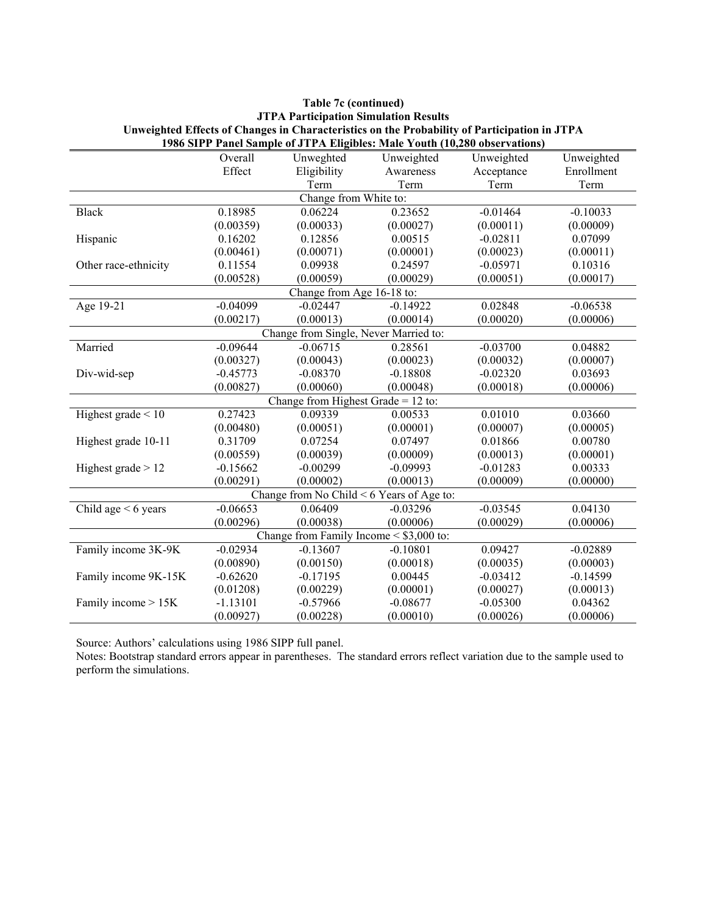**Table 7c (continued)**
**JTPA Participation Simulation Results**
**Unweighted Effects of Changes in Characteristics on the Probability of Participation in JTPA**
**1986 SIPP Panel Sample of JTPA Eligibles: Male Youth (10,280 observations)**

| | Overall Effect | Unweghted Eligibility Term | Unweighted Awareness Term | Unweighted Acceptance Term | Unweighted Enrollment Term |
|---|---|---|---|---|---|
| | | | Change from White to: | | |
| Black | 0.18985 | 0.06224 | 0.23652 | -0.01464 | -0.10033 |
| | (0.00359) | (0.00033) | (0.00027) | (0.00011) | (0.00009) |
| Hispanic | 0.16202 | 0.12856 | 0.00515 | -0.02811 | 0.07099 |
| | (0.00461) | (0.00071) | (0.00001) | (0.00023) | (0.00011) |
| Other race-ethnicity | 0.11554 | 0.09938 | 0.24597 | -0.05971 | 0.10316 |
| | (0.00528) | (0.00059) | (0.00029) | (0.00051) | (0.00017) |
| | | | Change from Age 16-18 to: | | |
| Age 19-21 | -0.04099 | -0.02447 | -0.14922 | 0.02848 | -0.06538 |
| | (0.00217) | (0.00013) | (0.00014) | (0.00020) | (0.00006) |
| | | | Change from Single, Never Married to: | | |
| Married | -0.09644 | -0.06715 | 0.28561 | -0.03700 | 0.04882 |
| | (0.00327) | (0.00043) | (0.00023) | (0.00032) | (0.00007) |
| Div-wid-sep | -0.45773 | -0.08370 | -0.18808 | -0.02320 | 0.03693 |
| | (0.00827) | (0.00060) | (0.00048) | (0.00018) | (0.00006) |
| | | | Change from Highest Grade = 12 to: | | |
| Highest grade < 10 | 0.27423 | 0.09339 | 0.00533 | 0.01010 | 0.03660 |
| | (0.00480) | (0.00051) | (0.00001) | (0.00007) | (0.00005) |
| Highest grade 10-11 | 0.31709 | 0.07254 | 0.07497 | 0.01866 | 0.00780 |
| | (0.00559) | (0.00039) | (0.00009) | (0.00013) | (0.00001) |
| Highest grade > 12 | -0.15662 | -0.00299 | -0.09993 | -0.01283 | 0.00333 |
| | (0.00291) | (0.00002) | (0.00013) | (0.00009) | (0.00000) |
| | | | Change from No Child < 6 Years of Age to: | | |
| Child age < 6 years | -0.06653 | 0.06409 | -0.03296 | -0.03545 | 0.04130 |
| | (0.00296) | (0.00038) | (0.00006) | (0.00029) | (0.00006) |
| | | | Change from Family Income < $3,000 to: | | |
| Family income 3K-9K | -0.02934 | -0.13607 | -0.10801 | 0.09427 | -0.02889 |
| | (0.00890) | (0.00150) | (0.00018) | (0.00035) | (0.00003) |
| Family income 9K-15K | -0.62620 | -0.17195 | 0.00445 | -0.03412 | -0.14599 |
| | (0.01208) | (0.00229) | (0.00001) | (0.00027) | (0.00013) |
| Family income > 15K | -1.13101 | -0.57966 | -0.08677 | -0.05300 | 0.04362 |
| | (0.00927) | (0.00228) | (0.00010) | (0.00026) | (0.00006) |

Source: Authors' calculations using 1986 SIPP full panel.
Notes: Bootstrap standard errors appear in parentheses. The standard errors reflect variation due to the sample used to perform the simulations.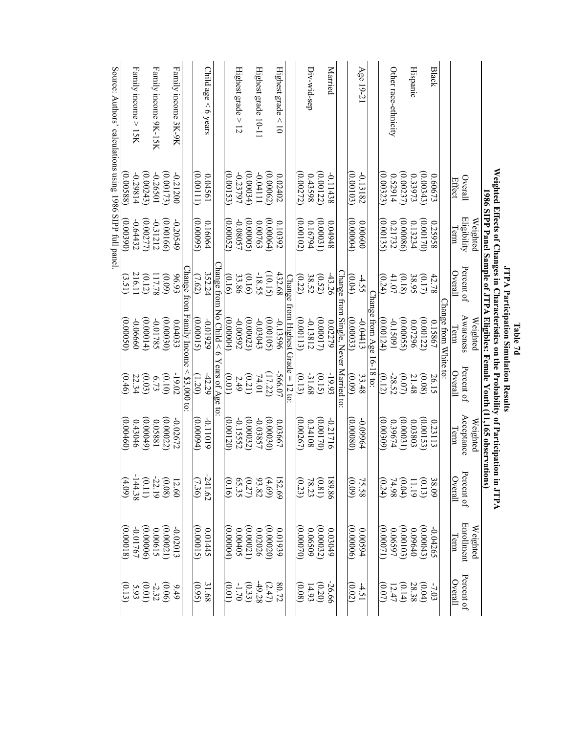**Table 7d**

**JTPA Participation Simulation Results**

**Weighted Effects of Changes in Characteristics on the Probability of Participation in JTPA**

**1986 SIPP Panel Sample of JTPA Eligibles: Female Youth (11,165 observations)**

| | Overall Effect | Weighted Eligibility Term | Percent of Overall | Weighted Awareness Term | Percent of Overall | Weighted Acceptance Term | Percent of Overall | Weighted Enrollment Term | Percent of Overall |
|---|---|---|---|---|---|---|---|---|---|
| | | | | Change from White to: | | | | | |
| Black | 0.60673 | 0.25958 | 42.78 | 0.15867 | 26.15 | 0.23113 | 38.09 | -0.04265 | -7.03 |
| | (0.00343) | (0.00170) | (0.17) | (0.00122) | (0.08) | (0.00153) | (0.13) | (0.00043) | (0.04) |
| Hispanic | 0.33973 | 0.13234 | 38.95 | 0.07296 | 21.48 | 0.03803 | 11.19 | 0.09640 | 28.38 |
| | (0.00237) | (0.00086) | (0.18) | (0.00055) | (0.07) | (0.00031) | (0.04) | (0.00103) | (0.14) |
| Other race-ethnicity | 0.52914 | 0.21732 | 41.07 | -0.15091 | -28.52 | 0.39674 | 74.98 | 0.06597 | 12.47 |
| | (0.00323) | (0.00135) | (0.24) | (0.00124) | (0.12) | (0.00309) | (0.24) | (0.00071) | (0.07) |
| | | | | Change from Age 16-18 to: | | | | | |
| Age 19-21 | -0.13182 | 0.00600 | -4.55 | -0.04413 | 33.48 | -0.09964 | 75.58 | 0.00594 | -4.51 |
| | (0.00103) | (0.00004) | (0.04) | (0.00033) | (0.09) | (0.00080) | (0.09) | (0.00006) | (0.02) |
| | | | | Change from Single, Never Married to: | | | | | |
| Married | -0.11438 | 0.04948 | -43.26 | 0.02279 | -19.93 | -0.21716 | 189.86 | 0.03049 | -26.66 |
| | (0.00122) | (0.00031) | (0.52) | (0.00017) | (0.15) | (0.00170) | (0.81) | (0.00032) | (0.20) |
| Div-wid-sep | 0.43598 | 0.16794 | 38.52 | -0.13812 | -31.68 | 0.34108 | 78.23 | 0.06509 | 14.93 |
| | (0.00272) | (0.00102) | (0.22) | (0.00113) | (0.13) | (0.00267) | (0.23) | (0.00070) | (0.08) |
| | | | | Change from Highest Grade = 12 to: | | | | | |
| Highest grade < 10 | 0.02402 | 0.10392 | 432.68 | -0.13596 | -566.07 | 0.03667 | 152.69 | 0.01939 | 80.72 |
| | (0.00062) | (0.00064) | (10.15) | (0.00105) | (17.22) | (0.00030) | (4.69) | (0.00020) | (2.47) |
| Highest grade 10-11 | -0.04111 | 0.00763 | -18.55 | -0.03043 | 74.01 | -0.03857 | 93.82 | 0.02026 | -49.28 |
| | (0.00034) | (0.00005) | (0.16) | (0.00023) | (0.21) | (0.00032) | (0.27) | (0.00021) | (0.33) |
| Highest grade > 12 | -0.23797 | -0.08057 | 33.86 | -0.00592 | 2.49 | -0.15552 | 65.35 | 0.00405 | -1.70 |
| | (0.00153) | (0.00052) | (0.16) | (0.00004) | (0.01) | (0.00120) | (0.16) | (0.00004) | (0.01) |
| | | | | Change from No Child < 6 Years of Age to: | | | | | |
| Child age < 6 years | 0.04561 | 0.16064 | 352.24 | -0.01929 | -42.29 | -0.11019 | -241.62 | 0.01445 | 31.68 |
| | (0.00111) | (0.00095) | (7.62) | (0.00015) | (1.20) | (0.00094) | (7.36) | (0.00015) | (0.95) |
| | | | | Change from Family Income < $3,000 to: | | | | | |
| Family income 3K-9K | -0.21200 | -0.20549 | 96.93 | 0.04033 | -19.02 | -0.02672 | 12.60 | -0.02013 | 9.49 |
| | (0.00173) | (0.00166) | (0.09) | (0.00030) | (0.10) | (0.00022) | (0.08) | (0.00021) | (0.06) |
| Family income 9K-15K | -0.26501 | -0.31212 | 117.78 | -0.01785 | 6.73 | 0.05881 | -22.19 | 0.00615 | -2.32 |
| | (0.00243) | (0.00277) | (0.12) | (0.00014) | (0.03) | (0.00049) | (0.11) | (0.00006) | (0.01) |
| Family income > 15K | -0.29814 | -0.64432 | 216.11 | -0.06660 | 22.34 | 0.43046 | -144.38 | -0.01767 | 5.93 |
| | (0.00588) | (0.00390) | (3.51) | (0.00050) | (0.46) | (0.00460) | (4.09) | (0.00018) | (0.13) |

Source: Authors' calculations using 1986 SIPP full panel.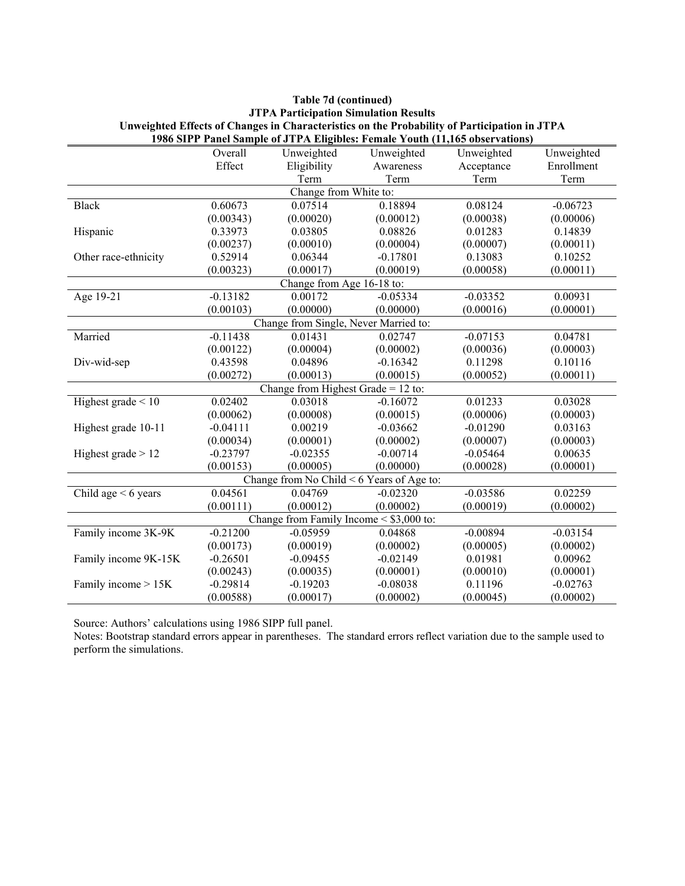**Table 7d (continued)**
**JTPA Participation Simulation Results**
**Unweighted Effects of Changes in Characteristics on the Probability of Participation in JTPA**
**1986 SIPP Panel Sample of JTPA Eligibles: Female Youth (11,165 observations)**

| | Overall Effect | Unweighted Eligibility Term | Unweighted Awareness Term | Unweighted Acceptance Term | Unweighted Enrollment Term |
|---|---|---|---|---|---|
| **Change from White to:** | | | | | |
| Black | 0.60673 | 0.07514 | 0.18894 | 0.08124 | -0.06723 |
| | (0.00343) | (0.00020) | (0.00012) | (0.00038) | (0.00006) |
| Hispanic | 0.33973 | 0.03805 | 0.08826 | 0.01283 | 0.14839 |
| | (0.00237) | (0.00010) | (0.00004) | (0.00007) | (0.00011) |
| Other race-ethnicity | 0.52914 | 0.06344 | -0.17801 | 0.13083 | 0.10252 |
| | (0.00323) | (0.00017) | (0.00019) | (0.00058) | (0.00011) |
| **Change from Age 16-18 to:** | | | | | |
| Age 19-21 | -0.13182 | 0.00172 | -0.05334 | -0.03352 | 0.00931 |
| | (0.00103) | (0.00000) | (0.00000) | (0.00016) | (0.00001) |
| **Change from Single, Never Married to:** | | | | | |
| Married | -0.11438 | 0.01431 | 0.02747 | -0.07153 | 0.04781 |
| | (0.00122) | (0.00004) | (0.00002) | (0.00036) | (0.00003) |
| Div-wid-sep | 0.43598 | 0.04896 | -0.16342 | 0.11298 | 0.10116 |
| | (0.00272) | (0.00013) | (0.00015) | (0.00052) | (0.00011) |
| **Change from Highest Grade = 12 to:** | | | | | |
| Highest grade < 10 | 0.02402 | 0.03018 | -0.16072 | 0.01233 | 0.03028 |
| | (0.00062) | (0.00008) | (0.00015) | (0.00006) | (0.00003) |
| Highest grade 10-11 | -0.04111 | 0.00219 | -0.03662 | -0.01290 | 0.03163 |
| | (0.00034) | (0.00001) | (0.00002) | (0.00007) | (0.00003) |
| Highest grade > 12 | -0.23797 | -0.02355 | -0.00714 | -0.05464 | 0.00635 |
| | (0.00153) | (0.00005) | (0.00000) | (0.00028) | (0.00001) |
| **Change from No Child < 6 Years of Age to:** | | | | | |
| Child age < 6 years | 0.04561 | 0.04769 | -0.02320 | -0.03586 | 0.02259 |
| | (0.00111) | (0.00012) | (0.00002) | (0.00019) | (0.00002) |
| **Change from Family Income < $3,000 to:** | | | | | |
| Family income 3K-9K | -0.21200 | -0.05959 | 0.04868 | -0.00894 | -0.03154 |
| | (0.00173) | (0.00019) | (0.00002) | (0.00005) | (0.00002) |
| Family income 9K-15K | -0.26501 | -0.09455 | -0.02149 | 0.01981 | 0.00962 |
| | (0.00243) | (0.00035) | (0.00001) | (0.00010) | (0.00001) |
| Family income > 15K | -0.29814 | -0.19203 | -0.08038 | 0.11196 | -0.02763 |
| | (0.00588) | (0.00017) | (0.00002) | (0.00045) | (0.00002) |

Source: Authors' calculations using 1986 SIPP full panel.
Notes: Bootstrap standard errors appear in parentheses. The standard errors reflect variation due to the sample used to perform the simulations.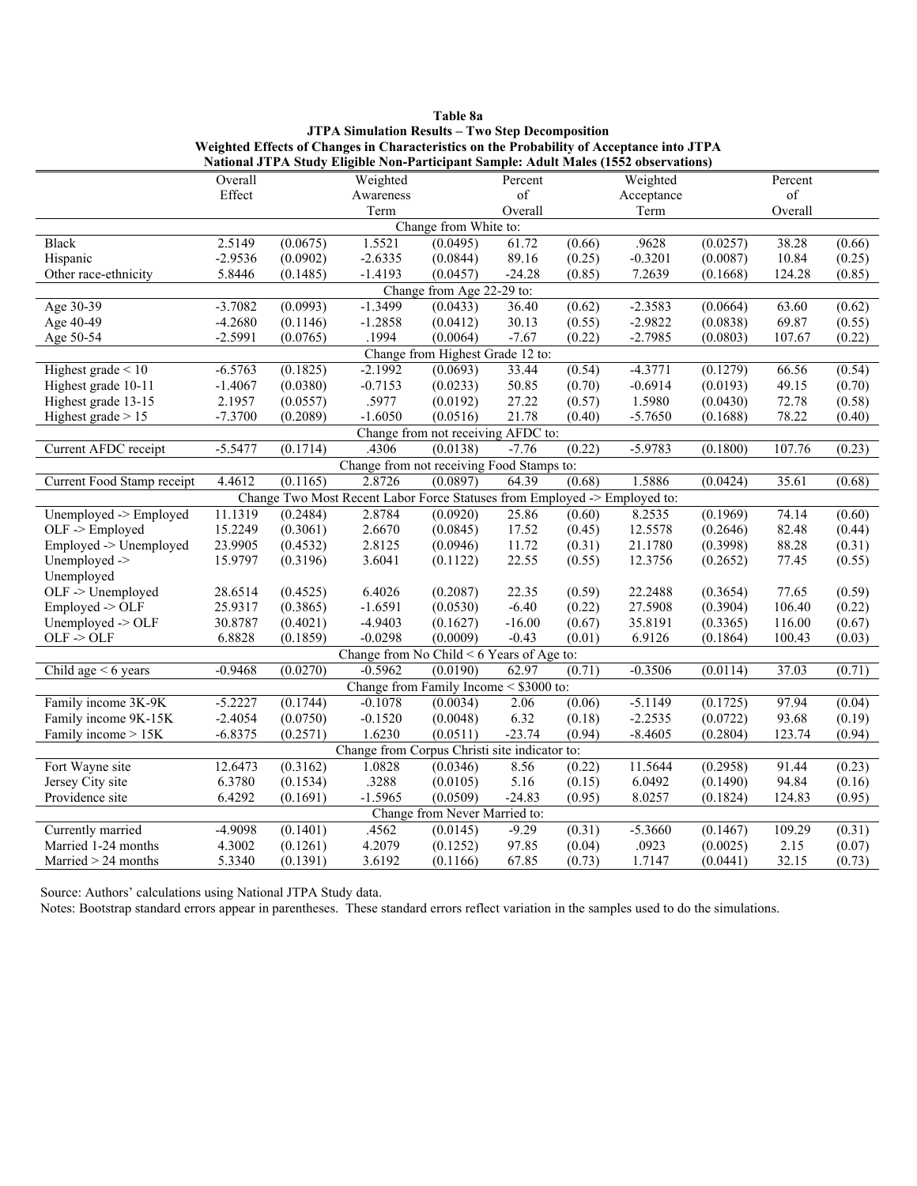**Table 8a**
**JTPA Simulation Results – Two Step Decomposition**
**Weighted Effects of Changes in Characteristics on the Probability of Acceptance into JTPA**
**National JTPA Study Eligible Non-Participant Sample: Adult Males (1552 observations)**

| | Overall Effect | | Weighted Awareness Term | | Percent of Overall | | Weighted Acceptance Term | | Percent of Overall | |
|---|---|---|---|---|---|---|---|---|---|---|
| **Change from White to:** | | | | | | | | | | |
| Black | 2.5149 | (0.0675) | 1.5521 | (0.0495) | 61.72 | (0.66) | .9628 | (0.0257) | 38.28 | (0.66) |
| Hispanic | -2.9536 | (0.0902) | -2.6335 | (0.0844) | 89.16 | (0.25) | -0.3201 | (0.0087) | 10.84 | (0.25) |
| Other race-ethnicity | 5.8446 | (0.1485) | -1.4193 | (0.0457) | -24.28 | (0.85) | 7.2639 | (0.1668) | 124.28 | (0.85) |
| **Change from Age 22-29 to:** | | | | | | | | | | |
| Age 30-39 | -3.7082 | (0.0993) | -1.3499 | (0.0433) | 36.40 | (0.62) | -2.3583 | (0.0664) | 63.60 | (0.62) |
| Age 40-49 | -4.2680 | (0.1146) | -1.2858 | (0.0412) | 30.13 | (0.55) | -2.9822 | (0.0838) | 69.87 | (0.55) |
| Age 50-54 | -2.5991 | (0.0765) | .1994 | (0.0064) | -7.67 | (0.22) | -2.7985 | (0.0803) | 107.67 | (0.22) |
| **Change from Highest Grade 12 to:** | | | | | | | | | | |
| Highest grade < 10 | -6.5763 | (0.1825) | -2.1992 | (0.0693) | 33.44 | (0.54) | -4.3771 | (0.1279) | 66.56 | (0.54) |
| Highest grade 10-11 | -1.4067 | (0.0380) | -0.7153 | (0.0233) | 50.85 | (0.70) | -0.6914 | (0.0193) | 49.15 | (0.70) |
| Highest grade 13-15 | 2.1957 | (0.0557) | .5977 | (0.0192) | 27.22 | (0.57) | 1.5980 | (0.0430) | 72.78 | (0.58) |
| Highest grade > 15 | -7.3700 | (0.2089) | -1.6050 | (0.0516) | 21.78 | (0.40) | -5.7650 | (0.1688) | 78.22 | (0.40) |
| **Change from not receiving AFDC to:** | | | | | | | | | | |
| Current AFDC receipt | -5.5477 | (0.1714) | .4306 | (0.0138) | -7.76 | (0.22) | -5.9783 | (0.1800) | 107.76 | (0.23) |
| **Change from not receiving Food Stamps to:** | | | | | | | | | | |
| Current Food Stamp receipt | 4.4612 | (0.1165) | 2.8726 | (0.0897) | 64.39 | (0.68) | 1.5886 | (0.0424) | 35.61 | (0.68) |
| **Change Two Most Recent Labor Force Statuses from Employed -> Employed to:** | | | | | | | | | | |
| Unemployed -> Employed | 11.1319 | (0.2484) | 2.8784 | (0.0920) | 25.86 | (0.60) | 8.2535 | (0.1969) | 74.14 | (0.60) |
| OLF -> Employed | 15.2249 | (0.3061) | 2.6670 | (0.0845) | 17.52 | (0.45) | 12.5578 | (0.2646) | 82.48 | (0.44) |
| Employed -> Unemployed | 23.9905 | (0.4532) | 2.8125 | (0.0946) | 11.72 | (0.31) | 21.1780 | (0.3998) | 88.28 | (0.31) |
| Unemployed -> Unemployed | 15.9797 | (0.3196) | 3.6041 | (0.1122) | 22.55 | (0.55) | 12.3756 | (0.2652) | 77.45 | (0.55) |
| OLF -> Unemployed | 28.6514 | (0.4525) | 6.4026 | (0.2087) | 22.35 | (0.59) | 22.2488 | (0.3654) | 77.65 | (0.59) |
| Employed -> OLF | 25.9317 | (0.3865) | -1.6591 | (0.0530) | -6.40 | (0.22) | 27.5908 | (0.3904) | 106.40 | (0.22) |
| Unemployed -> OLF | 30.8787 | (0.4021) | -4.9403 | (0.1627) | -16.00 | (0.67) | 35.8191 | (0.3365) | 116.00 | (0.67) |
| OLF -> OLF | 6.8828 | (0.1859) | -0.0298 | (0.0009) | -0.43 | (0.01) | 6.9126 | (0.1864) | 100.43 | (0.03) |
| **Change from No Child < 6 Years of Age to:** | | | | | | | | | | |
| Child age < 6 years | -0.9468 | (0.0270) | -0.5962 | (0.0190) | 62.97 | (0.71) | -0.3506 | (0.0114) | 37.03 | (0.71) |
| **Change from Family Income < $3000 to:** | | | | | | | | | | |
| Family income 3K-9K | -5.2227 | (0.1744) | -0.1078 | (0.0034) | 2.06 | (0.06) | -5.1149 | (0.1725) | 97.94 | (0.04) |
| Family income 9K-15K | -2.4054 | (0.0750) | -0.1520 | (0.0048) | 6.32 | (0.18) | -2.2535 | (0.0722) | 93.68 | (0.19) |
| Family income > 15K | -6.8375 | (0.2571) | 1.6230 | (0.0511) | -23.74 | (0.94) | -8.4605 | (0.2804) | 123.74 | (0.94) |
| **Change from Corpus Christi site indicator to:** | | | | | | | | | | |
| Fort Wayne site | 12.6473 | (0.3162) | 1.0828 | (0.0346) | 8.56 | (0.22) | 11.5644 | (0.2958) | 91.44 | (0.23) |
| Jersey City site | 6.3780 | (0.1534) | .3288 | (0.0105) | 5.16 | (0.15) | 6.0492 | (0.1490) | 94.84 | (0.16) |
| Providence site | 6.4292 | (0.1691) | -1.5965 | (0.0509) | -24.83 | (0.95) | 8.0257 | (0.1824) | 124.83 | (0.95) |
| **Change from Never Married to:** | | | | | | | | | | |
| Currently married | -4.9098 | (0.1401) | .4562 | (0.0145) | -9.29 | (0.31) | -5.3660 | (0.1467) | 109.29 | (0.31) |
| Married 1-24 months | 4.3002 | (0.1261) | 4.2079 | (0.1252) | 97.85 | (0.04) | .0923 | (0.0025) | 2.15 | (0.07) |
| Married > 24 months | 5.3340 | (0.1391) | 3.6192 | (0.1166) | 67.85 | (0.73) | 1.7147 | (0.0441) | 32.15 | (0.73) |

Source: Authors' calculations using National JTPA Study data.

Notes: Bootstrap standard errors appear in parentheses. These standard errors reflect variation in the samples used to do the simulations.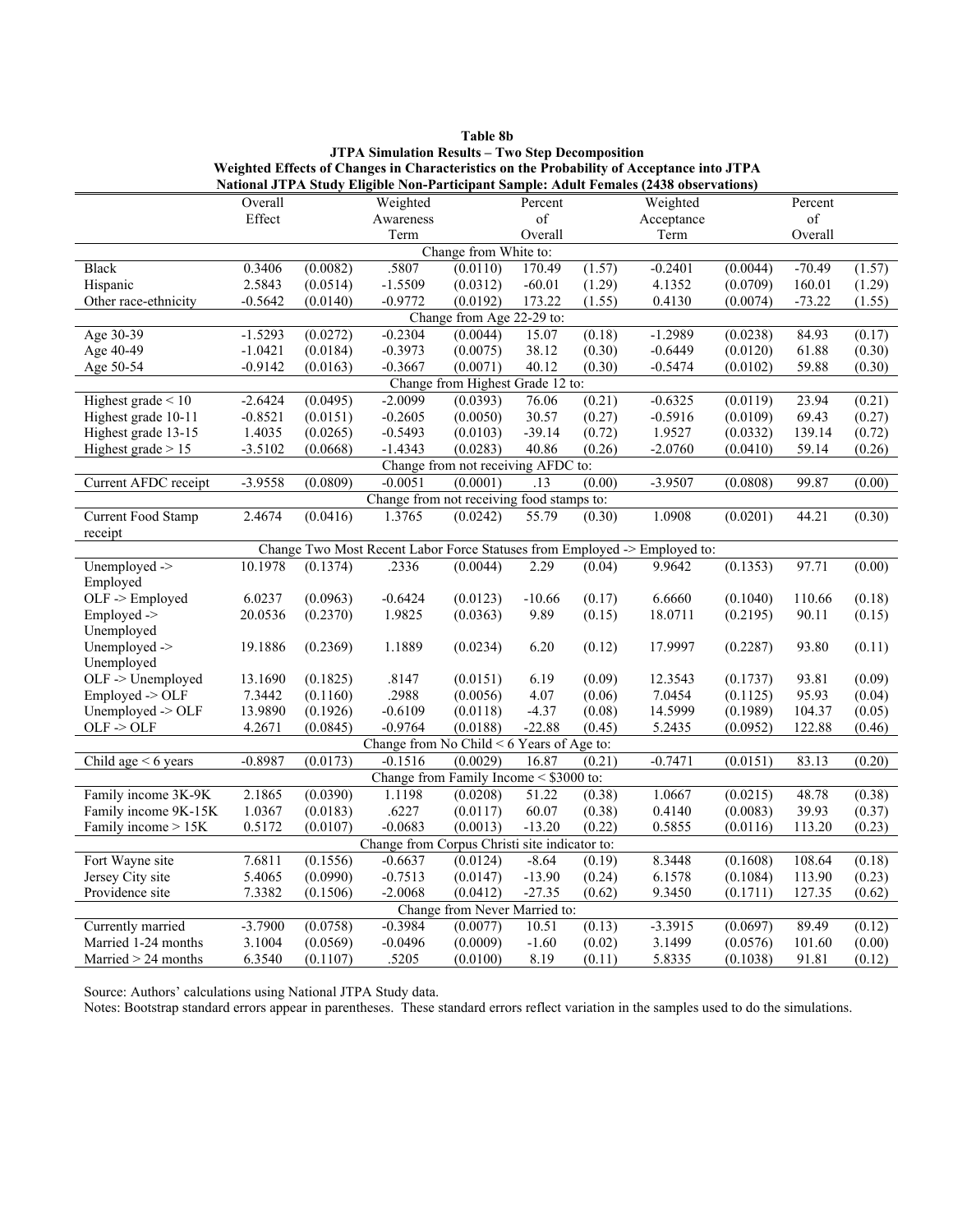**Table 8b**
**JTPA Simulation Results – Two Step Decomposition**
**Weighted Effects of Changes in Characteristics on the Probability of Acceptance into JTPA**
**National JTPA Study Eligible Non-Participant Sample: Adult Females (2438 observations)**

| | Overall Effect | | Weighted Awareness Term | | Percent of Overall | | Weighted Acceptance Term | | Percent of Overall | |
|---|---|---|---|---|---|---|---|---|---|---|
| | | | | | Change from White to: | | | | | |
| Black | 0.3406 | (0.0082) | .5807 | (0.0110) | 170.49 | (1.57) | -0.2401 | (0.0044) | -70.49 | (1.57) |
| Hispanic | 2.5843 | (0.0514) | -1.5509 | (0.0312) | -60.01 | (1.29) | 4.1352 | (0.0709) | 160.01 | (1.29) |
| Other race-ethnicity | -0.5642 | (0.0140) | -0.9772 | (0.0192) | 173.22 | (1.55) | 0.4130 | (0.0074) | -73.22 | (1.55) |
| | | | | | Change from Age 22-29 to: | | | | | |
| Age 30-39 | -1.5293 | (0.0272) | -0.2304 | (0.0044) | 15.07 | (0.18) | -1.2989 | (0.0238) | 84.93 | (0.17) |
| Age 40-49 | -1.0421 | (0.0184) | -0.3973 | (0.0075) | 38.12 | (0.30) | -0.6449 | (0.0120) | 61.88 | (0.30) |
| Age 50-54 | -0.9142 | (0.0163) | -0.3667 | (0.0071) | 40.12 | (0.30) | -0.5474 | (0.0102) | 59.88 | (0.30) |
| | | | | | Change from Highest Grade 12 to: | | | | | |
| Highest grade < 10 | -2.6424 | (0.0495) | -2.0099 | (0.0393) | 76.06 | (0.21) | -0.6325 | (0.0119) | 23.94 | (0.21) |
| Highest grade 10-11 | -0.8521 | (0.0151) | -0.2605 | (0.0050) | 30.57 | (0.27) | -0.5916 | (0.0109) | 69.43 | (0.27) |
| Highest grade 13-15 | 1.4035 | (0.0265) | -0.5493 | (0.0103) | -39.14 | (0.72) | 1.9527 | (0.0332) | 139.14 | (0.72) |
| Highest grade > 15 | -3.5102 | (0.0668) | -1.4343 | (0.0283) | 40.86 | (0.26) | -2.0760 | (0.0410) | 59.14 | (0.26) |
| | | | | | Change from not receiving AFDC to: | | | | | |
| Current AFDC receipt | -3.9558 | (0.0809) | -0.0051 | (0.0001) | .13 | (0.00) | -3.9507 | (0.0808) | 99.87 | (0.00) |
| | | | | | Change from not receiving food stamps to: | | | | | |
| Current Food Stamp receipt | 2.4674 | (0.0416) | 1.3765 | (0.0242) | 55.79 | (0.30) | 1.0908 | (0.0201) | 44.21 | (0.30) |
| | | | | | Change Two Most Recent Labor Force Statuses from Employed -> Employed to: | | | | | |
| Unemployed -> Employed | 10.1978 | (0.1374) | .2336 | (0.0044) | 2.29 | (0.04) | 9.9642 | (0.1353) | 97.71 | (0.00) |
| OLF -> Employed | 6.0237 | (0.0963) | -0.6424 | (0.0123) | -10.66 | (0.17) | 6.6660 | (0.1040) | 110.66 | (0.18) |
| Employed -> Unemployed | 20.0536 | (0.2370) | 1.9825 | (0.0363) | 9.89 | (0.15) | 18.0711 | (0.2195) | 90.11 | (0.15) |
| Unemployed -> Unemployed | 19.1886 | (0.2369) | 1.1889 | (0.0234) | 6.20 | (0.12) | 17.9997 | (0.2287) | 93.80 | (0.11) |
| OLF -> Unemployed | 13.1690 | (0.1825) | .8147 | (0.0151) | 6.19 | (0.09) | 12.3543 | (0.1737) | 93.81 | (0.09) |
| Employed -> OLF | 7.3442 | (0.1160) | .2988 | (0.0056) | 4.07 | (0.06) | 7.0454 | (0.1125) | 95.93 | (0.04) |
| Unemployed -> OLF | 13.9890 | (0.1926) | -0.6109 | (0.0118) | -4.37 | (0.08) | 14.5999 | (0.1989) | 104.37 | (0.05) |
| OLF -> OLF | 4.2671 | (0.0845) | -0.9764 | (0.0188) | -22.88 | (0.45) | 5.2435 | (0.0952) | 122.88 | (0.46) |
| | | | | | Change from No Child < 6 Years of Age to: | | | | | |
| Child age < 6 years | -0.8987 | (0.0173) | -0.1516 | (0.0029) | 16.87 | (0.21) | -0.7471 | (0.0151) | 83.13 | (0.20) |
| | | | | | Change from Family Income < $3000 to: | | | | | |
| Family income 3K-9K | 2.1865 | (0.0390) | 1.1198 | (0.0208) | 51.22 | (0.38) | 1.0667 | (0.0215) | 48.78 | (0.38) |
| Family income 9K-15K | 1.0367 | (0.0183) | .6227 | (0.0117) | 60.07 | (0.38) | 0.4140 | (0.0083) | 39.93 | (0.37) |
| Family income > 15K | 0.5172 | (0.0107) | -0.0683 | (0.0013) | -13.20 | (0.22) | 0.5855 | (0.0116) | 113.20 | (0.23) |
| | | | | | Change from Corpus Christi site indicator to: | | | | | |
| Fort Wayne site | 7.6811 | (0.1556) | -0.6637 | (0.0124) | -8.64 | (0.19) | 8.3448 | (0.1608) | 108.64 | (0.18) |
| Jersey City site | 5.4065 | (0.0990) | -0.7513 | (0.0147) | -13.90 | (0.24) | 6.1578 | (0.1084) | 113.90 | (0.23) |
| Providence site | 7.3382 | (0.1506) | -2.0068 | (0.0412) | -27.35 | (0.62) | 9.3450 | (0.1711) | 127.35 | (0.62) |
| | | | | | Change from Never Married to: | | | | | |
| Currently married | -3.7900 | (0.0758) | -0.3984 | (0.0077) | 10.51 | (0.13) | -3.3915 | (0.0697) | 89.49 | (0.12) |
| Married 1-24 months | 3.1004 | (0.0569) | -0.0496 | (0.0009) | -1.60 | (0.02) | 3.1499 | (0.0576) | 101.60 | (0.00) |
| Married > 24 months | 6.3540 | (0.1107) | .5205 | (0.0100) | 8.19 | (0.11) | 5.8335 | (0.1038) | 91.81 | (0.12) |

Source: Authors' calculations using National JTPA Study data.
Notes: Bootstrap standard errors appear in parentheses. These standard errors reflect variation in the samples used to do the simulations.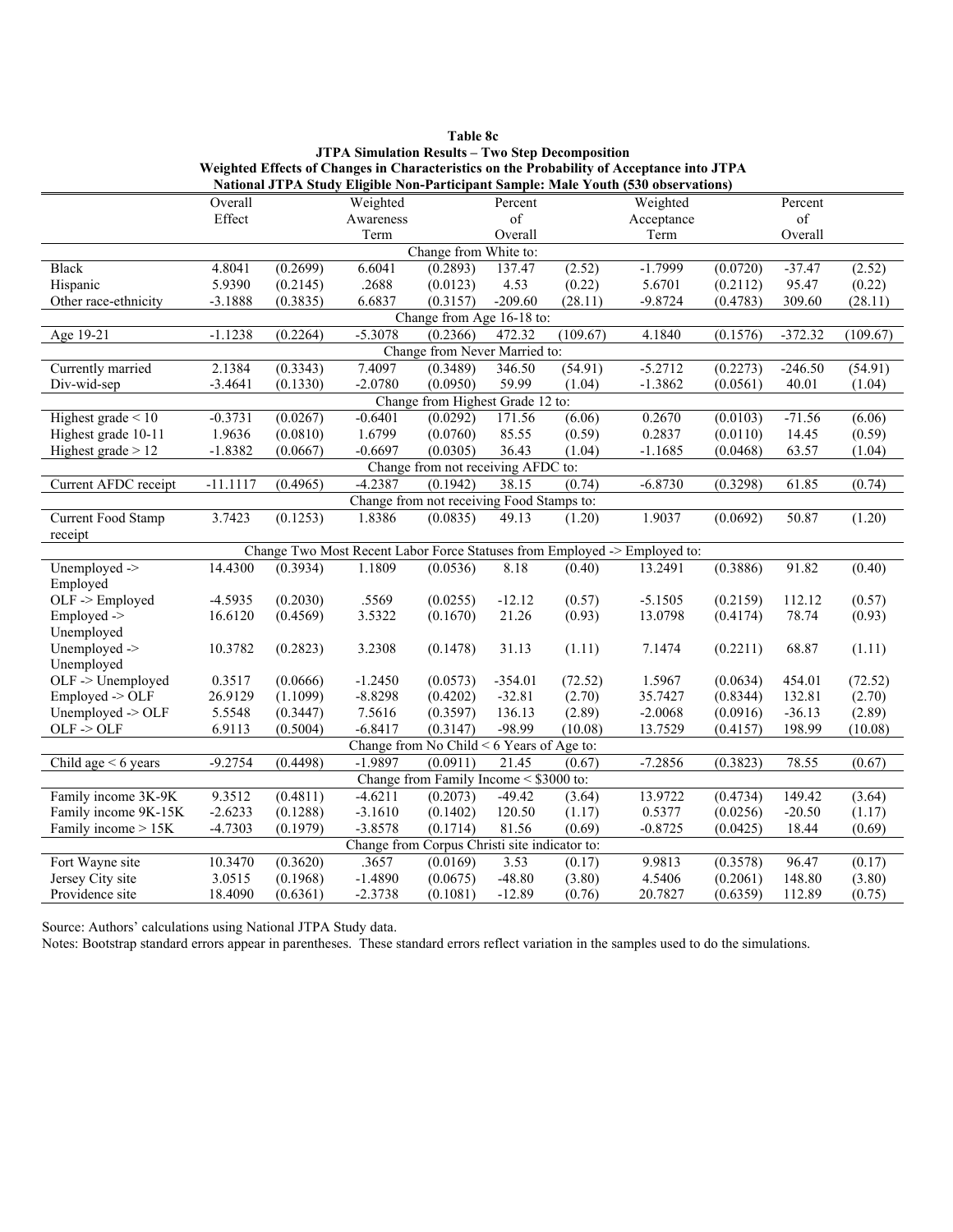**Table 8c**
**JTPA Simulation Results – Two Step Decomposition**
**Weighted Effects of Changes in Characteristics on the Probability of Acceptance into JTPA**
**National JTPA Study Eligible Non-Participant Sample: Male Youth (530 observations)**

| | Overall Effect | | Weighted Awareness Term | | Percent of Overall | | Weighted Acceptance Term | | Percent of Overall | |
|---|---|---|---|---|---|---|---|---|---|---|
| **Change from White to:** | | | | | | | | | | |
| Black | 4.8041 | (0.2699) | 6.6041 | (0.2893) | 137.47 | (2.52) | -1.7999 | (0.0720) | -37.47 | (2.52) |
| Hispanic | 5.9390 | (0.2145) | .2688 | (0.0123) | 4.53 | (0.22) | 5.6701 | (0.2112) | 95.47 | (0.22) |
| Other race-ethnicity | -3.1888 | (0.3835) | 6.6837 | (0.3157) | -209.60 | (28.11) | -9.8724 | (0.4783) | 309.60 | (28.11) |
| **Change from Age 16-18 to:** | | | | | | | | | | |
| Age 19-21 | -1.1238 | (0.2264) | -5.3078 | (0.2366) | 472.32 | (109.67) | 4.1840 | (0.1576) | -372.32 | (109.67) |
| **Change from Never Married to:** | | | | | | | | | | |
| Currently married | 2.1384 | (0.3343) | 7.4097 | (0.3489) | 346.50 | (54.91) | -5.2712 | (0.2273) | -246.50 | (54.91) |
| Div-wid-sep | -3.4641 | (0.1330) | -2.0780 | (0.0950) | 59.99 | (1.04) | -1.3862 | (0.0561) | 40.01 | (1.04) |
| **Change from Highest Grade 12 to:** | | | | | | | | | | |
| Highest grade < 10 | -0.3731 | (0.0267) | -0.6401 | (0.0292) | 171.56 | (6.06) | 0.2670 | (0.0103) | -71.56 | (6.06) |
| Highest grade 10-11 | 1.9636 | (0.0810) | 1.6799 | (0.0760) | 85.55 | (0.59) | 0.2837 | (0.0110) | 14.45 | (0.59) |
| Highest grade > 12 | -1.8382 | (0.0667) | -0.6697 | (0.0305) | 36.43 | (1.04) | -1.1685 | (0.0468) | 63.57 | (1.04) |
| **Change from not receiving AFDC to:** | | | | | | | | | | |
| Current AFDC receipt | -11.1117 | (0.4965) | -4.2387 | (0.1942) | 38.15 | (0.74) | -6.8730 | (0.3298) | 61.85 | (0.74) |
| **Change from not receiving Food Stamps to:** | | | | | | | | | | |
| Current Food Stamp receipt | 3.7423 | (0.1253) | 1.8386 | (0.0835) | 49.13 | (1.20) | 1.9037 | (0.0692) | 50.87 | (1.20) |
| **Change Two Most Recent Labor Force Statuses from Employed -> Employed to:** | | | | | | | | | | |
| Unemployed -> Employed | 14.4300 | (0.3934) | 1.1809 | (0.0536) | 8.18 | (0.40) | 13.2491 | (0.3886) | 91.82 | (0.40) |
| OLF -> Employed | -4.5935 | (0.2030) | .5569 | (0.0255) | -12.12 | (0.57) | -5.1505 | (0.2159) | 112.12 | (0.57) |
| Employed -> Unemployed | 16.6120 | (0.4569) | 3.5322 | (0.1670) | 21.26 | (0.93) | 13.0798 | (0.4174) | 78.74 | (0.93) |
| Unemployed -> Unemployed | 10.3782 | (0.2823) | 3.2308 | (0.1478) | 31.13 | (1.11) | 7.1474 | (0.2211) | 68.87 | (1.11) |
| OLF -> Unemployed | 0.3517 | (0.0666) | -1.2450 | (0.0573) | -354.01 | (72.52) | 1.5967 | (0.0634) | 454.01 | (72.52) |
| Employed -> OLF | 26.9129 | (1.1099) | -8.8298 | (0.4202) | -32.81 | (2.70) | 35.7427 | (0.8344) | 132.81 | (2.70) |
| Unemployed -> OLF | 5.5548 | (0.3447) | 7.5616 | (0.3597) | 136.13 | (2.89) | -2.0068 | (0.0916) | -36.13 | (2.89) |
| OLF -> OLF | 6.9113 | (0.5004) | -6.8417 | (0.3147) | -98.99 | (10.08) | 13.7529 | (0.4157) | 198.99 | (10.08) |
| **Change from No Child < 6 Years of Age to:** | | | | | | | | | | |
| Child age < 6 years | -9.2754 | (0.4498) | -1.9897 | (0.0911) | 21.45 | (0.67) | -7.2856 | (0.3823) | 78.55 | (0.67) |
| **Change from Family Income < $3000 to:** | | | | | | | | | | |
| Family income 3K-9K | 9.3512 | (0.4811) | -4.6211 | (0.2073) | -49.42 | (3.64) | 13.9722 | (0.4734) | 149.42 | (3.64) |
| Family income 9K-15K | -2.6233 | (0.1288) | -3.1610 | (0.1402) | 120.50 | (1.17) | 0.5377 | (0.0256) | -20.50 | (1.17) |
| Family income > 15K | -4.7303 | (0.1979) | -3.8578 | (0.1714) | 81.56 | (0.69) | -0.8725 | (0.0425) | 18.44 | (0.69) |
| **Change from Corpus Christi site indicator to:** | | | | | | | | | | |
| Fort Wayne site | 10.3470 | (0.3620) | .3657 | (0.0169) | 3.53 | (0.17) | 9.9813 | (0.3578) | 96.47 | (0.17) |
| Jersey City site | 3.0515 | (0.1968) | -1.4890 | (0.0675) | -48.80 | (3.80) | 4.5406 | (0.2061) | 148.80 | (3.80) |
| Providence site | 18.4090 | (0.6361) | -2.3738 | (0.1081) | -12.89 | (0.76) | 20.7827 | (0.6359) | 112.89 | (0.75) |

Source: Authors' calculations using National JTPA Study data.

Notes: Bootstrap standard errors appear in parentheses. These standard errors reflect variation in the samples used to do the simulations.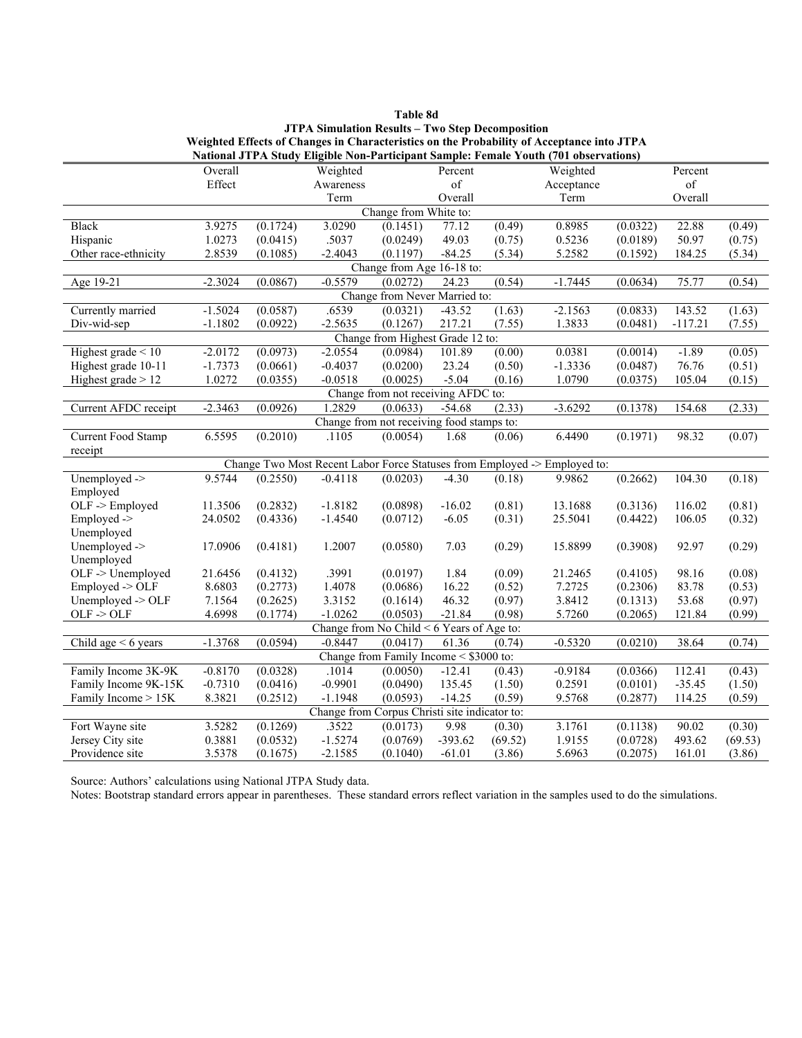**Table 8d**
**JTPA Simulation Results – Two Step Decomposition**
**Weighted Effects of Changes in Characteristics on the Probability of Acceptance into JTPA**
**National JTPA Study Eligible Non-Participant Sample: Female Youth (701 observations)**

| | Overall Effect | | Weighted Awareness Term | | Percent of Overall | | Weighted Acceptance Term | | Percent of Overall | |
|---|---|---|---|---|---|---|---|---|---|---|
| **Change from White to:** | | | | | | | | | | |
| Black | 3.9275 | (0.1724) | 3.0290 | (0.1451) | 77.12 | (0.49) | 0.8985 | (0.0322) | 22.88 | (0.49) |
| Hispanic | 1.0273 | (0.0415) | .5037 | (0.0249) | 49.03 | (0.75) | 0.5236 | (0.0189) | 50.97 | (0.75) |
| Other race-ethnicity | 2.8539 | (0.1085) | -2.4043 | (0.1197) | -84.25 | (5.34) | 5.2582 | (0.1592) | 184.25 | (5.34) |
| **Change from Age 16-18 to:** | | | | | | | | | | |
| Age 19-21 | -2.3024 | (0.0867) | -0.5579 | (0.0272) | 24.23 | (0.54) | -1.7445 | (0.0634) | 75.77 | (0.54) |
| **Change from Never Married to:** | | | | | | | | | | |
| Currently married | -1.5024 | (0.0587) | .6539 | (0.0321) | -43.52 | (1.63) | -2.1563 | (0.0833) | 143.52 | (1.63) |
| Div-wid-sep | -1.1802 | (0.0922) | -2.5635 | (0.1267) | 217.21 | (7.55) | 1.3833 | (0.0481) | -117.21 | (7.55) |
| **Change from Highest Grade 12 to:** | | | | | | | | | | |
| Highest grade < 10 | -2.0172 | (0.0973) | -2.0554 | (0.0984) | 101.89 | (0.00) | 0.0381 | (0.0014) | -1.89 | (0.05) |
| Highest grade 10-11 | -1.7373 | (0.0661) | -0.4037 | (0.0200) | 23.24 | (0.50) | -1.3336 | (0.0487) | 76.76 | (0.51) |
| Highest grade > 12 | 1.0272 | (0.0355) | -0.0518 | (0.0025) | -5.04 | (0.16) | 1.0790 | (0.0375) | 105.04 | (0.15) |
| **Change from not receiving AFDC to:** | | | | | | | | | | |
| Current AFDC receipt | -2.3463 | (0.0926) | 1.2829 | (0.0633) | -54.68 | (2.33) | -3.6292 | (0.1378) | 154.68 | (2.33) |
| **Change from not receiving food stamps to:** | | | | | | | | | | |
| Current Food Stamp receipt | 6.5595 | (0.2010) | .1105 | (0.0054) | 1.68 | (0.06) | 6.4490 | (0.1971) | 98.32 | (0.07) |
| **Change Two Most Recent Labor Force Statuses from Employed -> Employed to:** | | | | | | | | | | |
| Unemployed -> Employed | 9.5744 | (0.2550) | -0.4118 | (0.0203) | -4.30 | (0.18) | 9.9862 | (0.2662) | 104.30 | (0.18) |
| OLF -> Employed | 11.3506 | (0.2832) | -1.8182 | (0.0898) | -16.02 | (0.81) | 13.1688 | (0.3136) | 116.02 | (0.81) |
| Employed -> Unemployed | 24.0502 | (0.4336) | -1.4540 | (0.0712) | -6.05 | (0.31) | 25.5041 | (0.4422) | 106.05 | (0.32) |
| Unemployed -> Unemployed | 17.0906 | (0.4181) | 1.2007 | (0.0580) | 7.03 | (0.29) | 15.8899 | (0.3908) | 92.97 | (0.29) |
| OLF -> Unemployed | 21.6456 | (0.4132) | .3991 | (0.0197) | 1.84 | (0.09) | 21.2465 | (0.4105) | 98.16 | (0.08) |
| Employed -> OLF | 8.6803 | (0.2773) | 1.4078 | (0.0686) | 16.22 | (0.52) | 7.2725 | (0.2306) | 83.78 | (0.53) |
| Unemployed -> OLF | 7.1564 | (0.2625) | 3.3152 | (0.1614) | 46.32 | (0.97) | 3.8412 | (0.1313) | 53.68 | (0.97) |
| OLF -> OLF | 4.6998 | (0.1774) | -1.0262 | (0.0503) | -21.84 | (0.98) | 5.7260 | (0.2065) | 121.84 | (0.99) |
| **Change from No Child < 6 Years of Age to:** | | | | | | | | | | |
| Child age < 6 years | -1.3768 | (0.0594) | -0.8447 | (0.0417) | 61.36 | (0.74) | -0.5320 | (0.0210) | 38.64 | (0.74) |
| **Change from Family Income < $3000 to:** | | | | | | | | | | |
| Family Income 3K-9K | -0.8170 | (0.0328) | .1014 | (0.0050) | -12.41 | (0.43) | -0.9184 | (0.0366) | 112.41 | (0.43) |
| Family Income 9K-15K | -0.7310 | (0.0416) | -0.9901 | (0.0490) | 135.45 | (1.50) | 0.2591 | (0.0101) | -35.45 | (1.50) |
| Family Income > 15K | 8.3821 | (0.2512) | -1.1948 | (0.0593) | -14.25 | (0.59) | 9.5768 | (0.2877) | 114.25 | (0.59) |
| **Change from Corpus Christi site indicator to:** | | | | | | | | | | |
| Fort Wayne site | 3.5282 | (0.1269) | .3522 | (0.0173) | 9.98 | (0.30) | 3.1761 | (0.1138) | 90.02 | (0.30) |
| Jersey City site | 0.3881 | (0.0532) | -1.5274 | (0.0769) | -393.62 | (69.52) | 1.9155 | (0.0728) | 493.62 | (69.53) |
| Providence site | 3.5378 | (0.1675) | -2.1585 | (0.1040) | -61.01 | (3.86) | 5.6963 | (0.2075) | 161.01 | (3.86) |

Source: Authors' calculations using National JTPA Study data.
Notes: Bootstrap standard errors appear in parentheses. These standard errors reflect variation in the samples used to do the simulations.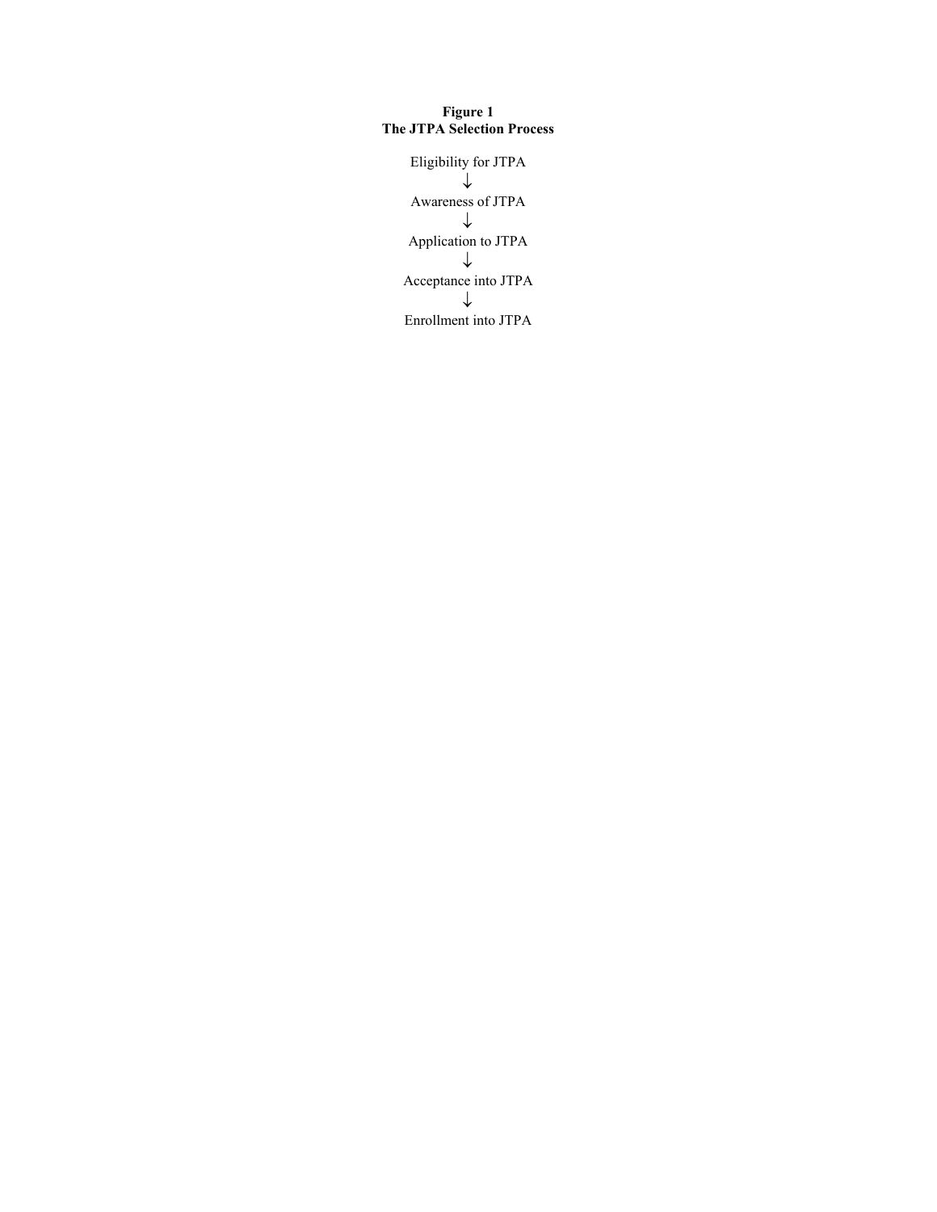**Figure 1**
**The JTPA Selection Process**

Eligibility for JTPA
↓
Awareness of JTPA
↓
Application to JTPA
↓
Acceptance into JTPA
↓
Enrollment into JTPA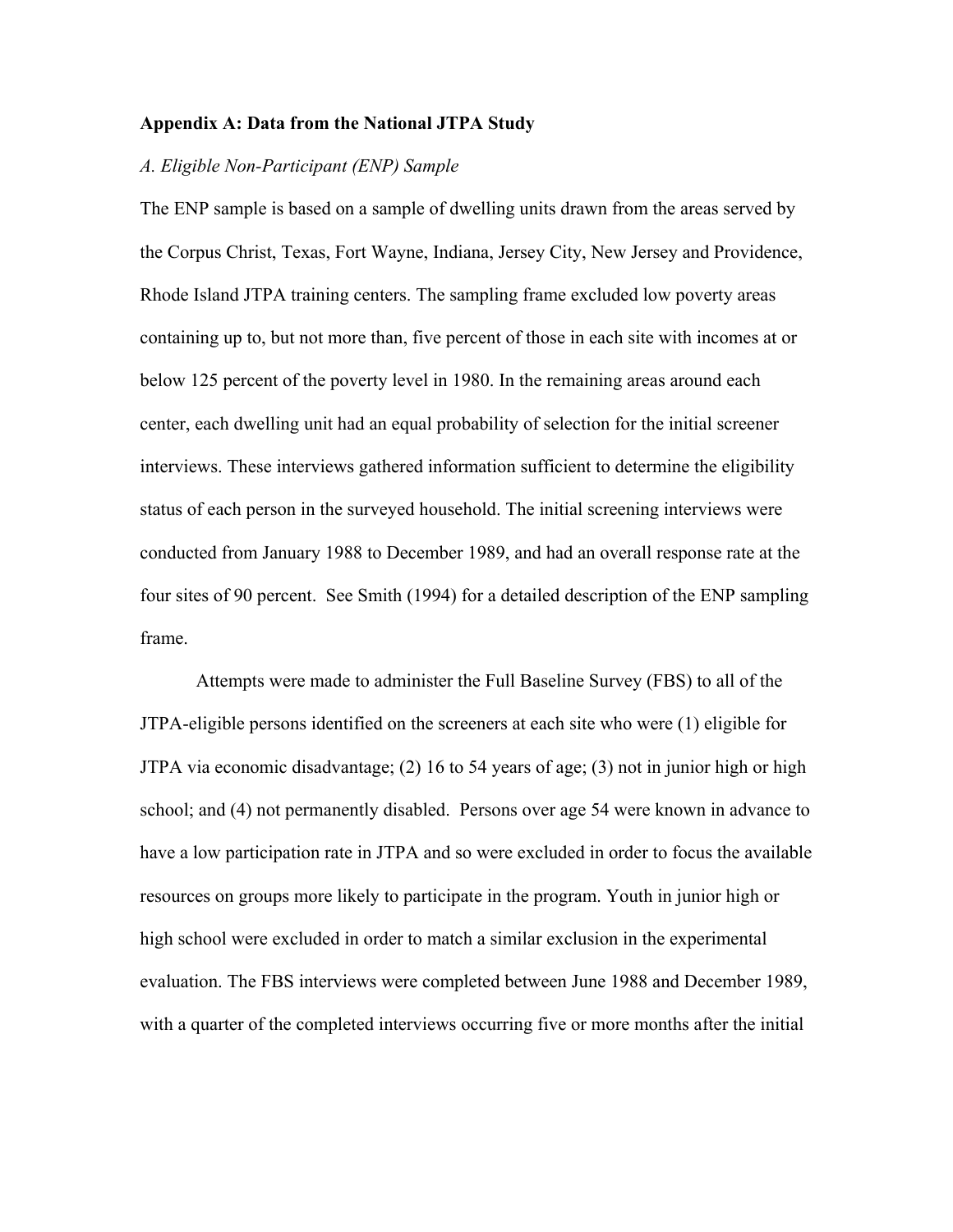**Appendix A: Data from the National JTPA Study**

*A. Eligible Non-Participant (ENP) Sample*

The ENP sample is based on a sample of dwelling units drawn from the areas served by the Corpus Christ, Texas, Fort Wayne, Indiana, Jersey City, New Jersey and Providence, Rhode Island JTPA training centers. The sampling frame excluded low poverty areas containing up to, but not more than, five percent of those in each site with incomes at or below 125 percent of the poverty level in 1980. In the remaining areas around each center, each dwelling unit had an equal probability of selection for the initial screener interviews. These interviews gathered information sufficient to determine the eligibility status of each person in the surveyed household. The initial screening interviews were conducted from January 1988 to December 1989, and had an overall response rate at the four sites of 90 percent. See Smith (1994) for a detailed description of the ENP sampling frame.

Attempts were made to administer the Full Baseline Survey (FBS) to all of the JTPA-eligible persons identified on the screeners at each site who were (1) eligible for JTPA via economic disadvantage; (2) 16 to 54 years of age; (3) not in junior high or high school; and (4) not permanently disabled. Persons over age 54 were known in advance to have a low participation rate in JTPA and so were excluded in order to focus the available resources on groups more likely to participate in the program. Youth in junior high or high school were excluded in order to match a similar exclusion in the experimental evaluation. The FBS interviews were completed between June 1988 and December 1989, with a quarter of the completed interviews occurring five or more months after the initial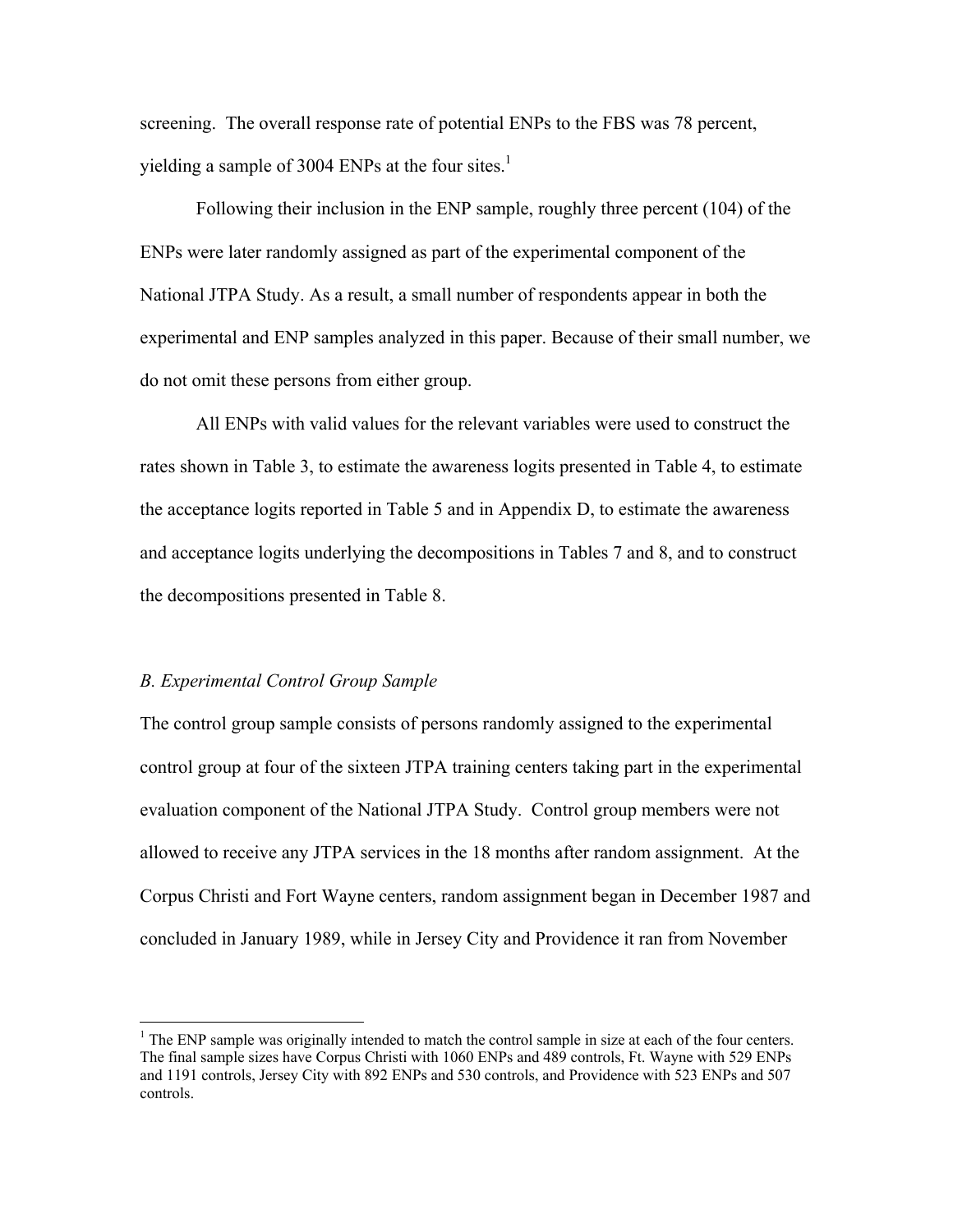screening. The overall response rate of potential ENPs to the FBS was 78 percent, yielding a sample of 3004 ENPs at the four sites.[1]

Following their inclusion in the ENP sample, roughly three percent (104) of the ENPs were later randomly assigned as part of the experimental component of the National JTPA Study. As a result, a small number of respondents appear in both the experimental and ENP samples analyzed in this paper. Because of their small number, we do not omit these persons from either group.

All ENPs with valid values for the relevant variables were used to construct the rates shown in Table 3, to estimate the awareness logits presented in Table 4, to estimate the acceptance logits reported in Table 5 and in Appendix D, to estimate the awareness and acceptance logits underlying the decompositions in Tables 7 and 8, and to construct the decompositions presented in Table 8.

*B. Experimental Control Group Sample*

The control group sample consists of persons randomly assigned to the experimental control group at four of the sixteen JTPA training centers taking part in the experimental evaluation component of the National JTPA Study. Control group members were not allowed to receive any JTPA services in the 18 months after random assignment. At the Corpus Christi and Fort Wayne centers, random assignment began in December 1987 and concluded in January 1989, while in Jersey City and Providence it ran from November

[1] The ENP sample was originally intended to match the control sample in size at each of the four centers. The final sample sizes have Corpus Christi with 1060 ENPs and 489 controls, Ft. Wayne with 529 ENPs and 1191 controls, Jersey City with 892 ENPs and 530 controls, and Providence with 523 ENPs and 507 controls.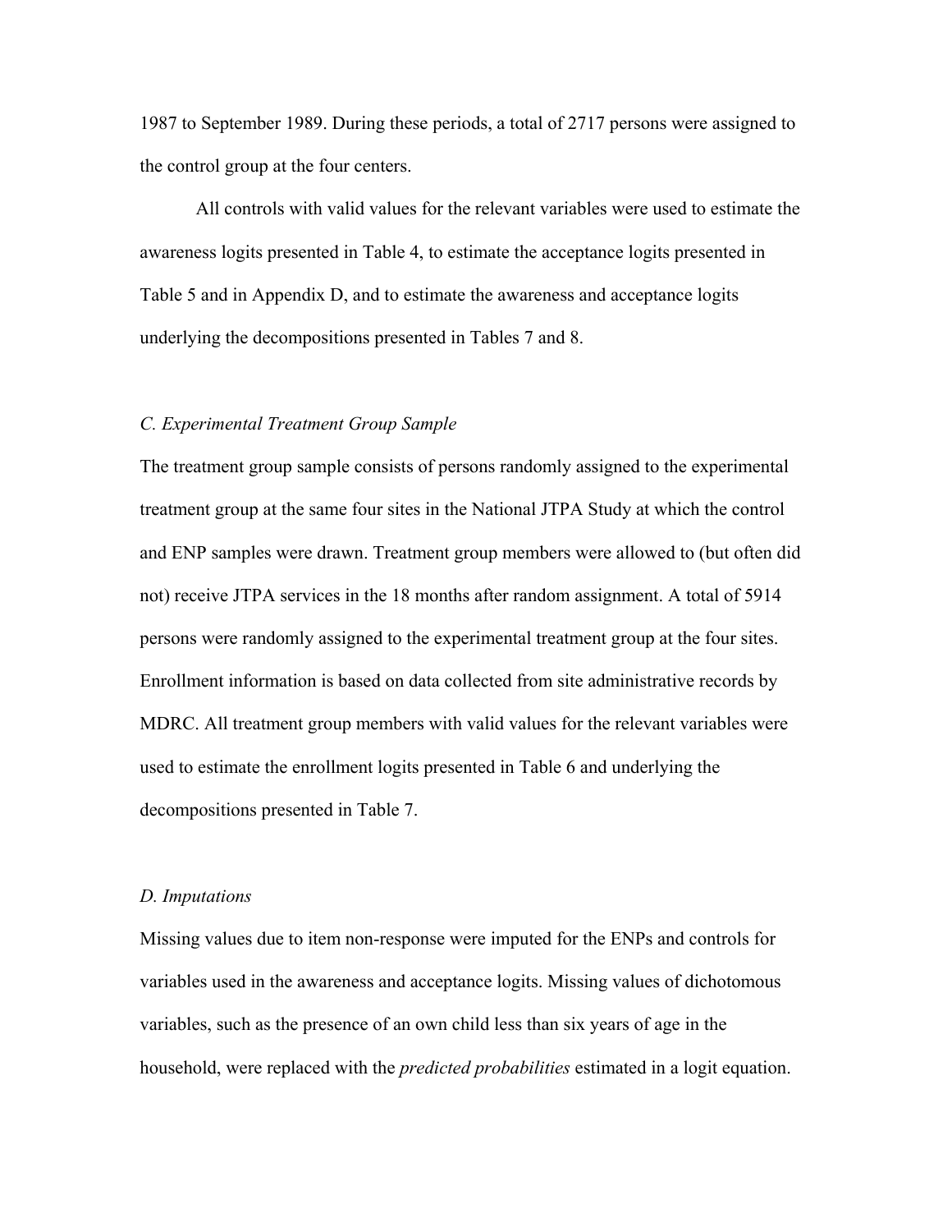1987 to September 1989. During these periods, a total of 2717 persons were assigned to the control group at the four centers.

All controls with valid values for the relevant variables were used to estimate the awareness logits presented in Table 4, to estimate the acceptance logits presented in Table 5 and in Appendix D, and to estimate the awareness and acceptance logits underlying the decompositions presented in Tables 7 and 8.

### *C. Experimental Treatment Group Sample*

The treatment group sample consists of persons randomly assigned to the experimental treatment group at the same four sites in the National JTPA Study at which the control and ENP samples were drawn. Treatment group members were allowed to (but often did not) receive JTPA services in the 18 months after random assignment. A total of 5914 persons were randomly assigned to the experimental treatment group at the four sites. Enrollment information is based on data collected from site administrative records by MDRC. All treatment group members with valid values for the relevant variables were used to estimate the enrollment logits presented in Table 6 and underlying the decompositions presented in Table 7.

### *D. Imputations*

Missing values due to item non-response were imputed for the ENPs and controls for variables used in the awareness and acceptance logits. Missing values of dichotomous variables, such as the presence of an own child less than six years of age in the household, were replaced with the *predicted probabilities* estimated in a logit equation.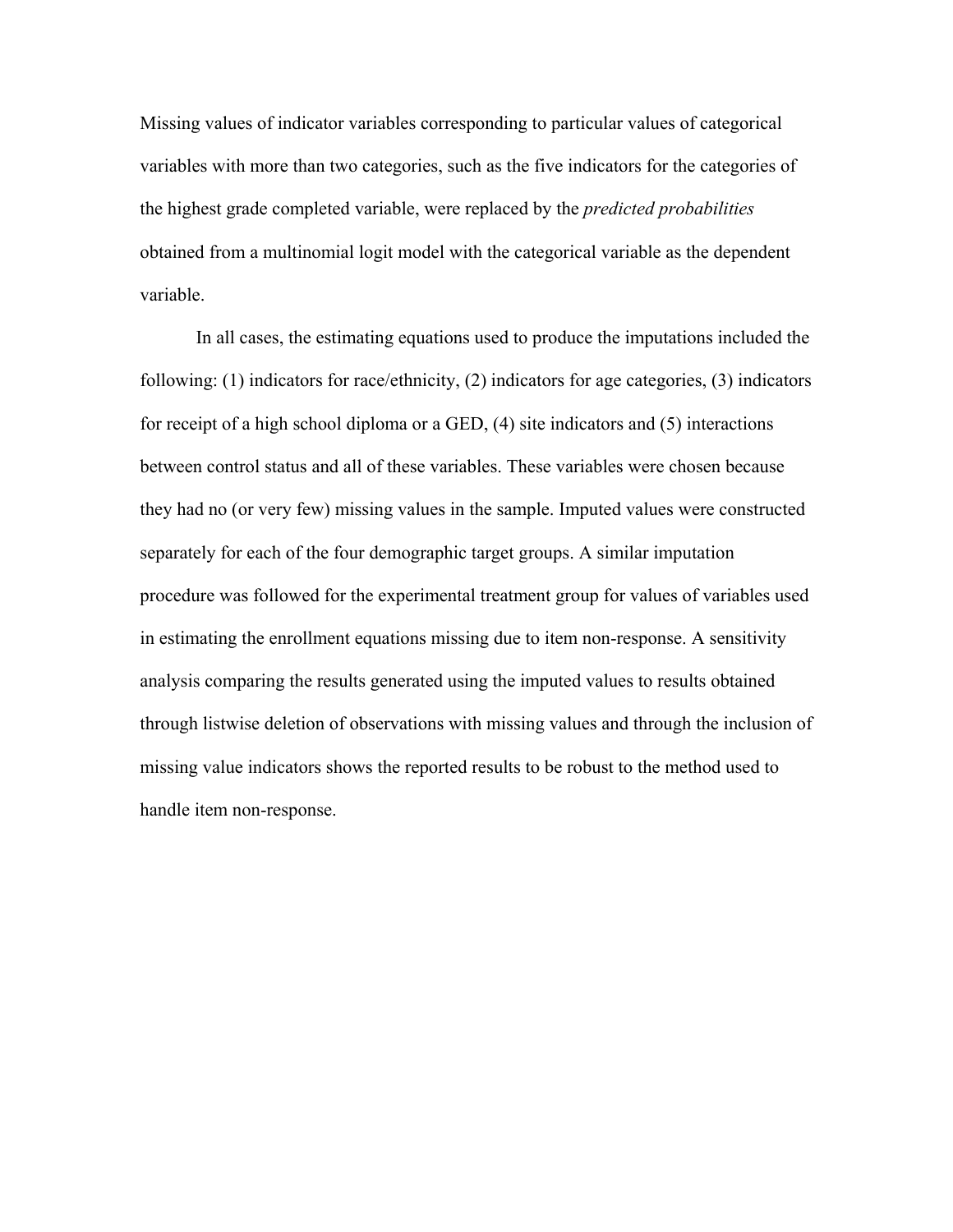Missing values of indicator variables corresponding to particular values of categorical variables with more than two categories, such as the five indicators for the categories of the highest grade completed variable, were replaced by the *predicted probabilities* obtained from a multinomial logit model with the categorical variable as the dependent variable.

In all cases, the estimating equations used to produce the imputations included the following: (1) indicators for race/ethnicity, (2) indicators for age categories, (3) indicators for receipt of a high school diploma or a GED, (4) site indicators and (5) interactions between control status and all of these variables. These variables were chosen because they had no (or very few) missing values in the sample. Imputed values were constructed separately for each of the four demographic target groups. A similar imputation procedure was followed for the experimental treatment group for values of variables used in estimating the enrollment equations missing due to item non-response. A sensitivity analysis comparing the results generated using the imputed values to results obtained through listwise deletion of observations with missing values and through the inclusion of missing value indicators shows the reported results to be robust to the method used to handle item non-response.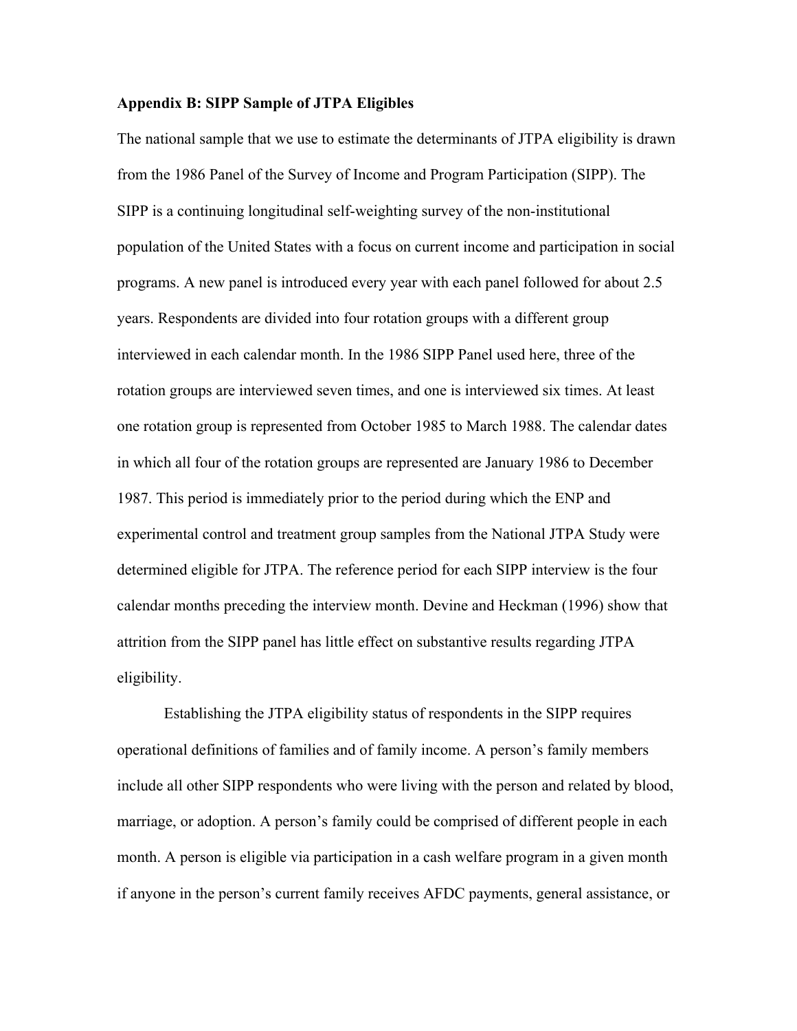**Appendix B: SIPP Sample of JTPA Eligibles**

The national sample that we use to estimate the determinants of JTPA eligibility is drawn from the 1986 Panel of the Survey of Income and Program Participation (SIPP). The SIPP is a continuing longitudinal self-weighting survey of the non-institutional population of the United States with a focus on current income and participation in social programs. A new panel is introduced every year with each panel followed for about 2.5 years. Respondents are divided into four rotation groups with a different group interviewed in each calendar month. In the 1986 SIPP Panel used here, three of the rotation groups are interviewed seven times, and one is interviewed six times. At least one rotation group is represented from October 1985 to March 1988. The calendar dates in which all four of the rotation groups are represented are January 1986 to December 1987. This period is immediately prior to the period during which the ENP and experimental control and treatment group samples from the National JTPA Study were determined eligible for JTPA. The reference period for each SIPP interview is the four calendar months preceding the interview month. Devine and Heckman (1996) show that attrition from the SIPP panel has little effect on substantive results regarding JTPA eligibility.

Establishing the JTPA eligibility status of respondents in the SIPP requires operational definitions of families and of family income. A person's family members include all other SIPP respondents who were living with the person and related by blood, marriage, or adoption. A person's family could be comprised of different people in each month. A person is eligible via participation in a cash welfare program in a given month if anyone in the person's current family receives AFDC payments, general assistance, or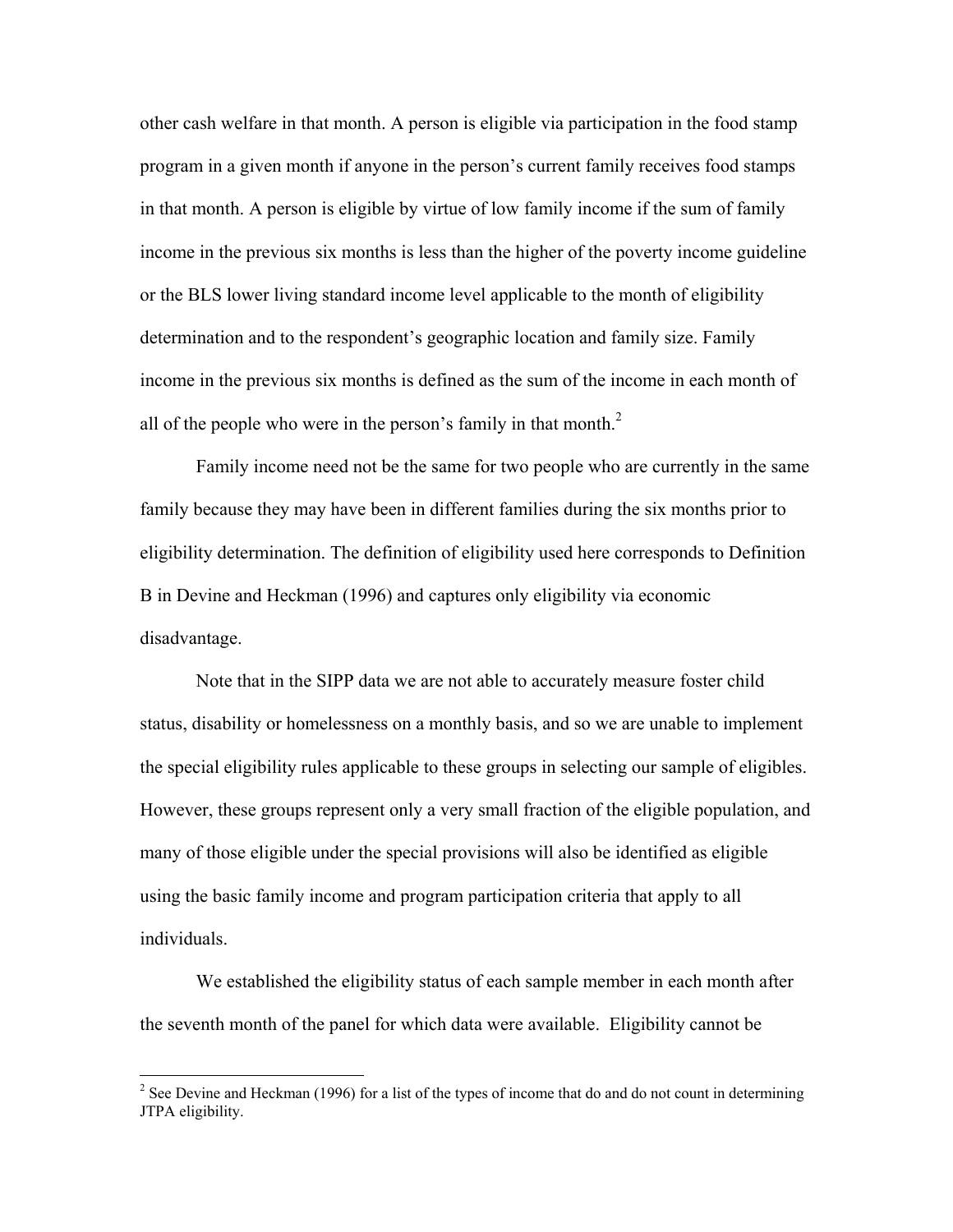other cash welfare in that month. A person is eligible via participation in the food stamp program in a given month if anyone in the person's current family receives food stamps in that month. A person is eligible by virtue of low family income if the sum of family income in the previous six months is less than the higher of the poverty income guideline or the BLS lower living standard income level applicable to the month of eligibility determination and to the respondent's geographic location and family size. Family income in the previous six months is defined as the sum of the income in each month of all of the people who were in the person's family in that month.[2]

Family income need not be the same for two people who are currently in the same family because they may have been in different families during the six months prior to eligibility determination. The definition of eligibility used here corresponds to Definition B in Devine and Heckman (1996) and captures only eligibility via economic disadvantage.

Note that in the SIPP data we are not able to accurately measure foster child status, disability or homelessness on a monthly basis, and so we are unable to implement the special eligibility rules applicable to these groups in selecting our sample of eligibles. However, these groups represent only a very small fraction of the eligible population, and many of those eligible under the special provisions will also be identified as eligible using the basic family income and program participation criteria that apply to all individuals.

We established the eligibility status of each sample member in each month after the seventh month of the panel for which data were available. Eligibility cannot be

[2] See Devine and Heckman (1996) for a list of the types of income that do and do not count in determining JTPA eligibility.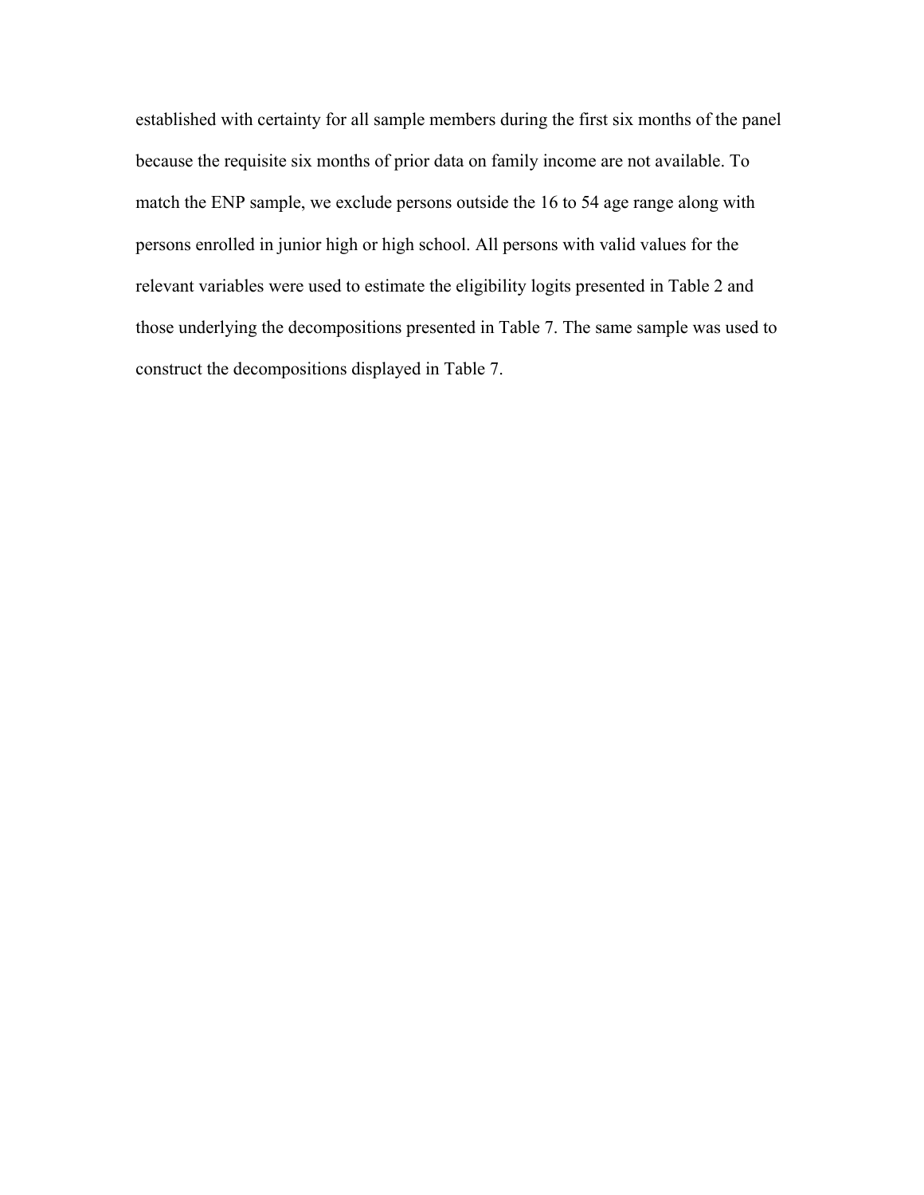established with certainty for all sample members during the first six months of the panel because the requisite six months of prior data on family income are not available. To match the ENP sample, we exclude persons outside the 16 to 54 age range along with persons enrolled in junior high or high school. All persons with valid values for the relevant variables were used to estimate the eligibility logits presented in Table 2 and those underlying the decompositions presented in Table 7. The same sample was used to construct the decompositions displayed in Table 7.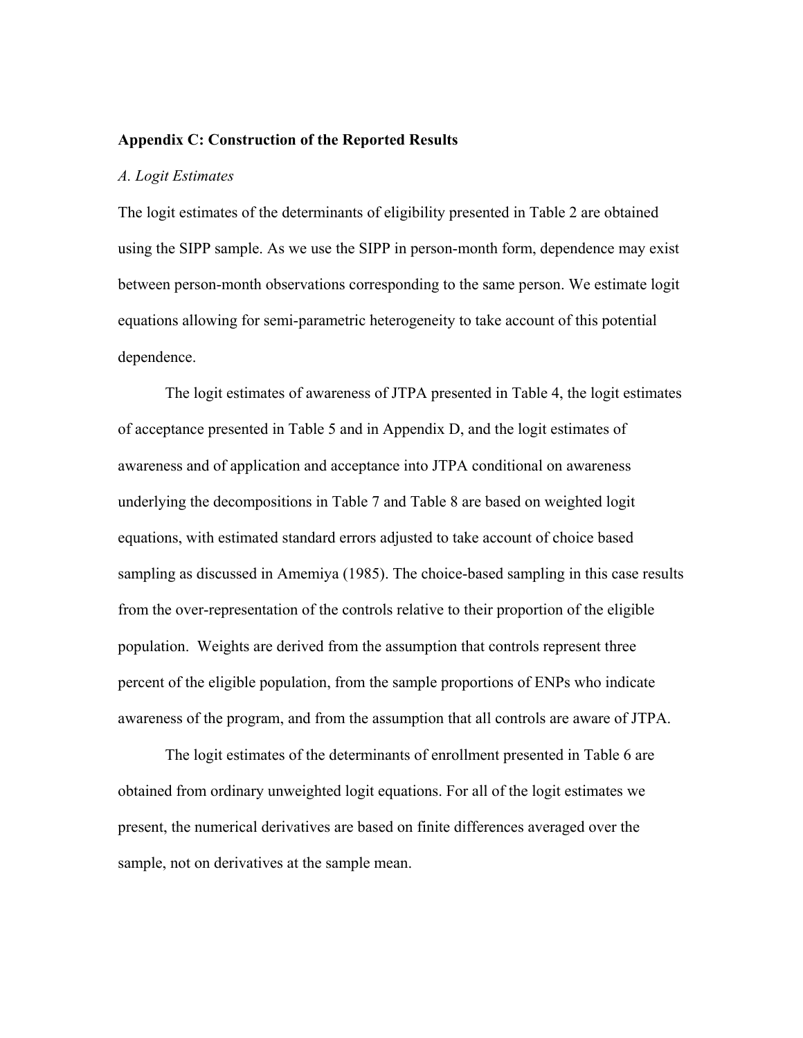## Appendix C: Construction of the Reported Results

### *A. Logit Estimates*

The logit estimates of the determinants of eligibility presented in Table 2 are obtained using the SIPP sample. As we use the SIPP in person-month form, dependence may exist between person-month observations corresponding to the same person. We estimate logit equations allowing for semi-parametric heterogeneity to take account of this potential dependence.

The logit estimates of awareness of JTPA presented in Table 4, the logit estimates of acceptance presented in Table 5 and in Appendix D, and the logit estimates of awareness and of application and acceptance into JTPA conditional on awareness underlying the decompositions in Table 7 and Table 8 are based on weighted logit equations, with estimated standard errors adjusted to take account of choice based sampling as discussed in Amemiya (1985). The choice-based sampling in this case results from the over-representation of the controls relative to their proportion of the eligible population. Weights are derived from the assumption that controls represent three percent of the eligible population, from the sample proportions of ENPs who indicate awareness of the program, and from the assumption that all controls are aware of JTPA.

The logit estimates of the determinants of enrollment presented in Table 6 are obtained from ordinary unweighted logit equations. For all of the logit estimates we present, the numerical derivatives are based on finite differences averaged over the sample, not on derivatives at the sample mean.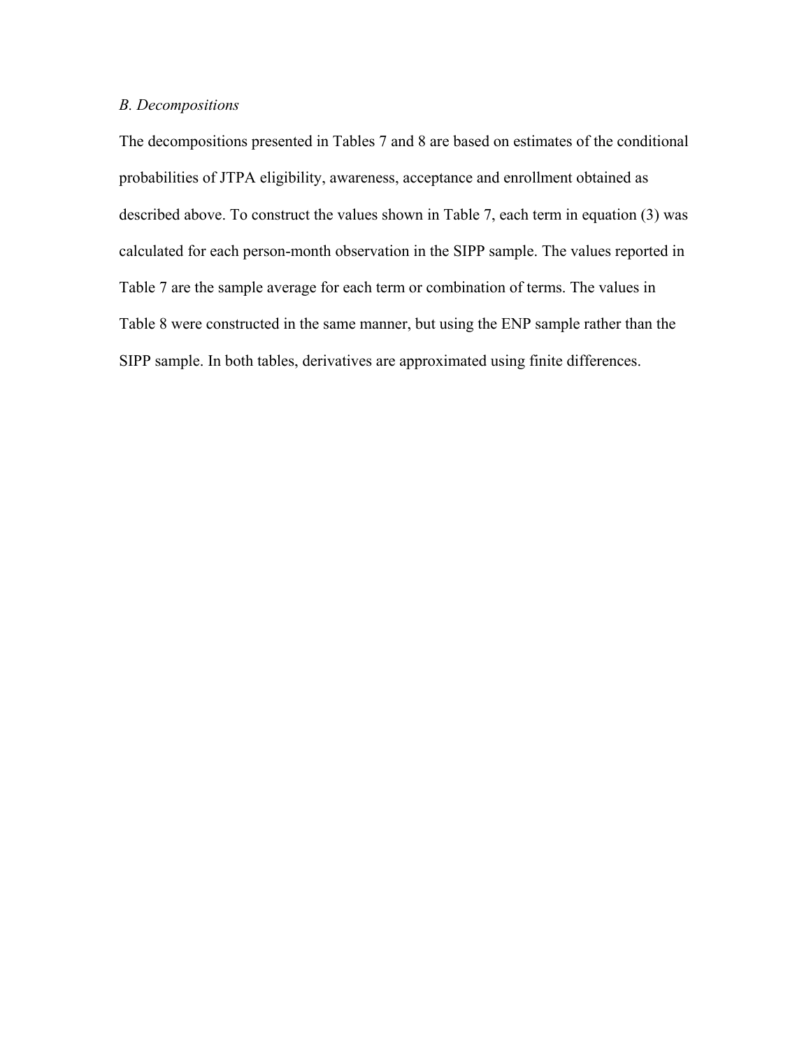*B. Decompositions*

The decompositions presented in Tables 7 and 8 are based on estimates of the conditional probabilities of JTPA eligibility, awareness, acceptance and enrollment obtained as described above. To construct the values shown in Table 7, each term in equation (3) was calculated for each person-month observation in the SIPP sample. The values reported in Table 7 are the sample average for each term or combination of terms. The values in Table 8 were constructed in the same manner, but using the ENP sample rather than the SIPP sample. In both tables, derivatives are approximated using finite differences.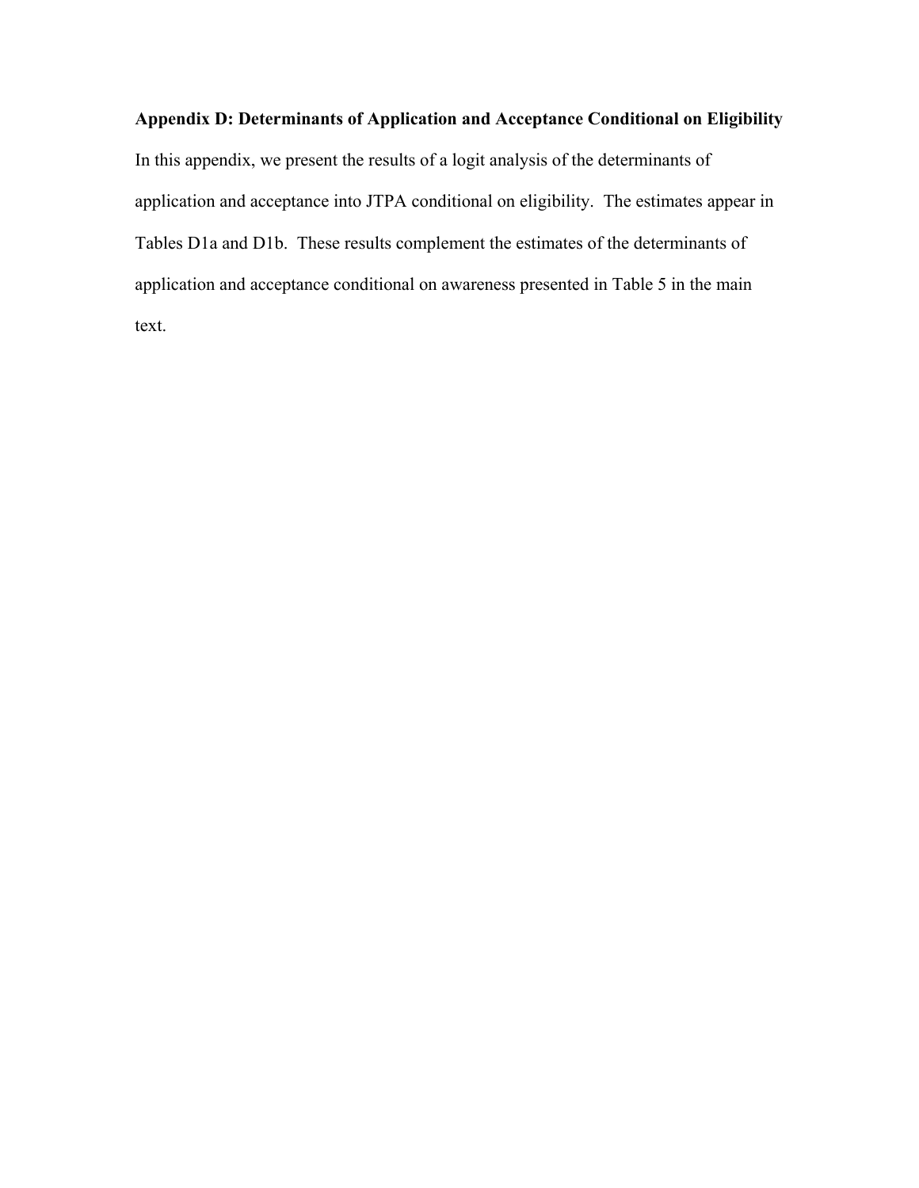**Appendix D: Determinants of Application and Acceptance Conditional on Eligibility**

In this appendix, we present the results of a logit analysis of the determinants of application and acceptance into JTPA conditional on eligibility. The estimates appear in Tables D1a and D1b. These results complement the estimates of the determinants of application and acceptance conditional on awareness presented in Table 5 in the main text.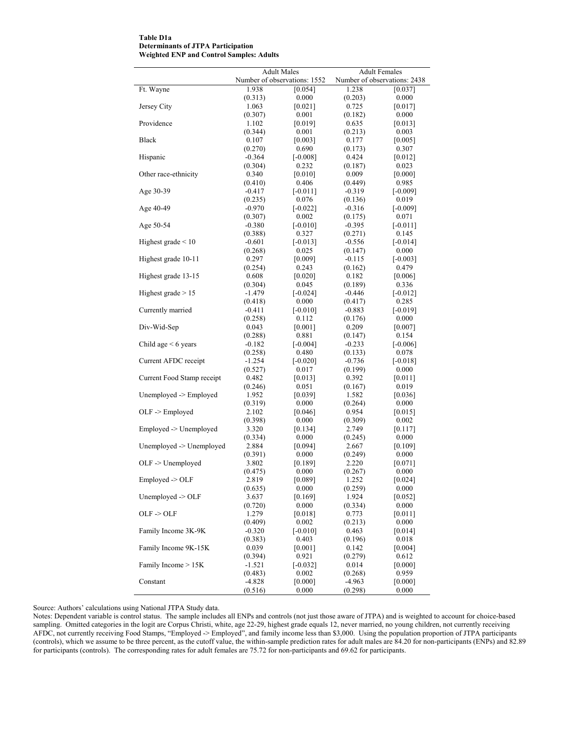**Table D1a**
**Determinants of JTPA Participation**
**Weighted ENP and Control Samples: Adults**

| | Adult Males | | Adult Females | |
|---|---|---|---|---|
| | Number of observations: 1552 | | Number of observations: 2438 | |
| Ft. Wayne | 1.938 | [0.054] | 1.238 | [0.037] |
| | (0.313) | 0.000 | (0.203) | 0.000 |
| Jersey City | 1.063 | [0.021] | 0.725 | [0.017] |
| | (0.307) | 0.001 | (0.182) | 0.000 |
| Providence | 1.102 | [0.019] | 0.635 | [0.013] |
| | (0.344) | 0.001 | (0.213) | 0.003 |
| Black | 0.107 | [0.003] | 0.177 | [0.005] |
| | (0.270) | 0.690 | (0.173) | 0.307 |
| Hispanic | -0.364 | [-0.008] | 0.424 | [0.012] |
| | (0.304) | 0.232 | (0.187) | 0.023 |
| Other race-ethnicity | 0.340 | [0.010] | 0.009 | [0.000] |
| | (0.410) | 0.406 | (0.449) | 0.985 |
| Age 30-39 | -0.417 | [-0.011] | -0.319 | [-0.009] |
| | (0.235) | 0.076 | (0.136) | 0.019 |
| Age 40-49 | -0.970 | [-0.022] | -0.316 | [-0.009] |
| | (0.307) | 0.002 | (0.175) | 0.071 |
| Age 50-54 | -0.380 | [-0.010] | -0.395 | [-0.011] |
| | (0.388) | 0.327 | (0.271) | 0.145 |
| Highest grade < 10 | -0.601 | [-0.013] | -0.556 | [-0.014] |
| | (0.268) | 0.025 | (0.147) | 0.000 |
| Highest grade 10-11 | 0.297 | [0.009] | -0.115 | [-0.003] |
| | (0.254) | 0.243 | (0.162) | 0.479 |
| Highest grade 13-15 | 0.608 | [0.020] | 0.182 | [0.006] |
| | (0.304) | 0.045 | (0.189) | 0.336 |
| Highest grade > 15 | -1.479 | [-0.024] | -0.446 | [-0.012] |
| | (0.418) | 0.000 | (0.417) | 0.285 |
| Currently married | -0.411 | [-0.010] | -0.883 | [-0.019] |
| | (0.258) | 0.112 | (0.176) | 0.000 |
| Div-Wid-Sep | 0.043 | [0.001] | 0.209 | [0.007] |
| | (0.288) | 0.881 | (0.147) | 0.154 |
| Child age < 6 years | -0.182 | [-0.004] | -0.233 | [-0.006] |
| | (0.258) | 0.480 | (0.133) | 0.078 |
| Current AFDC receipt | -1.254 | [-0.020] | -0.736 | [-0.018] |
| | (0.527) | 0.017 | (0.199) | 0.000 |
| Current Food Stamp receipt | 0.482 | [0.013] | 0.392 | [0.011] |
| | (0.246) | 0.051 | (0.167) | 0.019 |
| Unemployed -> Employed | 1.952 | [0.039] | 1.582 | [0.036] |
| | (0.319) | 0.000 | (0.264) | 0.000 |
| OLF -> Employed | 2.102 | [0.046] | 0.954 | [0.015] |
| | (0.398) | 0.000 | (0.309) | 0.002 |
| Employed -> Unemployed | 3.320 | [0.134] | 2.749 | [0.117] |
| | (0.334) | 0.000 | (0.245) | 0.000 |
| Unemployed -> Unemployed | 2.884 | [0.094] | 2.667 | [0.109] |
| | (0.391) | 0.000 | (0.249) | 0.000 |
| OLF -> Unemployed | 3.802 | [0.189] | 2.220 | [0.071] |
| | (0.475) | 0.000 | (0.267) | 0.000 |
| Employed -> OLF | 2.819 | [0.089] | 1.252 | [0.024] |
| | (0.635) | 0.000 | (0.259) | 0.000 |
| Unemployed -> OLF | 3.637 | [0.169] | 1.924 | [0.052] |
| | (0.720) | 0.000 | (0.334) | 0.000 |
| OLF -> OLF | 1.279 | [0.018] | 0.773 | [0.011] |
| | (0.409) | 0.002 | (0.213) | 0.000 |
| Family Income 3K-9K | -0.320 | [-0.010] | 0.463 | [0.014] |
| | (0.383) | 0.403 | (0.196) | 0.018 |
| Family Income 9K-15K | 0.039 | [0.001] | 0.142 | [0.004] |
| | (0.394) | 0.921 | (0.279) | 0.612 |
| Family Income > 15K | -1.521 | [-0.032] | 0.014 | [0.000] |
| | (0.483) | 0.002 | (0.268) | 0.959 |
| Constant | -4.828 | [0.000] | -4.963 | [0.000] |
| | (0.516) | 0.000 | (0.298) | 0.000 |

Source: Authors' calculations using National JTPA Study data.
Notes: Dependent variable is control status. The sample includes all ENPs and controls (not just those aware of JTPA) and is weighted to account for choice-based sampling. Omitted categories in the logit are Corpus Christi, white, age 22-29, highest grade equals 12, never married, no young children, not currently receiving AFDC, not currently receiving Food Stamps, "Employed -> Employed", and family income less than $3,000. Using the population proportion of JTPA participants (controls), which we assume to be three percent, as the cutoff value, the within-sample prediction rates for adult males are 84.20 for non-participants (ENPs) and 82.89 for participants (controls). The corresponding rates for adult females are 75.72 for non-participants and 69.62 for participants.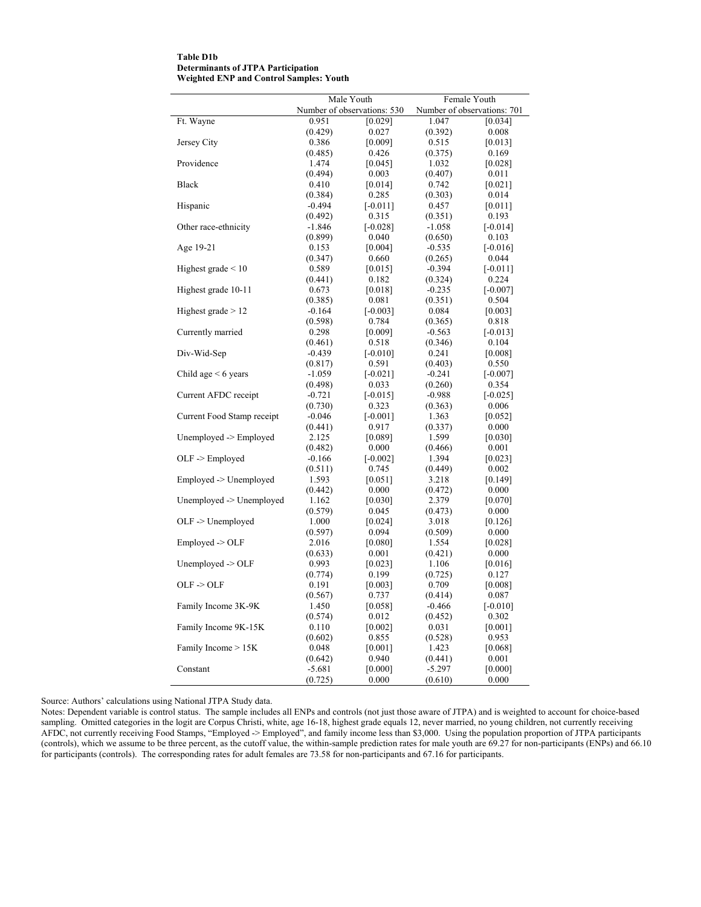**Table D1b**
**Determinants of JTPA Participation**
**Weighted ENP and Control Samples: Youth**

| | Male Youth | | Female Youth | |
|---|---|---|---|---|
| | Number of observations: 530 | | Number of observations: 701 | |
| Ft. Wayne | 0.951 | [0.029] | 1.047 | [0.034] |
| | (0.429) | 0.027 | (0.392) | 0.008 |
| Jersey City | 0.386 | [0.009] | 0.515 | [0.013] |
| | (0.485) | 0.426 | (0.375) | 0.169 |
| Providence | 1.474 | [0.045] | 1.032 | [0.028] |
| | (0.494) | 0.003 | (0.407) | 0.011 |
| Black | 0.410 | [0.014] | 0.742 | [0.021] |
| | (0.384) | 0.285 | (0.303) | 0.014 |
| Hispanic | -0.494 | [-0.011] | 0.457 | [0.011] |
| | (0.492) | 0.315 | (0.351) | 0.193 |
| Other race-ethnicity | -1.846 | [-0.028] | -1.058 | [-0.014] |
| | (0.899) | 0.040 | (0.650) | 0.103 |
| Age 19-21 | 0.153 | [0.004] | -0.535 | [-0.016] |
| | (0.347) | 0.660 | (0.265) | 0.044 |
| Highest grade < 10 | 0.589 | [0.015] | -0.394 | [-0.011] |
| | (0.441) | 0.182 | (0.324) | 0.224 |
| Highest grade 10-11 | 0.673 | [0.018] | -0.235 | [-0.007] |
| | (0.385) | 0.081 | (0.351) | 0.504 |
| Highest grade > 12 | -0.164 | [-0.003] | 0.084 | [0.003] |
| | (0.598) | 0.784 | (0.365) | 0.818 |
| Currently married | 0.298 | [0.009] | -0.563 | [-0.013] |
| | (0.461) | 0.518 | (0.346) | 0.104 |
| Div-Wid-Sep | -0.439 | [-0.010] | 0.241 | [0.008] |
| | (0.817) | 0.591 | (0.403) | 0.550 |
| Child age < 6 years | -1.059 | [-0.021] | -0.241 | [-0.007] |
| | (0.498) | 0.033 | (0.260) | 0.354 |
| Current AFDC receipt | -0.721 | [-0.015] | -0.988 | [-0.025] |
| | (0.730) | 0.323 | (0.363) | 0.006 |
| Current Food Stamp receipt | -0.046 | [-0.001] | 1.363 | [0.052] |
| | (0.441) | 0.917 | (0.337) | 0.000 |
| Unemployed -> Employed | 2.125 | [0.089] | 1.599 | [0.030] |
| | (0.482) | 0.000 | (0.466) | 0.001 |
| OLF -> Employed | -0.166 | [-0.002] | 1.394 | [0.023] |
| | (0.511) | 0.745 | (0.449) | 0.002 |
| Employed -> Unemployed | 1.593 | [0.051] | 3.218 | [0.149] |
| | (0.442) | 0.000 | (0.472) | 0.000 |
| Unemployed -> Unemployed | 1.162 | [0.030] | 2.379 | [0.070] |
| | (0.579) | 0.045 | (0.473) | 0.000 |
| OLF -> Unemployed | 1.000 | [0.024] | 3.018 | [0.126] |
| | (0.597) | 0.094 | (0.509) | 0.000 |
| Employed -> OLF | 2.016 | [0.080] | 1.554 | [0.028] |
| | (0.633) | 0.001 | (0.421) | 0.000 |
| Unemployed -> OLF | 0.993 | [0.023] | 1.106 | [0.016] |
| | (0.774) | 0.199 | (0.725) | 0.127 |
| OLF -> OLF | 0.191 | [0.003] | 0.709 | [0.008] |
| | (0.567) | 0.737 | (0.414) | 0.087 |
| Family Income 3K-9K | 1.450 | [0.058] | -0.466 | [-0.010] |
| | (0.574) | 0.012 | (0.452) | 0.302 |
| Family Income 9K-15K | 0.110 | [0.002] | 0.031 | [0.001] |
| | (0.602) | 0.855 | (0.528) | 0.953 |
| Family Income > 15K | 0.048 | [0.001] | 1.423 | [0.068] |
| | (0.642) | 0.940 | (0.441) | 0.001 |
| Constant | -5.681 | [0.000] | -5.297 | [0.000] |
| | (0.725) | 0.000 | (0.610) | 0.000 |

Source: Authors' calculations using National JTPA Study data.

Notes: Dependent variable is control status. The sample includes all ENPs and controls (not just those aware of JTPA) and is weighted to account for choice-based sampling. Omitted categories in the logit are Corpus Christi, white, age 16-18, highest grade equals 12, never married, no young children, not currently receiving AFDC, not currently receiving Food Stamps, "Employed -> Employed", and family income less than $3,000. Using the population proportion of JTPA participants (controls), which we assume to be three percent, as the cutoff value, the within-sample prediction rates for male youth are 69.27 for non-participants (ENPs) and 66.10 for participants (controls). The corresponding rates for adult females are 73.58 for non-participants and 67.16 for participants.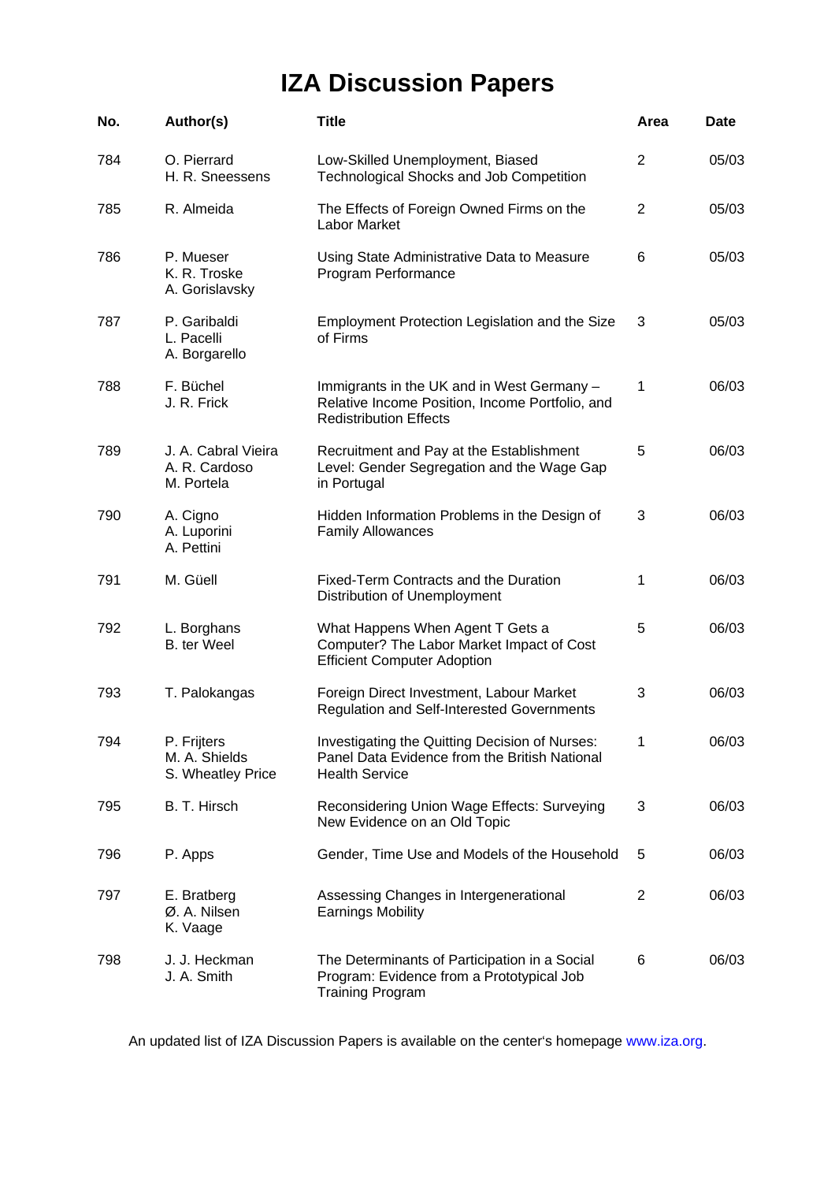# IZA Discussion Papers

| No. | Author(s) | Title | Area | Date |
|---|---|---|---|---|
| 784 | O. Pierrard<br>H. R. Sneessens | Low-Skilled Unemployment, Biased Technological Shocks and Job Competition | 2 | 05/03 |
| 785 | R. Almeida | The Effects of Foreign Owned Firms on the Labor Market | 2 | 05/03 |
| 786 | P. Mueser<br>K. R. Troske<br>A. Gorislavsky | Using State Administrative Data to Measure Program Performance | 6 | 05/03 |
| 787 | P. Garibaldi<br>L. Pacelli<br>A. Borgarello | Employment Protection Legislation and the Size of Firms | 3 | 05/03 |
| 788 | F. Büchel<br>J. R. Frick | Immigrants in the UK and in West Germany – Relative Income Position, Income Portfolio, and Redistribution Effects | 1 | 06/03 |
| 789 | J. A. Cabral Vieira<br>A. R. Cardoso<br>M. Portela | Recruitment and Pay at the Establishment Level: Gender Segregation and the Wage Gap in Portugal | 5 | 06/03 |
| 790 | A. Cigno<br>A. Luporini<br>A. Pettini | Hidden Information Problems in the Design of Family Allowances | 3 | 06/03 |
| 791 | M. Güell | Fixed-Term Contracts and the Duration Distribution of Unemployment | 1 | 06/03 |
| 792 | L. Borghans<br>B. ter Weel | What Happens When Agent T Gets a Computer? The Labor Market Impact of Cost Efficient Computer Adoption | 5 | 06/03 |
| 793 | T. Palokangas | Foreign Direct Investment, Labour Market Regulation and Self-Interested Governments | 3 | 06/03 |
| 794 | P. Frijters<br>M. A. Shields<br>S. Wheatley Price | Investigating the Quitting Decision of Nurses: Panel Data Evidence from the British National Health Service | 1 | 06/03 |
| 795 | B. T. Hirsch | Reconsidering Union Wage Effects: Surveying New Evidence on an Old Topic | 3 | 06/03 |
| 796 | P. Apps | Gender, Time Use and Models of the Household | 5 | 06/03 |
| 797 | E. Bratberg<br>Ø. A. Nilsen<br>K. Vaage | Assessing Changes in Intergenerational Earnings Mobility | 2 | 06/03 |
| 798 | J. J. Heckman<br>J. A. Smith | The Determinants of Participation in a Social Program: Evidence from a Prototypical Job Training Program | 6 | 06/03 |

An updated list of IZA Discussion Papers is available on the center's homepage www.iza.org.